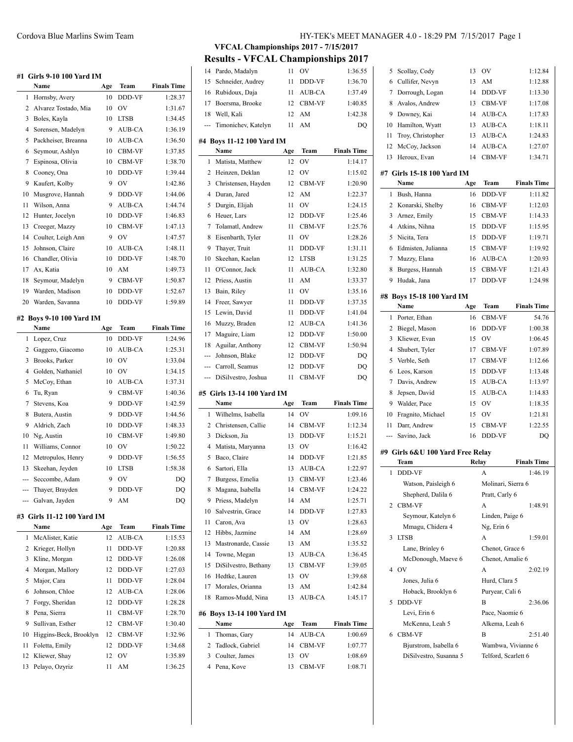## VFCAL Championships 2017 - 7/15/2017

# Results - VFCAL Championships 2017

### #1 Girls 9-10 100 Yard IM

| | Name | Age | Team | Finals Time |
|---|---|---|---|---|
| 1 | Hornsby, Avery | 10 | DDD-VF | 1:28.37 |
| 2 | Alvarez Tostado, Mia | 10 | OV | 1:31.67 |
| 3 | Boles, Kayla | 10 | LTSB | 1:34.45 |
| 4 | Sorensen, Madelyn | 9 | AUB-CA | 1:36.19 |
| 5 | Packheiser, Breanna | 10 | AUB-CA | 1:36.50 |
| 6 | Seymour, Ashlyn | 10 | CBM-VF | 1:37.85 |
| 7 | Espinosa, Olivia | 10 | CBM-VF | 1:38.70 |
| 8 | Cooney, Ona | 10 | DDD-VF | 1:39.44 |
| 9 | Kaufert, Kolby | 9 | OV | 1:42.86 |
| 10 | Musgrove, Hannah | 9 | DDD-VF | 1:44.06 |
| 11 | Wilson, Anna | 9 | AUB-CA | 1:44.74 |
| 12 | Hunter, Jocelyn | 10 | DDD-VF | 1:46.83 |
| 13 | Creeger, Mazzy | 10 | CBM-VF | 1:47.13 |
| 14 | Coulter, Leigh Ann | 9 | OV | 1:47.57 |
| 15 | Johnson, Claire | 10 | AUB-CA | 1:48.11 |
| 16 | Chandler, Olivia | 10 | DDD-VF | 1:48.70 |
| 17 | Ax, Katia | 10 | AM | 1:49.73 |
| 18 | Seymour, Madelyn | 9 | CBM-VF | 1:50.87 |
| 19 | Warden, Madison | 10 | DDD-VF | 1:52.67 |
| 20 | Warden, Savanna | 10 | DDD-VF | 1:59.89 |

### #2 Boys 9-10 100 Yard IM

| | Name | Age | Team | Finals Time |
|---|---|---|---|---|
| 1 | Lopez, Cruz | 10 | DDD-VF | 1:24.96 |
| 2 | Gaggero, Giacomo | 10 | AUB-CA | 1:25.31 |
| 3 | Brooks, Parker | 10 | OV | 1:33.04 |
| 4 | Golden, Nathaniel | 10 | OV | 1:34.15 |
| 5 | McCoy, Ethan | 10 | AUB-CA | 1:37.31 |
| 6 | Tu, Ryan | 9 | CBM-VF | 1:40.36 |
| 7 | Stevens, Koa | 9 | DDD-VF | 1:42.59 |
| 8 | Butera, Austin | 9 | DDD-VF | 1:44.56 |
| 9 | Aldrich, Zach | 10 | DDD-VF | 1:48.33 |
| 10 | Ng, Austin | 10 | CBM-VF | 1:49.80 |
| 11 | Williams, Connor | 10 | OV | 1:50.22 |
| 12 | Metropulos, Henry | 9 | DDD-VF | 1:56.55 |
| 13 | Skeehan, Jeyden | 10 | LTSB | 1:58.38 |
| --- | Seccombe, Adam | 9 | OV | DQ |
| --- | Thayer, Brayden | 9 | DDD-VF | DQ |
| --- | Galvan, Jayden | 9 | AM | DQ |

### #3 Girls 11-12 100 Yard IM

| | Name | Age | Team | Finals Time |
|---|---|---|---|---|
| 1 | McAlister, Katie | 12 | AUB-CA | 1:15.53 |
| 2 | Krieger, Hollyn | 11 | DDD-VF | 1:20.88 |
| 3 | Kline, Morgan | 12 | DDD-VF | 1:26.08 |
| 4 | Morgan, Mallory | 12 | DDD-VF | 1:27.03 |
| 5 | Major, Cara | 11 | DDD-VF | 1:28.04 |
| 6 | Johnson, Chloe | 12 | AUB-CA | 1:28.06 |
| 7 | Forgy, Sheridan | 12 | DDD-VF | 1:28.28 |
| 8 | Pena, Sierra | 11 | CBM-VF | 1:28.70 |
| 9 | Sullivan, Esther | 12 | CBM-VF | 1:30.40 |
| 10 | Higgins-Beck, Brooklyn | 12 | CBM-VF | 1:32.96 |
| 11 | Foletta, Emily | 12 | DDD-VF | 1:34.68 |
| 12 | Kliewer, Shay | 12 | OV | 1:35.89 |
| 13 | Pelayo, Ozyriz | 11 | AM | 1:36.25 |
| 14 | Pardo, Madalyn | 11 | OV | 1:36.55 |
| 15 | Schneider, Audrey | 11 | DDD-VF | 1:36.70 |
| 16 | Rubidoux, Daja | 11 | AUB-CA | 1:37.49 |
| 17 | Boersma, Brooke | 12 | CBM-VF | 1:40.85 |
| 18 | Well, Kali | 12 | AM | 1:42.38 |
| --- | Timonichev, Katelyn | 11 | AM | DQ |

### #4 Boys 11-12 100 Yard IM

| | Name | Age | Team | Finals Time |
|---|---|---|---|---|
| 1 | Matista, Matthew | 12 | OV | 1:14.17 |
| 2 | Heinzen, Deklan | 12 | OV | 1:15.02 |
| 3 | Christensen, Hayden | 12 | CBM-VF | 1:20.90 |
| 4 | Duran, Jared | 12 | AM | 1:22.37 |
| 5 | Durgin, Elijah | 11 | OV | 1:24.15 |
| 6 | Heuer, Lars | 12 | DDD-VF | 1:25.46 |
| 7 | Tolamatl, Andrew | 11 | CBM-VF | 1:25.76 |
| 8 | Eisenbarth, Tyler | 11 | OV | 1:28.26 |
| 9 | Thayer, Truit | 11 | DDD-VF | 1:31.11 |
| 10 | Skeehan, Kaelan | 12 | LTSB | 1:31.25 |
| 11 | O'Connor, Jack | 11 | AUB-CA | 1:32.80 |
| 12 | Priess, Austin | 11 | AM | 1:33.37 |
| 13 | Bain, Riley | 11 | OV | 1:35.16 |
| 14 | Freer, Sawyer | 11 | DDD-VF | 1:37.35 |
| 15 | Lewin, David | 11 | DDD-VF | 1:41.04 |
| 16 | Muzzy, Braden | 12 | AUB-CA | 1:41.36 |
| 17 | Maguire, Liam | 12 | DDD-VF | 1:50.00 |
| 18 | Aguilar, Anthony | 12 | CBM-VF | 1:50.94 |
| --- | Johnson, Blake | 12 | DDD-VF | DQ |
| --- | Carroll, Seamus | 12 | DDD-VF | DQ |
| --- | DiSilvestro, Joshua | 11 | CBM-VF | DQ |

### #5 Girls 13-14 100 Yard IM

| | Name | Age | Team | Finals Time |
|---|---|---|---|---|
| 1 | Wilhelms, Isabella | 14 | OV | 1:09.16 |
| 2 | Christensen, Callie | 14 | CBM-VF | 1:12.34 |
| 3 | Dickson, Jia | 13 | DDD-VF | 1:15.21 |
| 4 | Matista, Maryanna | 13 | OV | 1:16.42 |
| 5 | Baco, Claire | 14 | DDD-VF | 1:21.85 |
| 6 | Sartori, Ella | 13 | AUB-CA | 1:22.97 |
| 7 | Burgess, Emelia | 13 | CBM-VF | 1:23.46 |
| 8 | Magana, Isabella | 14 | CBM-VF | 1:24.22 |
| 9 | Priess, Madelyn | 14 | AM | 1:25.71 |
| 10 | Salvestrin, Grace | 14 | DDD-VF | 1:27.83 |
| 11 | Caron, Ava | 13 | OV | 1:28.63 |
| 12 | Hibbs, Jazmine | 14 | AM | 1:28.69 |
| 13 | Mastronarde, Cassie | 13 | AM | 1:35.52 |
| 14 | Towne, Megan | 13 | AUB-CA | 1:36.45 |
| 15 | DiSilvestro, Bethany | 13 | CBM-VF | 1:39.05 |
| 16 | Hedtke, Lauren | 13 | OV | 1:39.68 |
| 17 | Morales, Orianna | 13 | AM | 1:42.84 |
| 18 | Ramos-Mudd, Nina | 13 | AUB-CA | 1:45.17 |

### #6 Boys 13-14 100 Yard IM

| | Name | Age | Team | Finals Time |
|---|---|---|---|---|
| 1 | Thomas, Gary | 14 | AUB-CA | 1:00.69 |
| 2 | Tadlock, Gabriel | 14 | CBM-VF | 1:07.77 |
| 3 | Coulter, James | 13 | OV | 1:08.69 |
| 4 | Pena, Kove | 13 | CBM-VF | 1:08.71 |
| 5 | Scollay, Cody | 13 | OV | 1:12.84 |
| 6 | Cullifer, Nevyn | 13 | AM | 1:12.88 |
| 7 | Dorrough, Logan | 14 | DDD-VF | 1:13.30 |
| 8 | Avalos, Andrew | 13 | CBM-VF | 1:17.08 |
| 9 | Downey, Kai | 14 | AUB-CA | 1:17.83 |
| 10 | Hamilton, Wyatt | 13 | AUB-CA | 1:18.11 |
| 11 | Troy, Christopher | 13 | AUB-CA | 1:24.83 |
| 12 | McCoy, Jackson | 14 | AUB-CA | 1:27.07 |
| 13 | Heroux, Evan | 14 | CBM-VF | 1:34.71 |

### #7 Girls 15-18 100 Yard IM

| | Name | Age | Team | Finals Time |
|---|---|---|---|---|
| 1 | Bush, Hanna | 16 | DDD-VF | 1:11.82 |
| 2 | Konarski, Shelby | 16 | CBM-VF | 1:12.03 |
| 3 | Arnez, Emily | 15 | CBM-VF | 1:14.33 |
| 4 | Atkins, Nihna | 15 | DDD-VF | 1:15.95 |
| 5 | Nicita, Tera | 15 | DDD-VF | 1:19.71 |
| 6 | Edmisten, Julianna | 15 | CBM-VF | 1:19.92 |
| 7 | Muzzy, Elana | 16 | AUB-CA | 1:20.93 |
| 8 | Burgess, Hannah | 15 | CBM-VF | 1:21.43 |
| 9 | Hudak, Jana | 17 | DDD-VF | 1:24.98 |

### #8 Boys 15-18 100 Yard IM

| | Name | Age | Team | Finals Time |
|---|---|---|---|---|
| 1 | Porter, Ethan | 16 | CBM-VF | 54.76 |
| 2 | Biegel, Mason | 16 | DDD-VF | 1:00.38 |
| 3 | Kliewer, Evan | 15 | OV | 1:06.45 |
| 4 | Shubert, Tyler | 17 | CBM-VF | 1:07.89 |
| 5 | Verble, Seth | 17 | CBM-VF | 1:12.66 |
| 6 | Leos, Karson | 15 | DDD-VF | 1:13.48 |
| 7 | Davis, Andrew | 15 | AUB-CA | 1:13.97 |
| 8 | Jepsen, David | 15 | AUB-CA | 1:14.83 |
| 9 | Walder, Pace | 15 | OV | 1:18.35 |
| 10 | Fragnito, Michael | 15 | OV | 1:21.81 |
| 11 | Darr, Andrew | 15 | CBM-VF | 1:22.55 |
| --- | Savino, Jack | 16 | DDD-VF | DQ |

### #9 Girls 6&U 100 Yard Free Relay

| | Team | Relay | Finals Time |
|---|---|---|---|
| 1 | DDD-VF | A | 1:46.19 |
| | Watson, Paisleigh 6 | Molinari, Sierra 6 | |
| | Shepherd, Dalila 6 | Pratt, Carly 6 | |
| 2 | CBM-VF | A | 1:48.91 |
| | Seymour, Katelyn 6 | Linden, Paige 6 | |
| | Mmagu, Chidera 4 | Ng, Erin 6 | |
| 3 | LTSB | A | 1:59.01 |
| | Lane, Brinley 6 | Chenot, Grace 6 | |
| | McDonough, Maeve 6 | Chenot, Amalie 6 | |
| 4 | OV | A | 2:02.19 |
| | Jones, Julia 6 | Hurd, Clara 5 | |
| | Hoback, Brooklyn 6 | Puryear, Cali 6 | |
| 5 | DDD-VF | B | 2:36.06 |
| | Levi, Erin 6 | Pace, Naomie 6 | |
| | McKenna, Leah 5 | Alkema, Leah 6 | |
| 6 | CBM-VF | B | 2:51.40 |
| | Bjurstrom, Isabella 6 | Wambwa, Vivianne 6 | |
| | DiSilvestro, Susanna 5 | Telford, Scarlett 6 | |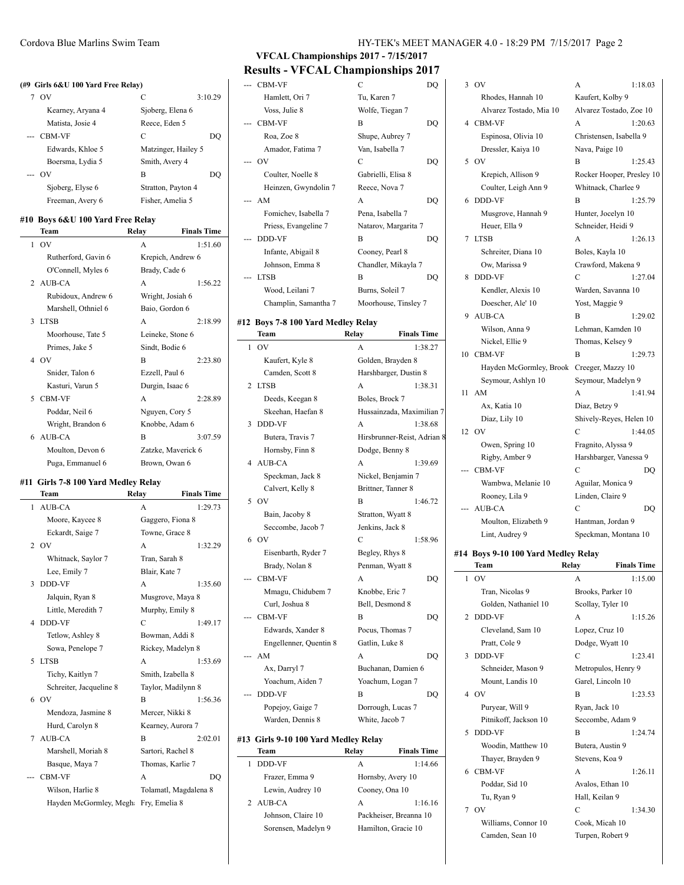## VFCAL Championships 2017 - 7/15/2017

## Results - VFCAL Championships 2017

**(#9 Girls 6&U 100 Yard Free Relay)**

| | Team | Relay | Finals Time |
|---|---|---|---|
| 7 | OV | C | 3:10.29 |
| | Kearney, Aryana 4 | Sjoberg, Elena 6 | |
| | Matista, Josie 4 | Reece, Eden 5 | |
| --- | CBM-VF | C | DQ |
| | Edwards, Khloe 5 | Matzinger, Hailey 5 | |
| | Boersma, Lydia 5 | Smith, Avery 4 | |
| --- | OV | B | DQ |
| | Sjoberg, Elyse 6 | Stratton, Payton 4 | |
| | Freeman, Avery 6 | Fisher, Amelia 5 | |

### #10 Boys 6&U 100 Yard Free Relay

| | Team | Relay | Finals Time |
|---|---|---|---|
| 1 | OV | A | 1:51.60 |
| | Rutherford, Gavin 6 | Krepich, Andrew 6 | |
| | O'Connell, Myles 6 | Brady, Cade 6 | |
| 2 | AUB-CA | A | 1:56.22 |
| | Rubidoux, Andrew 6 | Wright, Josiah 6 | |
| | Marshell, Othniel 6 | Baio, Gordon 6 | |
| 3 | LTSB | A | 2:18.99 |
| | Moorhouse, Tate 5 | Leineke, Stone 6 | |
| | Primes, Jake 5 | Sindt, Bodie 6 | |
| 4 | OV | B | 2:23.80 |
| | Snider, Talon 6 | Ezzell, Paul 6 | |
| | Kasturi, Varun 5 | Durgin, Isaac 6 | |
| 5 | CBM-VF | A | 2:28.89 |
| | Poddar, Neil 6 | Nguyen, Cory 5 | |
| | Wright, Brandon 6 | Knobbe, Adam 6 | |
| 6 | AUB-CA | B | 3:07.59 |
| | Moulton, Devon 6 | Zatzke, Maverick 6 | |
| | Puga, Emmanuel 6 | Brown, Owan 6 | |

### #11 Girls 7-8 100 Yard Medley Relay

| | Team | Relay | Finals Time |
|---|---|---|---|
| 1 | AUB-CA | A | 1:29.73 |
| | Moore, Kaycee 8 | Gaggero, Fiona 8 | |
| | Eckardt, Saige 7 | Towne, Grace 8 | |
| 2 | OV | A | 1:32.29 |
| | Whitnack, Saylor 7 | Tran, Sarah 8 | |
| | Lee, Emily 7 | Blair, Kate 7 | |
| 3 | DDD-VF | A | 1:35.60 |
| | Jalquin, Ryan 8 | Musgrove, Maya 8 | |
| | Little, Meredith 7 | Murphy, Emily 8 | |
| 4 | DDD-VF | C | 1:49.17 |
| | Tetlow, Ashley 8 | Bowman, Addi 8 | |
| | Sowa, Penelope 7 | Rickey, Madelyn 8 | |
| 5 | LTSB | A | 1:53.69 |
| | Tichy, Kaitlyn 7 | Smith, Izabella 8 | |
| | Schreiter, Jacqueline 8 | Taylor, Madilynn 8 | |
| 6 | OV | B | 1:56.36 |
| | Mendoza, Jasmine 8 | Mercer, Nikki 8 | |
| | Hurd, Carolyn 8 | Kearney, Aurora 7 | |
| 7 | AUB-CA | B | 2:02.01 |
| | Marshell, Moriah 8 | Sartori, Rachel 8 | |
| | Basque, Maya 7 | Thomas, Karlie 7 | |
| --- | CBM-VF | A | DQ |
| | Wilson, Harlie 8 | Tolamatl, Magdalena 8 | |
| | Hayden McGormley, Megha | Fry, Emelia 8 | |
| --- | CBM-VF | C | DQ |
| | Hamlett, Ori 7 | Tu, Karen 7 | |
| | Voss, Julie 8 | Wolfe, Tiegan 7 | |
| --- | CBM-VF | B | DQ |
| | Roa, Zoe 8 | Shupe, Aubrey 7 | |
| | Amador, Fatima 7 | Van, Isabella 7 | |
| --- | OV | C | DQ |
| | Coulter, Noelle 8 | Gabrielli, Elisa 8 | |
| | Heinzen, Gwyndolin 7 | Reece, Nova 7 | |
| --- | AM | A | DQ |
| | Fomichev, Isabella 7 | Pena, Isabella 7 | |
| | Priess, Evangeline 7 | Natarov, Margarita 7 | |
| --- | DDD-VF | B | DQ |
| | Infante, Abigail 8 | Cooney, Pearl 8 | |
| | Johnson, Emma 8 | Chandler, Mikayla 7 | |
| --- | LTSB | B | DQ |
| | Wood, Leilani 7 | Burns, Soleil 7 | |
| | Champlin, Samantha 7 | Moorhouse, Tinsley 7 | |

### #12 Boys 7-8 100 Yard Medley Relay

| | Team | Relay | Finals Time |
|---|---|---|---|
| 1 | OV | A | 1:38.27 |
| | Kaufert, Kyle 8 | Golden, Brayden 8 | |
| | Camden, Scott 8 | Harshbarger, Dustin 8 | |
| 2 | LTSB | A | 1:38.31 |
| | Deeds, Keegan 8 | Boles, Brock 7 | |
| | Skeehan, Haefan 8 | Hussainzada, Maximilian 7 | |
| 3 | DDD-VF | A | 1:38.68 |
| | Butera, Travis 7 | Hirsbrunner-Reist, Adrian 8 | |
| | Hornsby, Finn 8 | Dodge, Benny 8 | |
| 4 | AUB-CA | A | 1:39.69 |
| | Speckman, Jack 8 | Nickel, Benjamin 7 | |
| | Calvert, Kelly 8 | Brittner, Tanner 8 | |
| 5 | OV | B | 1:46.72 |
| | Bain, Jacoby 8 | Stratton, Wyatt 8 | |
| | Seccombe, Jacob 7 | Jenkins, Jack 8 | |
| 6 | OV | C | 1:58.96 |
| | Eisenbarth, Ryder 7 | Begley, Rhys 8 | |
| | Brady, Nolan 8 | Penman, Wyatt 8 | |
| --- | CBM-VF | A | DQ |
| | Mmagu, Chidubem 7 | Knobbe, Eric 7 | |
| | Curl, Joshua 8 | Bell, Desmond 8 | |
| --- | CBM-VF | B | DQ |
| | Edwards, Xander 8 | Pocus, Thomas 7 | |
| | Engellenner, Quentin 8 | Gatlin, Luke 8 | |
| --- | AM | A | DQ |
| | Ax, Darryl 7 | Buchanan, Damien 6 | |
| | Yoachum, Aiden 7 | Yoachum, Logan 7 | |
| --- | DDD-VF | B | DQ |
| | Popejoy, Gaige 7 | Dorrough, Lucas 7 | |
| | Warden, Dennis 8 | White, Jacob 7 | |

### #13 Girls 9-10 100 Yard Medley Relay

| | Team | Relay | Finals Time |
|---|---|---|---|
| 1 | DDD-VF | A | 1:14.66 |
| | Frazer, Emma 9 | Hornsby, Avery 10 | |
| | Lewin, Audrey 10 | Cooney, Ona 10 | |
| 2 | AUB-CA | A | 1:16.16 |
| | Johnson, Claire 10 | Packheiser, Breanna 10 | |
| | Sorensen, Madelyn 9 | Hamilton, Gracie 10 | |
| 3 | OV | A | 1:18.03 |
| | Rhodes, Hannah 10 | Kaufert, Kolby 9 | |
| | Alvarez Tostado, Mia 10 | Alvarez Tostado, Zoe 10 | |
| 4 | CBM-VF | A | 1:20.63 |
| | Espinosa, Olivia 10 | Christensen, Isabella 9 | |
| | Dressler, Kaiya 10 | Nava, Paige 10 | |
| 5 | OV | B | 1:25.43 |
| | Krepich, Allison 9 | Rocker Hooper, Presley 10 | |
| | Coulter, Leigh Ann 9 | Whitnack, Charlee 9 | |
| 6 | DDD-VF | B | 1:25.79 |
| | Musgrove, Hannah 9 | Hunter, Jocelyn 10 | |
| | Heuer, Ella 9 | Schneider, Heidi 9 | |
| 7 | LTSB | A | 1:26.13 |
| | Schreiter, Diana 10 | Boles, Kayla 10 | |
| | Ow, Marissa 9 | Crawford, Makena 9 | |
| 8 | DDD-VF | C | 1:27.04 |
| | Kendler, Alexis 10 | Warden, Savanna 10 | |
| | Doescher, Ale' 10 | Yost, Maggie 9 | |
| 9 | AUB-CA | B | 1:29.02 |
| | Wilson, Anna 9 | Lehman, Kamden 10 | |
| | Nickel, Ellie 9 | Thomas, Kelsey 9 | |
| 10 | CBM-VF | B | 1:29.73 |
| | Hayden McGormley, Brook | Creeger, Mazzy 10 | |
| | Seymour, Ashlyn 10 | Seymour, Madelyn 9 | |
| 11 | AM | A | 1:41.94 |
| | Ax, Katia 10 | Diaz, Betzy 9 | |
| | Diaz, Lily 10 | Shively-Reyes, Helen 10 | |
| 12 | OV | C | 1:44.05 |
| | Owen, Spring 10 | Fragnito, Alyssa 9 | |
| | Rigby, Amber 9 | Harshbarger, Vanessa 9 | |
| --- | CBM-VF | C | DQ |
| | Wambwa, Melanie 10 | Aguilar, Monica 9 | |
| | Rooney, Lila 9 | Linden, Claire 9 | |
| --- | AUB-CA | C | DQ |
| | Moulton, Elizabeth 9 | Hantman, Jordan 9 | |
| | Lint, Audrey 9 | Speckman, Montana 10 | |

### #14 Boys 9-10 100 Yard Medley Relay

| | Team | Relay | Finals Time |
|---|---|---|---|
| 1 | OV | A | 1:15.00 |
| | Tran, Nicolas 9 | Brooks, Parker 10 | |
| | Golden, Nathaniel 10 | Scollay, Tyler 10 | |
| 2 | DDD-VF | A | 1:15.26 |
| | Cleveland, Sam 10 | Lopez, Cruz 10 | |
| | Pratt, Cole 9 | Dodge, Wyatt 10 | |
| 3 | DDD-VF | C | 1:23.41 |
| | Schneider, Mason 9 | Metropulos, Henry 9 | |
| | Mount, Landis 10 | Garel, Lincoln 10 | |
| 4 | OV | B | 1:23.53 |
| | Puryear, Will 9 | Ryan, Jack 10 | |
| | Pitnikoff, Jackson 10 | Seccombe, Adam 9 | |
| 5 | DDD-VF | B | 1:24.74 |
| | Woodin, Matthew 10 | Butera, Austin 9 | |
| | Thayer, Brayden 9 | Stevens, Koa 9 | |
| 6 | CBM-VF | A | 1:26.11 |
| | Poddar, Sid 10 | Avalos, Ethan 10 | |
| | Tu, Ryan 9 | Hall, Keilan 9 | |
| 7 | OV | C | 1:34.30 |
| | Williams, Connor 10 | Cook, Micah 10 | |
| | Camden, Sean 10 | Turpen, Robert 9 | |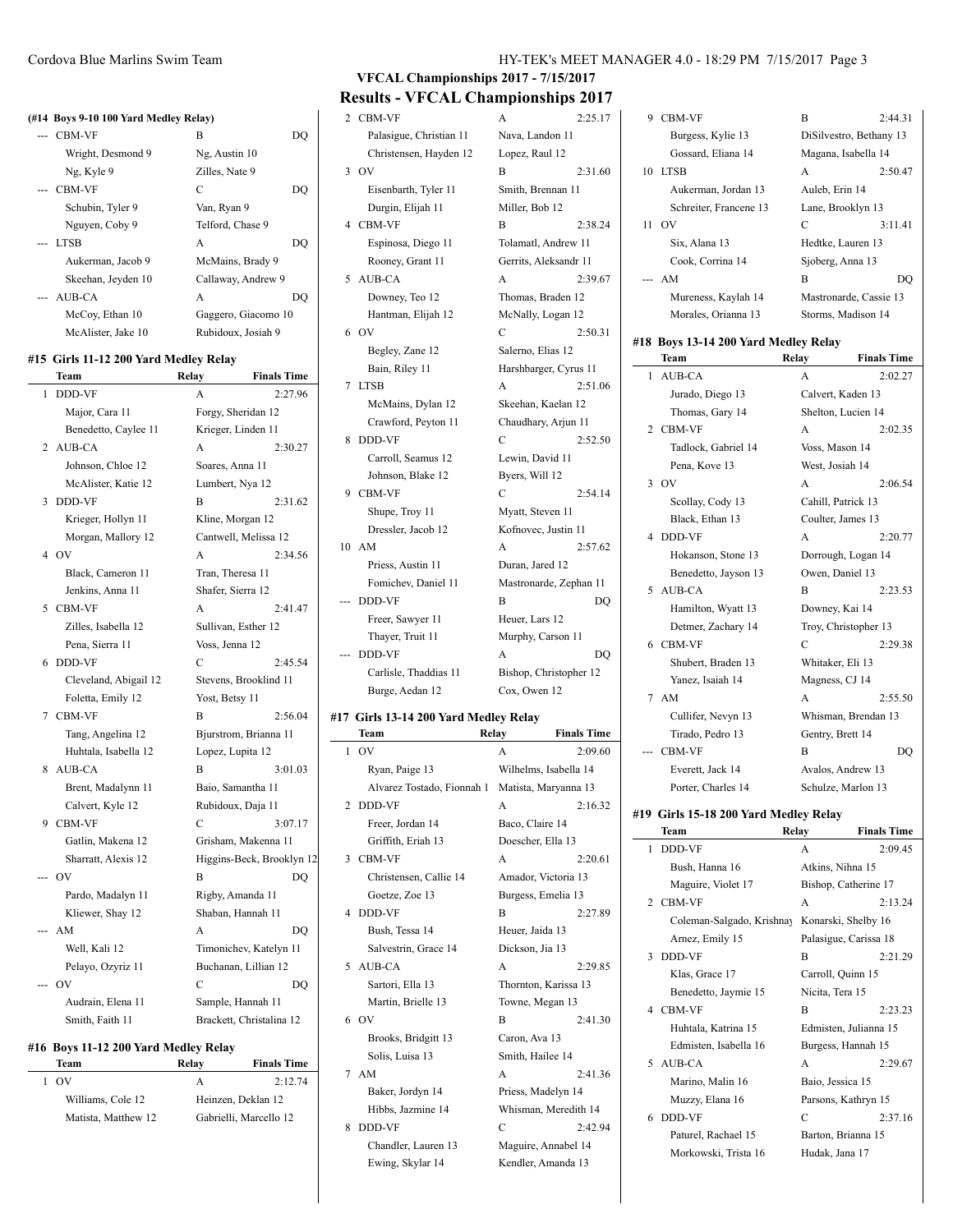# VFCAL Championships 2017 - 7/15/2017

## Results - VFCAL Championships 2017

### (#14 Boys 9-10 100 Yard Medley Relay)

| | Team | Relay | Finals Time |
|---|---|---|---|
| --- | CBM-VF | B | DQ |
| | Wright, Desmond 9 | Ng, Austin 10 | |
| | Ng, Kyle 9 | Zilles, Nate 9 | |
| --- | CBM-VF | C | DQ |
| | Schubin, Tyler 9 | Van, Ryan 9 | |
| | Nguyen, Coby 9 | Telford, Chase 9 | |
| --- | LTSB | A | DQ |
| | Aukerman, Jacob 9 | McMains, Brady 9 | |
| | Skeehan, Jeyden 10 | Callaway, Andrew 9 | |
| --- | AUB-CA | A | DQ |
| | McCoy, Ethan 10 | Gaggero, Giacomo 10 | |
| | McAlister, Jake 10 | Rubidoux, Josiah 9 | |

### #15 Girls 11-12 200 Yard Medley Relay

| | Team | Relay | Finals Time |
|---|---|---|---|
| 1 | DDD-VF | A | 2:27.96 |
| | Major, Cara 11 | Forgy, Sheridan 12 | |
| | Benedetto, Caylee 11 | Krieger, Linden 11 | |
| 2 | AUB-CA | A | 2:30.27 |
| | Johnson, Chloe 12 | Soares, Anna 11 | |
| | McAlister, Katie 12 | Lumbert, Nya 12 | |
| 3 | DDD-VF | B | 2:31.62 |
| | Krieger, Hollyn 11 | Kline, Morgan 12 | |
| | Morgan, Mallory 12 | Cantwell, Melissa 12 | |
| 4 | OV | A | 2:34.56 |
| | Black, Cameron 11 | Tran, Theresa 11 | |
| | Jenkins, Anna 11 | Shafer, Sierra 12 | |
| 5 | CBM-VF | A | 2:41.47 |
| | Zilles, Isabella 12 | Sullivan, Esther 12 | |
| | Pena, Sierra 11 | Voss, Jenna 12 | |
| 6 | DDD-VF | C | 2:45.54 |
| | Cleveland, Abigail 12 | Stevens, Brooklind 11 | |
| | Foletta, Emily 12 | Yost, Betsy 11 | |
| 7 | CBM-VF | B | 2:56.04 |
| | Tang, Angelina 12 | Bjurstrom, Brianna 11 | |
| | Huhtala, Isabella 12 | Lopez, Lupita 12 | |
| 8 | AUB-CA | B | 3:01.03 |
| | Brent, Madalynn 11 | Baio, Samantha 11 | |
| | Calvert, Kyle 12 | Rubidoux, Daja 11 | |
| 9 | CBM-VF | C | 3:07.17 |
| | Gatlin, Makena 12 | Grisham, Makenna 11 | |
| | Sharratt, Alexis 12 | Higgins-Beck, Brooklyn 12 | |
| --- | OV | B | DQ |
| | Pardo, Madalyn 11 | Rigby, Amanda 11 | |
| | Kliewer, Shay 12 | Shaban, Hannah 11 | |
| --- | AM | A | DQ |
| | Well, Kali 12 | Timonichev, Katelyn 11 | |
| | Pelayo, Ozyriz 11 | Buchanan, Lillian 12 | |
| --- | OV | C | DQ |
| | Audrain, Elena 11 | Sample, Hannah 11 | |
| | Smith, Faith 11 | Brackett, Christalina 12 | |

### #16 Boys 11-12 200 Yard Medley Relay

| | Team | Relay | Finals Time |
|---|---|---|---|
| 1 | OV | A | 2:12.74 |
| | Williams, Cole 12 | Heinzen, Deklan 12 | |
| | Matista, Matthew 12 | Gabrielli, Marcello 12 | |
| 2 | CBM-VF | A | 2:25.17 |
| | Palasigue, Christian 11 | Nava, Landon 11 | |
| | Christensen, Hayden 12 | Lopez, Raul 12 | |
| 3 | OV | B | 2:31.60 |
| | Eisenbarth, Tyler 11 | Smith, Brennan 11 | |
| | Durgin, Elijah 11 | Miller, Bob 12 | |
| 4 | CBM-VF | B | 2:38.24 |
| | Espinosa, Diego 11 | Tolamatl, Andrew 11 | |
| | Rooney, Grant 11 | Gerrits, Aleksandr 11 | |
| 5 | AUB-CA | A | 2:39.67 |
| | Downey, Teo 12 | Thomas, Braden 12 | |
| | Hantman, Elijah 12 | McNally, Logan 12 | |
| 6 | OV | C | 2:50.31 |
| | Begley, Zane 12 | Salerno, Elias 12 | |
| | Bain, Riley 11 | Harshbarger, Cyrus 11 | |
| 7 | LTSB | A | 2:51.06 |
| | McMains, Dylan 12 | Skeehan, Kaelan 12 | |
| | Crawford, Peyton 11 | Chaudhary, Arjun 11 | |
| 8 | DDD-VF | C | 2:52.50 |
| | Carroll, Seamus 12 | Lewin, David 11 | |
| | Johnson, Blake 12 | Byers, Will 12 | |
| 9 | CBM-VF | C | 2:54.14 |
| | Shupe, Troy 11 | Myatt, Steven 11 | |
| | Dressler, Jacob 12 | Kofnovec, Justin 11 | |
| 10 | AM | A | 2:57.62 |
| | Priess, Austin 11 | Duran, Jared 12 | |
| | Fomichev, Daniel 11 | Mastronarde, Zephan 11 | |
| --- | DDD-VF | B | DQ |
| | Freer, Sawyer 11 | Heuer, Lars 12 | |
| | Thayer, Truit 11 | Murphy, Carson 11 | |
| --- | DDD-VF | A | DQ |
| | Carlisle, Thaddias 11 | Bishop, Christopher 12 | |
| | Burge, Aedan 12 | Cox, Owen 12 | |

### #17 Girls 13-14 200 Yard Medley Relay

| | Team | Relay | Finals Time |
|---|---|---|---|
| 1 | OV | A | 2:09.60 |
| | Ryan, Paige 13 | Wilhelms, Isabella 14 | |
| | Alvarez Tostado, Fionnah 1 | Matista, Maryanna 13 | |
| 2 | DDD-VF | A | 2:16.32 |
| | Freer, Jordan 14 | Baco, Claire 14 | |
| | Griffith, Eriah 13 | Doescher, Ella 13 | |
| 3 | CBM-VF | A | 2:20.61 |
| | Christensen, Callie 14 | Amador, Victoria 13 | |
| | Goetze, Zoe 13 | Burgess, Emelia 13 | |
| 4 | DDD-VF | B | 2:27.89 |
| | Bush, Tessa 14 | Heuer, Jaida 13 | |
| | Salvestrin, Grace 14 | Dickson, Jia 13 | |
| 5 | AUB-CA | A | 2:29.85 |
| | Sartori, Ella 13 | Thornton, Karissa 13 | |
| | Martin, Brielle 13 | Towne, Megan 13 | |
| 6 | OV | B | 2:41.30 |
| | Brooks, Bridgitt 13 | Caron, Ava 13 | |
| | Solis, Luisa 13 | Smith, Hailee 14 | |
| 7 | AM | A | 2:41.36 |
| | Baker, Jordyn 14 | Priess, Madelyn 14 | |
| | Hibbs, Jazmine 14 | Whisman, Meredith 14 | |
| 8 | DDD-VF | C | 2:42.94 |
| | Chandler, Lauren 13 | Maguire, Annabel 14 | |
| | Ewing, Skylar 14 | Kendler, Amanda 13 | |
| 9 | CBM-VF | B | 2:44.31 |
| | Burgess, Kylie 13 | DiSilvestro, Bethany 13 | |
| | Gossard, Eliana 14 | Magana, Isabella 14 | |
| 10 | LTSB | A | 2:50.47 |
| | Aukerman, Jordan 13 | Auleb, Erin 14 | |
| | Schreiter, Francene 13 | Lane, Brooklyn 13 | |
| 11 | OV | C | 3:11.41 |
| | Six, Alana 13 | Hedtke, Lauren 13 | |
| | Cook, Corrina 14 | Sjoberg, Anna 13 | |
| --- | AM | B | DQ |
| | Mureness, Kaylah 14 | Mastronarde, Cassie 13 | |
| | Morales, Orianna 13 | Storms, Madison 14 | |

### #18 Boys 13-14 200 Yard Medley Relay

| | Team | Relay | Finals Time |
|---|---|---|---|
| 1 | AUB-CA | A | 2:02.27 |
| | Jurado, Diego 13 | Calvert, Kaden 13 | |
| | Thomas, Gary 14 | Shelton, Lucien 14 | |
| 2 | CBM-VF | A | 2:02.35 |
| | Tadlock, Gabriel 14 | Voss, Mason 14 | |
| | Pena, Kove 13 | West, Josiah 14 | |
| 3 | OV | A | 2:06.54 |
| | Scollay, Cody 13 | Cahill, Patrick 13 | |
| | Black, Ethan 13 | Coulter, James 13 | |
| 4 | DDD-VF | A | 2:20.77 |
| | Hokanson, Stone 13 | Dorrough, Logan 14 | |
| | Benedetto, Jayson 13 | Owen, Daniel 13 | |
| 5 | AUB-CA | B | 2:23.53 |
| | Hamilton, Wyatt 13 | Downey, Kai 14 | |
| | Detmer, Zachary 14 | Troy, Christopher 13 | |
| 6 | CBM-VF | C | 2:29.38 |
| | Shubert, Braden 13 | Whitaker, Eli 13 | |
| | Yanez, Isaiah 14 | Magness, CJ 14 | |
| 7 | AM | A | 2:55.50 |
| | Cullifer, Nevyn 13 | Whisman, Brendan 13 | |
| | Tirado, Pedro 13 | Gentry, Brett 14 | |
| --- | CBM-VF | B | DQ |
| | Everett, Jack 14 | Avalos, Andrew 13 | |
| | Porter, Charles 14 | Schulze, Marlon 13 | |

### #19 Girls 15-18 200 Yard Medley Relay

| | Team | Relay | Finals Time |
|---|---|---|---|
| 1 | DDD-VF | A | 2:09.45 |
| | Bush, Hanna 16 | Atkins, Nihna 15 | |
| | Maguire, Violet 17 | Bishop, Catherine 17 | |
| 2 | CBM-VF | A | 2:13.24 |
| | Coleman-Salgado, Krishnay | Konarski, Shelby 16 | |
| | Arnez, Emily 15 | Palasigue, Carissa 18 | |
| 3 | DDD-VF | B | 2:21.29 |
| | Klas, Grace 17 | Carroll, Quinn 15 | |
| | Benedetto, Jaymie 15 | Nicita, Tera 15 | |
| 4 | CBM-VF | B | 2:23.23 |
| | Huhtala, Katrina 15 | Edmisten, Julianna 15 | |
| | Edmisten, Isabella 16 | Burgess, Hannah 15 | |
| 5 | AUB-CA | A | 2:29.67 |
| | Marino, Malin 16 | Baio, Jessica 15 | |
| | Muzzy, Elana 16 | Parsons, Kathryn 15 | |
| 6 | DDD-VF | C | 2:37.16 |
| | Paturel, Rachael 15 | Barton, Brianna 15 | |
| | Morkowski, Trista 16 | Hudak, Jana 17 | |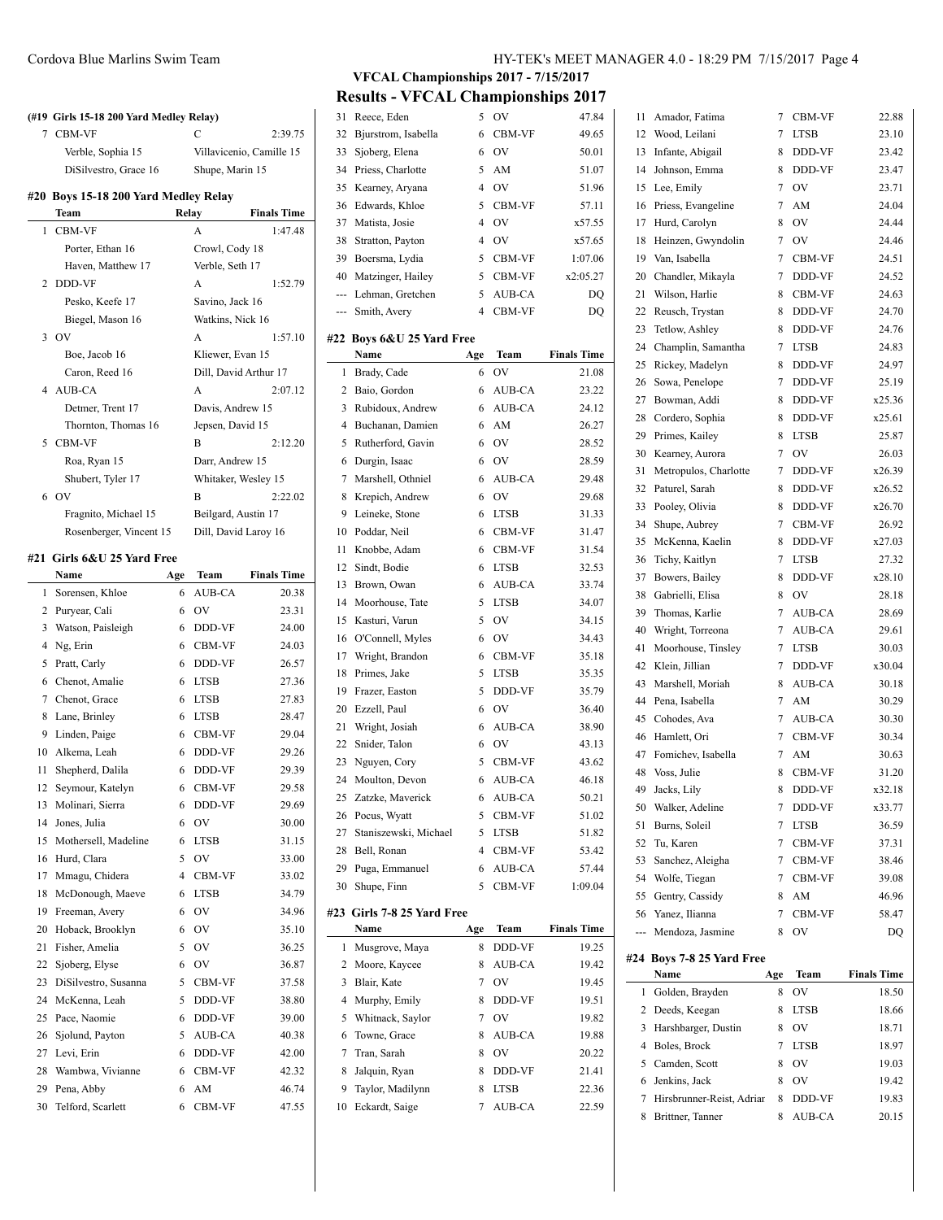# VFCAL Championships 2017 - 7/15/2017

## Results - VFCAL Championships 2017

**(#19 Girls 15-18 200 Yard Medley Relay)**

| | Team | Relay | Finals Time |
|---|---|---|---|
| 7 | CBM-VF | C | 2:39.75 |
| | Verble, Sophia 15 | Villavicenio, Camille 15 | |
| | DiSilvestro, Grace 16 | Shupe, Marin 15 | |

### #20 Boys 15-18 200 Yard Medley Relay

| | Team | Relay | Finals Time |
|---|---|---|---|
| 1 | CBM-VF | A | 1:47.48 |
| | Porter, Ethan 16 | Crowl, Cody 18 | |
| | Haven, Matthew 17 | Verble, Seth 17 | |
| 2 | DDD-VF | A | 1:52.79 |
| | Pesko, Keefe 17 | Savino, Jack 16 | |
| | Biegel, Mason 16 | Watkins, Nick 16 | |
| 3 | OV | A | 1:57.10 |
| | Boe, Jacob 16 | Kliewer, Evan 15 | |
| | Caron, Reed 16 | Dill, David Arthur 17 | |
| 4 | AUB-CA | A | 2:07.12 |
| | Detmer, Trent 17 | Davis, Andrew 15 | |
| | Thornton, Thomas 16 | Jepsen, David 15 | |
| 5 | CBM-VF | B | 2:12.20 |
| | Roa, Ryan 15 | Darr, Andrew 15 | |
| | Shubert, Tyler 17 | Whitaker, Wesley 15 | |
| 6 | OV | B | 2:22.02 |
| | Fragnito, Michael 15 | Beilgard, Austin 17 | |
| | Rosenberger, Vincent 15 | Dill, David Laroy 16 | |

### #21 Girls 6&U 25 Yard Free

| | Name | Age | Team | Finals Time |
|---|---|---|---|---|
| 1 | Sorensen, Khloe | 6 | AUB-CA | 20.38 |
| 2 | Puryear, Cali | 6 | OV | 23.31 |
| 3 | Watson, Paisleigh | 6 | DDD-VF | 24.00 |
| 4 | Ng, Erin | 6 | CBM-VF | 24.03 |
| 5 | Pratt, Carly | 6 | DDD-VF | 26.57 |
| 6 | Chenot, Amalie | 6 | LTSB | 27.36 |
| 7 | Chenot, Grace | 6 | LTSB | 27.83 |
| 8 | Lane, Brinley | 6 | LTSB | 28.47 |
| 9 | Linden, Paige | 6 | CBM-VF | 29.04 |
| 10 | Alkema, Leah | 6 | DDD-VF | 29.26 |
| 11 | Shepherd, Dalila | 6 | DDD-VF | 29.39 |
| 12 | Seymour, Katelyn | 6 | CBM-VF | 29.58 |
| 13 | Molinari, Sierra | 6 | DDD-VF | 29.69 |
| 14 | Jones, Julia | 6 | OV | 30.00 |
| 15 | Mothersell, Madeline | 6 | LTSB | 31.15 |
| 16 | Hurd, Clara | 5 | OV | 33.00 |
| 17 | Mmagu, Chidera | 4 | CBM-VF | 33.02 |
| 18 | McDonough, Maeve | 6 | LTSB | 34.79 |
| 19 | Freeman, Avery | 6 | OV | 34.96 |
| 20 | Hoback, Brooklyn | 6 | OV | 35.10 |
| 21 | Fisher, Amelia | 5 | OV | 36.25 |
| 22 | Sjoberg, Elyse | 6 | OV | 36.87 |
| 23 | DiSilvestro, Susanna | 5 | CBM-VF | 37.58 |
| 24 | McKenna, Leah | 5 | DDD-VF | 38.80 |
| 25 | Pace, Naomie | 6 | DDD-VF | 39.00 |
| 26 | Sjolund, Payton | 5 | AUB-CA | 40.38 |
| 27 | Levi, Erin | 6 | DDD-VF | 42.00 |
| 28 | Wambwa, Vivianne | 6 | CBM-VF | 42.32 |
| 29 | Pena, Abby | 6 | AM | 46.74 |
| 30 | Telford, Scarlett | 6 | CBM-VF | 47.55 |
| 31 | Reece, Eden | 5 | OV | 47.84 |
| 32 | Bjurstrom, Isabella | 6 | CBM-VF | 49.65 |
| 33 | Sjoberg, Elena | 6 | OV | 50.01 |
| 34 | Priess, Charlotte | 5 | AM | 51.07 |
| 35 | Kearney, Aryana | 4 | OV | 51.96 |
| 36 | Edwards, Khloe | 5 | CBM-VF | 57.11 |
| 37 | Matista, Josie | 4 | OV | x57.55 |
| 38 | Stratton, Payton | 4 | OV | x57.65 |
| 39 | Boersma, Lydia | 5 | CBM-VF | 1:07.06 |
| 40 | Matzinger, Hailey | 5 | CBM-VF | x2:05.27 |
| --- | Lehman, Gretchen | 5 | AUB-CA | DQ |
| --- | Smith, Avery | 4 | CBM-VF | DQ |

### #22 Boys 6&U 25 Yard Free

| | Name | Age | Team | Finals Time |
|---|---|---|---|---|
| 1 | Brady, Cade | 6 | OV | 21.08 |
| 2 | Baio, Gordon | 6 | AUB-CA | 23.22 |
| 3 | Rubidoux, Andrew | 6 | AUB-CA | 24.12 |
| 4 | Buchanan, Damien | 6 | AM | 26.27 |
| 5 | Rutherford, Gavin | 6 | OV | 28.52 |
| 6 | Durgin, Isaac | 6 | OV | 28.59 |
| 7 | Marshell, Othniel | 6 | AUB-CA | 29.48 |
| 8 | Krepich, Andrew | 6 | OV | 29.68 |
| 9 | Leineke, Stone | 6 | LTSB | 31.33 |
| 10 | Poddar, Neil | 6 | CBM-VF | 31.47 |
| 11 | Knobbe, Adam | 6 | CBM-VF | 31.54 |
| 12 | Sindt, Bodie | 6 | LTSB | 32.53 |
| 13 | Brown, Owan | 6 | AUB-CA | 33.74 |
| 14 | Moorhouse, Tate | 5 | LTSB | 34.07 |
| 15 | Kasturi, Varun | 5 | OV | 34.15 |
| 16 | O'Connell, Myles | 6 | OV | 34.43 |
| 17 | Wright, Brandon | 6 | CBM-VF | 35.18 |
| 18 | Primes, Jake | 5 | LTSB | 35.35 |
| 19 | Frazer, Easton | 5 | DDD-VF | 35.79 |
| 20 | Ezzell, Paul | 6 | OV | 36.40 |
| 21 | Wright, Josiah | 6 | AUB-CA | 38.90 |
| 22 | Snider, Talon | 6 | OV | 43.13 |
| 23 | Nguyen, Cory | 5 | CBM-VF | 43.62 |
| 24 | Moulton, Devon | 6 | AUB-CA | 46.18 |
| 25 | Zatzke, Maverick | 6 | AUB-CA | 50.21 |
| 26 | Pocus, Wyatt | 5 | CBM-VF | 51.02 |
| 27 | Staniszewski, Michael | 5 | LTSB | 51.82 |
| 28 | Bell, Ronan | 4 | CBM-VF | 53.42 |
| 29 | Puga, Emmanuel | 6 | AUB-CA | 57.44 |
| 30 | Shupe, Finn | 5 | CBM-VF | 1:09.04 |

### #23 Girls 7-8 25 Yard Free

| | Name | Age | Team | Finals Time |
|---|---|---|---|---|
| 1 | Musgrove, Maya | 8 | DDD-VF | 19.25 |
| 2 | Moore, Kaycee | 8 | AUB-CA | 19.42 |
| 3 | Blair, Kate | 7 | OV | 19.45 |
| 4 | Murphy, Emily | 8 | DDD-VF | 19.51 |
| 5 | Whitnack, Saylor | 7 | OV | 19.82 |
| 6 | Towne, Grace | 8 | AUB-CA | 19.88 |
| 7 | Tran, Sarah | 8 | OV | 20.22 |
| 8 | Jalquin, Ryan | 8 | DDD-VF | 21.41 |
| 9 | Taylor, Madilynn | 8 | LTSB | 22.36 |
| 10 | Eckardt, Saige | 7 | AUB-CA | 22.59 |
| 11 | Amador, Fatima | 7 | CBM-VF | 22.88 |
| 12 | Wood, Leilani | 7 | LTSB | 23.10 |
| 13 | Infante, Abigail | 8 | DDD-VF | 23.42 |
| 14 | Johnson, Emma | 8 | DDD-VF | 23.47 |
| 15 | Lee, Emily | 7 | OV | 23.71 |
| 16 | Priess, Evangeline | 7 | AM | 24.04 |
| 17 | Hurd, Carolyn | 8 | OV | 24.44 |
| 18 | Heinzen, Gwyndolin | 7 | OV | 24.46 |
| 19 | Van, Isabella | 7 | CBM-VF | 24.51 |
| 20 | Chandler, Mikayla | 7 | DDD-VF | 24.52 |
| 21 | Wilson, Harlie | 8 | CBM-VF | 24.63 |
| 22 | Reusch, Trystan | 8 | DDD-VF | 24.70 |
| 23 | Tetlow, Ashley | 8 | DDD-VF | 24.76 |
| 24 | Champlin, Samantha | 7 | LTSB | 24.83 |
| 25 | Rickey, Madelyn | 8 | DDD-VF | 24.97 |
| 26 | Sowa, Penelope | 7 | DDD-VF | 25.19 |
| 27 | Bowman, Addi | 8 | DDD-VF | x25.36 |
| 28 | Cordero, Sophia | 8 | DDD-VF | x25.61 |
| 29 | Primes, Kailey | 8 | LTSB | 25.87 |
| 30 | Kearney, Aurora | 7 | OV | 26.03 |
| 31 | Metropulos, Charlotte | 7 | DDD-VF | x26.39 |
| 32 | Paturel, Sarah | 8 | DDD-VF | x26.52 |
| 33 | Pooley, Olivia | 8 | DDD-VF | x26.70 |
| 34 | Shupe, Aubrey | 7 | CBM-VF | 26.92 |
| 35 | McKenna, Kaelin | 8 | DDD-VF | x27.03 |
| 36 | Tichy, Kaitlyn | 7 | LTSB | 27.32 |
| 37 | Bowers, Bailey | 8 | DDD-VF | x28.10 |
| 38 | Gabrielli, Elisa | 8 | OV | 28.18 |
| 39 | Thomas, Karlie | 7 | AUB-CA | 28.69 |
| 40 | Wright, Torreona | 7 | AUB-CA | 29.61 |
| 41 | Moorhouse, Tinsley | 7 | LTSB | 30.03 |
| 42 | Klein, Jillian | 7 | DDD-VF | x30.04 |
| 43 | Marshell, Moriah | 8 | AUB-CA | 30.18 |
| 44 | Pena, Isabella | 7 | AM | 30.29 |
| 45 | Cohodes, Ava | 7 | AUB-CA | 30.30 |
| 46 | Hamlett, Ori | 7 | CBM-VF | 30.34 |
| 47 | Fomichev, Isabella | 7 | AM | 30.63 |
| 48 | Voss, Julie | 8 | CBM-VF | 31.20 |
| 49 | Jacks, Lily | 8 | DDD-VF | x32.18 |
| 50 | Walker, Adeline | 7 | DDD-VF | x33.77 |
| 51 | Burns, Soleil | 7 | LTSB | 36.59 |
| 52 | Tu, Karen | 7 | CBM-VF | 37.31 |
| 53 | Sanchez, Aleigha | 7 | CBM-VF | 38.46 |
| 54 | Wolfe, Tiegan | 7 | CBM-VF | 39.08 |
| 55 | Gentry, Cassidy | 8 | AM | 46.96 |
| 56 | Yanez, Ilianna | 7 | CBM-VF | 58.47 |
| --- | Mendoza, Jasmine | 8 | OV | DQ |

### #24 Boys 7-8 25 Yard Free

| | Name | Age | Team | Finals Time |
|---|---|---|---|---|
| 1 | Golden, Brayden | 8 | OV | 18.50 |
| 2 | Deeds, Keegan | 8 | LTSB | 18.66 |
| 3 | Harshbarger, Dustin | 8 | OV | 18.71 |
| 4 | Boles, Brock | 7 | LTSB | 18.97 |
| 5 | Camden, Scott | 8 | OV | 19.03 |
| 6 | Jenkins, Jack | 8 | OV | 19.42 |
| 7 | Hirsbrunner-Reist, Adriar | 8 | DDD-VF | 19.83 |
| 8 | Brittner, Tanner | 8 | AUB-CA | 20.15 |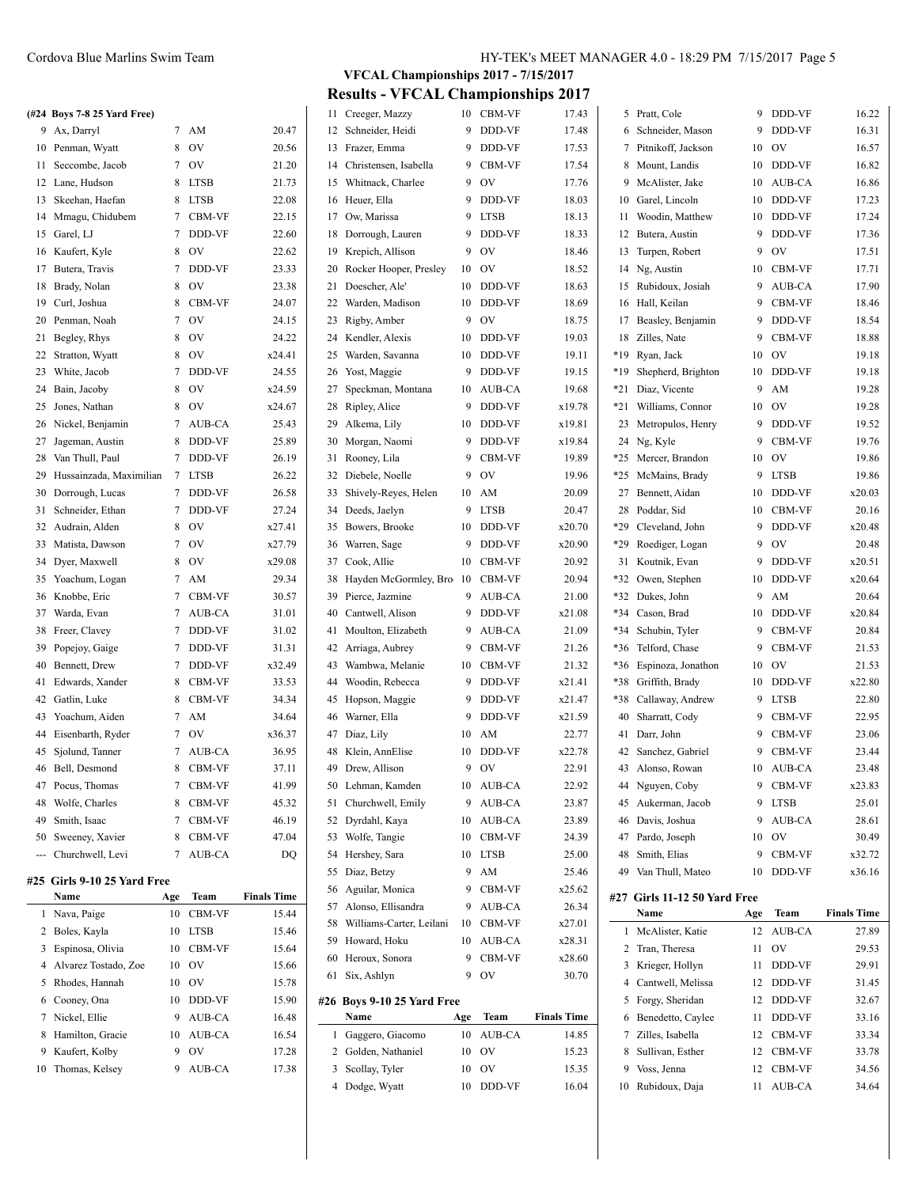## VFCAL Championships 2017 - 7/15/2017

## Results - VFCAL Championships 2017

**(#24 Boys 7-8 25 Yard Free)**

| | Name | Age | Team | Finals Time |
|---|---|---|---|---|
| 9 | Ax, Darryl | 7 | AM | 20.47 |
| 10 | Penman, Wyatt | 8 | OV | 20.56 |
| 11 | Seccombe, Jacob | 7 | OV | 21.20 |
| 12 | Lane, Hudson | 8 | LTSB | 21.73 |
| 13 | Skeehan, Haefan | 8 | LTSB | 22.08 |
| 14 | Mmagu, Chidubem | 7 | CBM-VF | 22.15 |
| 15 | Garel, LJ | 7 | DDD-VF | 22.60 |
| 16 | Kaufert, Kyle | 8 | OV | 22.62 |
| 17 | Butera, Travis | 7 | DDD-VF | 23.33 |
| 18 | Brady, Nolan | 8 | OV | 23.38 |
| 19 | Curl, Joshua | 8 | CBM-VF | 24.07 |
| 20 | Penman, Noah | 7 | OV | 24.15 |
| 21 | Begley, Rhys | 8 | OV | 24.22 |
| 22 | Stratton, Wyatt | 8 | OV | x24.41 |
| 23 | White, Jacob | 7 | DDD-VF | 24.55 |
| 24 | Bain, Jacoby | 8 | OV | x24.59 |
| 25 | Jones, Nathan | 8 | OV | x24.67 |
| 26 | Nickel, Benjamin | 7 | AUB-CA | 25.43 |
| 27 | Jageman, Austin | 8 | DDD-VF | 25.89 |
| 28 | Van Thull, Paul | 7 | DDD-VF | 26.19 |
| 29 | Hussainzada, Maximilian | 7 | LTSB | 26.22 |
| 30 | Dorrough, Lucas | 7 | DDD-VF | 26.58 |
| 31 | Schneider, Ethan | 7 | DDD-VF | 27.24 |
| 32 | Audrain, Alden | 8 | OV | x27.41 |
| 33 | Matista, Dawson | 7 | OV | x27.79 |
| 34 | Dyer, Maxwell | 8 | OV | x29.08 |
| 35 | Yoachum, Logan | 7 | AM | 29.34 |
| 36 | Knobbe, Eric | 7 | CBM-VF | 30.57 |
| 37 | Warda, Evan | 7 | AUB-CA | 31.01 |
| 38 | Freer, Clavey | 7 | DDD-VF | 31.02 |
| 39 | Popejoy, Gaige | 7 | DDD-VF | 31.31 |
| 40 | Bennett, Drew | 7 | DDD-VF | x32.49 |
| 41 | Edwards, Xander | 8 | CBM-VF | 33.53 |
| 42 | Gatlin, Luke | 8 | CBM-VF | 34.34 |
| 43 | Yoachum, Aiden | 7 | AM | 34.64 |
| 44 | Eisenbarth, Ryder | 7 | OV | x36.37 |
| 45 | Sjolund, Tanner | 7 | AUB-CA | 36.95 |
| 46 | Bell, Desmond | 8 | CBM-VF | 37.11 |
| 47 | Pocus, Thomas | 7 | CBM-VF | 41.99 |
| 48 | Wolfe, Charles | 8 | CBM-VF | 45.32 |
| 49 | Smith, Isaac | 7 | CBM-VF | 46.19 |
| 50 | Sweeney, Xavier | 8 | CBM-VF | 47.04 |
| --- | Churchwell, Levi | 7 | AUB-CA | DQ |

### #25 Girls 9-10 25 Yard Free

| | Name | Age | Team | Finals Time |
|---|---|---|---|---|
| 1 | Nava, Paige | 10 | CBM-VF | 15.44 |
| 2 | Boles, Kayla | 10 | LTSB | 15.46 |
| 3 | Espinosa, Olivia | 10 | CBM-VF | 15.64 |
| 4 | Alvarez Tostado, Zoe | 10 | OV | 15.66 |
| 5 | Rhodes, Hannah | 10 | OV | 15.78 |
| 6 | Cooney, Ona | 10 | DDD-VF | 15.90 |
| 7 | Nickel, Ellie | 9 | AUB-CA | 16.48 |
| 8 | Hamilton, Gracie | 10 | AUB-CA | 16.54 |
| 9 | Kaufert, Kolby | 9 | OV | 17.28 |
| 10 | Thomas, Kelsey | 9 | AUB-CA | 17.38 |
| 11 | Creeger, Mazzy | 10 | CBM-VF | 17.43 |
| 12 | Schneider, Heidi | 9 | DDD-VF | 17.48 |
| 13 | Frazer, Emma | 9 | DDD-VF | 17.53 |
| 14 | Christensen, Isabella | 9 | CBM-VF | 17.54 |
| 15 | Whitnack, Charlee | 9 | OV | 17.76 |
| 16 | Heuer, Ella | 9 | DDD-VF | 18.03 |
| 17 | Ow, Marissa | 9 | LTSB | 18.13 |
| 18 | Dorrough, Lauren | 9 | DDD-VF | 18.33 |
| 19 | Krepich, Allison | 9 | OV | 18.46 |
| 20 | Rocker Hooper, Presley | 10 | OV | 18.52 |
| 21 | Doescher, Ale' | 10 | DDD-VF | 18.63 |
| 22 | Warden, Madison | 10 | DDD-VF | 18.69 |
| 23 | Rigby, Amber | 9 | OV | 18.75 |
| 24 | Kendler, Alexis | 10 | DDD-VF | 19.03 |
| 25 | Warden, Savanna | 10 | DDD-VF | 19.11 |
| 26 | Yost, Maggie | 9 | DDD-VF | 19.15 |
| 27 | Speckman, Montana | 10 | AUB-CA | 19.68 |
| 28 | Ripley, Alice | 9 | DDD-VF | x19.78 |
| 29 | Alkema, Lily | 10 | DDD-VF | x19.81 |
| 30 | Morgan, Naomi | 9 | DDD-VF | x19.84 |
| 31 | Rooney, Lila | 9 | CBM-VF | 19.89 |
| 32 | Diebele, Noelle | 9 | OV | 19.96 |
| 33 | Shively-Reyes, Helen | 10 | AM | 20.09 |
| 34 | Deeds, Jaelyn | 9 | LTSB | 20.47 |
| 35 | Bowers, Brooke | 10 | DDD-VF | x20.70 |
| 36 | Warren, Sage | 9 | DDD-VF | x20.90 |
| 37 | Cook, Allie | 10 | CBM-VF | 20.92 |
| 38 | Hayden McGormley, Bro | 10 | CBM-VF | 20.94 |
| 39 | Pierce, Jazmine | 9 | AUB-CA | 21.00 |
| 40 | Cantwell, Alison | 9 | DDD-VF | x21.08 |
| 41 | Moulton, Elizabeth | 9 | AUB-CA | 21.09 |
| 42 | Arriaga, Aubrey | 9 | CBM-VF | 21.26 |
| 43 | Wambwa, Melanie | 10 | CBM-VF | 21.32 |
| 44 | Woodin, Rebecca | 9 | DDD-VF | x21.41 |
| 45 | Hopson, Maggie | 9 | DDD-VF | x21.47 |
| 46 | Warner, Ella | 9 | DDD-VF | x21.59 |
| 47 | Diaz, Lily | 10 | AM | 22.77 |
| 48 | Klein, AnnElise | 10 | DDD-VF | x22.78 |
| 49 | Drew, Allison | 9 | OV | 22.91 |
| 50 | Lehman, Kamden | 10 | AUB-CA | 22.92 |
| 51 | Churchwell, Emily | 9 | AUB-CA | 23.87 |
| 52 | Dyrdahl, Kaya | 10 | AUB-CA | 23.89 |
| 53 | Wolfe, Tangie | 10 | CBM-VF | 24.39 |
| 54 | Hershey, Sara | 10 | LTSB | 25.00 |
| 55 | Diaz, Betzy | 9 | AM | 25.46 |
| 56 | Aguilar, Monica | 9 | CBM-VF | x25.62 |
| 57 | Alonso, Ellisandra | 9 | AUB-CA | 26.34 |
| 58 | Williams-Carter, Leilani | 10 | CBM-VF | x27.01 |
| 59 | Howard, Hoku | 10 | AUB-CA | x28.31 |
| 60 | Heroux, Sonora | 9 | CBM-VF | x28.60 |
| 61 | Six, Ashlyn | 9 | OV | 30.70 |

### #26 Boys 9-10 25 Yard Free

| | Name | Age | Team | Finals Time |
|---|---|---|---|---|
| 1 | Gaggero, Giacomo | 10 | AUB-CA | 14.85 |
| 2 | Golden, Nathaniel | 10 | OV | 15.23 |
| 3 | Scollay, Tyler | 10 | OV | 15.35 |
| 4 | Dodge, Wyatt | 10 | DDD-VF | 16.04 |
| 5 | Pratt, Cole | 9 | DDD-VF | 16.22 |
| 6 | Schneider, Mason | 9 | DDD-VF | 16.31 |
| 7 | Pitnikoff, Jackson | 10 | OV | 16.57 |
| 8 | Mount, Landis | 10 | DDD-VF | 16.82 |
| 9 | McAlister, Jake | 10 | AUB-CA | 16.86 |
| 10 | Garel, Lincoln | 10 | DDD-VF | 17.23 |
| 11 | Woodin, Matthew | 10 | DDD-VF | 17.24 |
| 12 | Butera, Austin | 9 | DDD-VF | 17.36 |
| 13 | Turpen, Robert | 9 | OV | 17.51 |
| 14 | Ng, Austin | 10 | CBM-VF | 17.71 |
| 15 | Rubidoux, Josiah | 9 | AUB-CA | 17.90 |
| 16 | Hall, Keilan | 9 | CBM-VF | 18.46 |
| 17 | Beasley, Benjamin | 9 | DDD-VF | 18.54 |
| 18 | Zilles, Nate | 9 | CBM-VF | 18.88 |
| *19 | Ryan, Jack | 10 | OV | 19.18 |
| *19 | Shepherd, Brighton | 10 | DDD-VF | 19.18 |
| *21 | Diaz, Vicente | 9 | AM | 19.28 |
| *21 | Williams, Connor | 10 | OV | 19.28 |
| 23 | Metropulos, Henry | 9 | DDD-VF | 19.52 |
| 24 | Ng, Kyle | 9 | CBM-VF | 19.76 |
| *25 | Mercer, Brandon | 10 | OV | 19.86 |
| *25 | McMains, Brady | 9 | LTSB | 19.86 |
| 27 | Bennett, Aidan | 10 | DDD-VF | x20.03 |
| 28 | Poddar, Sid | 10 | CBM-VF | 20.16 |
| *29 | Cleveland, John | 9 | DDD-VF | x20.48 |
| *29 | Roediger, Logan | 9 | OV | 20.48 |
| 31 | Koutnik, Evan | 9 | DDD-VF | x20.51 |
| *32 | Owen, Stephen | 10 | DDD-VF | x20.64 |
| *32 | Dukes, John | 9 | AM | 20.64 |
| *34 | Cason, Brad | 10 | DDD-VF | x20.84 |
| *34 | Schubin, Tyler | 9 | CBM-VF | 20.84 |
| *36 | Telford, Chase | 9 | CBM-VF | 21.53 |
| *36 | Espinoza, Jonathon | 10 | OV | 21.53 |
| *38 | Griffith, Brady | 10 | DDD-VF | x22.80 |
| *38 | Callaway, Andrew | 9 | LTSB | 22.80 |
| 40 | Sharratt, Cody | 9 | CBM-VF | 22.95 |
| 41 | Darr, John | 9 | CBM-VF | 23.06 |
| 42 | Sanchez, Gabriel | 9 | CBM-VF | 23.44 |
| 43 | Alonso, Rowan | 10 | AUB-CA | 23.48 |
| 44 | Nguyen, Coby | 9 | CBM-VF | x23.83 |
| 45 | Aukerman, Jacob | 9 | LTSB | 25.01 |
| 46 | Davis, Joshua | 9 | AUB-CA | 28.61 |
| 47 | Pardo, Joseph | 10 | OV | 30.49 |
| 48 | Smith, Elias | 9 | CBM-VF | x32.72 |
| 49 | Van Thull, Mateo | 10 | DDD-VF | x36.16 |

### #27 Girls 11-12 50 Yard Free

| | Name | Age | Team | Finals Time |
|---|---|---|---|---|
| 1 | McAlister, Katie | 12 | AUB-CA | 27.89 |
| 2 | Tran, Theresa | 11 | OV | 29.53 |
| 3 | Krieger, Hollyn | 11 | DDD-VF | 29.91 |
| 4 | Cantwell, Melissa | 12 | DDD-VF | 31.45 |
| 5 | Forgy, Sheridan | 12 | DDD-VF | 32.67 |
| 6 | Benedetto, Caylee | 11 | DDD-VF | 33.16 |
| 7 | Zilles, Isabella | 12 | CBM-VF | 33.34 |
| 8 | Sullivan, Esther | 12 | CBM-VF | 33.78 |
| 9 | Voss, Jenna | 12 | CBM-VF | 34.56 |
| 10 | Rubidoux, Daja | 11 | AUB-CA | 34.64 |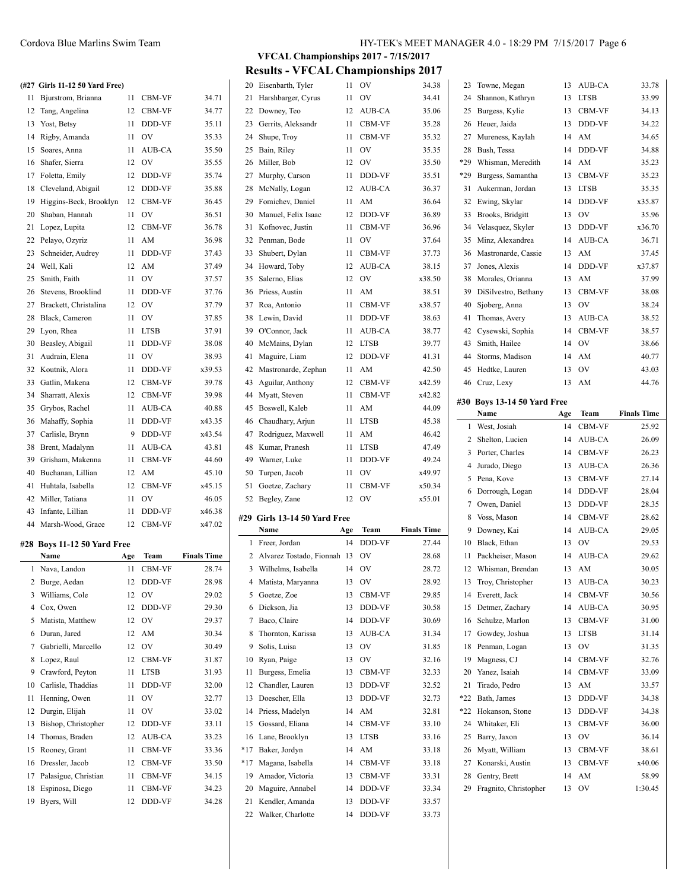## VFCAL Championships 2017 - 7/15/2017

## Results - VFCAL Championships 2017

**(#27 Girls 11-12 50 Yard Free)**

| | Name | Age | Team | Finals Time |
|---|---|---|---|---|
| 11 | Bjurstrom, Brianna | 11 | CBM-VF | 34.71 |
| 12 | Tang, Angelina | 12 | CBM-VF | 34.77 |
| 13 | Yost, Betsy | 11 | DDD-VF | 35.11 |
| 14 | Rigby, Amanda | 11 | OV | 35.33 |
| 15 | Soares, Anna | 11 | AUB-CA | 35.50 |
| 16 | Shafer, Sierra | 12 | OV | 35.55 |
| 17 | Foletta, Emily | 12 | DDD-VF | 35.74 |
| 18 | Cleveland, Abigail | 12 | DDD-VF | 35.88 |
| 19 | Higgins-Beck, Brooklyn | 12 | CBM-VF | 36.45 |
| 20 | Shaban, Hannah | 11 | OV | 36.51 |
| 21 | Lopez, Lupita | 12 | CBM-VF | 36.78 |
| 22 | Pelayo, Ozyriz | 11 | AM | 36.98 |
| 23 | Schneider, Audrey | 11 | DDD-VF | 37.43 |
| 24 | Well, Kali | 12 | AM | 37.49 |
| 25 | Smith, Faith | 11 | OV | 37.57 |
| 26 | Stevens, Brooklind | 11 | DDD-VF | 37.76 |
| 27 | Brackett, Christalina | 12 | OV | 37.79 |
| 28 | Black, Cameron | 11 | OV | 37.85 |
| 29 | Lyon, Rhea | 11 | LTSB | 37.91 |
| 30 | Beasley, Abigail | 11 | DDD-VF | 38.08 |
| 31 | Audrain, Elena | 11 | OV | 38.93 |
| 32 | Koutnik, Alora | 11 | DDD-VF | x39.53 |
| 33 | Gatlin, Makena | 12 | CBM-VF | 39.78 |
| 34 | Sharratt, Alexis | 12 | CBM-VF | 39.98 |
| 35 | Grybos, Rachel | 11 | AUB-CA | 40.88 |
| 36 | Mahaffy, Sophia | 11 | DDD-VF | x43.35 |
| 37 | Carlisle, Brynn | 9 | DDD-VF | x43.54 |
| 38 | Brent, Madalynn | 11 | AUB-CA | 43.81 |
| 39 | Grisham, Makenna | 11 | CBM-VF | 44.60 |
| 40 | Buchanan, Lillian | 12 | AM | 45.10 |
| 41 | Huhtala, Isabella | 12 | CBM-VF | x45.15 |
| 42 | Miller, Tatiana | 11 | OV | 46.05 |
| 43 | Infante, Lillian | 11 | DDD-VF | x46.38 |
| 44 | Marsh-Wood, Grace | 12 | CBM-VF | x47.02 |

### #28 Boys 11-12 50 Yard Free

| | Name | Age | Team | Finals Time |
|---|---|---|---|---|
| 1 | Nava, Landon | 11 | CBM-VF | 28.74 |
| 2 | Burge, Aedan | 12 | DDD-VF | 28.98 |
| 3 | Williams, Cole | 12 | OV | 29.02 |
| 4 | Cox, Owen | 12 | DDD-VF | 29.30 |
| 5 | Matista, Matthew | 12 | OV | 29.37 |
| 6 | Duran, Jared | 12 | AM | 30.34 |
| 7 | Gabrielli, Marcello | 12 | OV | 30.49 |
| 8 | Lopez, Raul | 12 | CBM-VF | 31.87 |
| 9 | Crawford, Peyton | 11 | LTSB | 31.93 |
| 10 | Carlisle, Thaddias | 11 | DDD-VF | 32.00 |
| 11 | Henning, Owen | 11 | OV | 32.77 |
| 12 | Durgin, Elijah | 11 | OV | 33.02 |
| 13 | Bishop, Christopher | 12 | DDD-VF | 33.11 |
| 14 | Thomas, Braden | 12 | AUB-CA | 33.23 |
| 15 | Rooney, Grant | 11 | CBM-VF | 33.36 |
| 16 | Dressler, Jacob | 12 | CBM-VF | 33.50 |
| 17 | Palasigue, Christian | 11 | CBM-VF | 34.15 |
| 18 | Espinosa, Diego | 11 | CBM-VF | 34.23 |
| 19 | Byers, Will | 12 | DDD-VF | 34.28 |
| 20 | Eisenbarth, Tyler | 11 | OV | 34.38 |
| 21 | Harshbarger, Cyrus | 11 | OV | 34.41 |
| 22 | Downey, Teo | 12 | AUB-CA | 35.06 |
| 23 | Gerrits, Aleksandr | 11 | CBM-VF | 35.28 |
| 24 | Shupe, Troy | 11 | CBM-VF | 35.32 |
| 25 | Bain, Riley | 11 | OV | 35.35 |
| 26 | Miller, Bob | 12 | OV | 35.50 |
| 27 | Murphy, Carson | 11 | DDD-VF | 35.51 |
| 28 | McNally, Logan | 12 | AUB-CA | 36.37 |
| 29 | Fomichev, Daniel | 11 | AM | 36.64 |
| 30 | Manuel, Felix Isaac | 12 | DDD-VF | 36.89 |
| 31 | Kofnovec, Justin | 11 | CBM-VF | 36.96 |
| 32 | Penman, Bode | 11 | OV | 37.64 |
| 33 | Shubert, Dylan | 11 | CBM-VF | 37.73 |
| 34 | Howard, Toby | 12 | AUB-CA | 38.15 |
| 35 | Salerno, Elias | 12 | OV | x38.50 |
| 36 | Priess, Austin | 11 | AM | 38.51 |
| 37 | Roa, Antonio | 11 | CBM-VF | x38.57 |
| 38 | Lewin, David | 11 | DDD-VF | 38.63 |
| 39 | O'Connor, Jack | 11 | AUB-CA | 38.77 |
| 40 | McMains, Dylan | 12 | LTSB | 39.77 |
| 41 | Maguire, Liam | 12 | DDD-VF | 41.31 |
| 42 | Mastronarde, Zephan | 11 | AM | 42.50 |
| 43 | Aguilar, Anthony | 12 | CBM-VF | x42.59 |
| 44 | Myatt, Steven | 11 | CBM-VF | x42.82 |
| 45 | Boswell, Kaleb | 11 | AM | 44.09 |
| 46 | Chaudhary, Arjun | 11 | LTSB | 45.38 |
| 47 | Rodriguez, Maxwell | 11 | AM | 46.42 |
| 48 | Kumar, Pranesh | 11 | LTSB | 47.49 |
| 49 | Warner, Luke | 11 | DDD-VF | 49.24 |
| 50 | Turpen, Jacob | 11 | OV | x49.97 |
| 51 | Goetze, Zachary | 11 | CBM-VF | x50.34 |
| 52 | Begley, Zane | 12 | OV | x55.01 |

### #29 Girls 13-14 50 Yard Free

| | Name | Age | Team | Finals Time |
|---|---|---|---|---|
| 1 | Freer, Jordan | 14 | DDD-VF | 27.44 |
| 2 | Alvarez Tostado, Fionnah | 13 | OV | 28.68 |
| 3 | Wilhelms, Isabella | 14 | OV | 28.72 |
| 4 | Matista, Maryanna | 13 | OV | 28.92 |
| 5 | Goetze, Zoe | 13 | CBM-VF | 29.85 |
| 6 | Dickson, Jia | 13 | DDD-VF | 30.58 |
| 7 | Baco, Claire | 14 | DDD-VF | 30.69 |
| 8 | Thornton, Karissa | 13 | AUB-CA | 31.34 |
| 9 | Solis, Luisa | 13 | OV | 31.85 |
| 10 | Ryan, Paige | 13 | OV | 32.16 |
| 11 | Burgess, Emelia | 13 | CBM-VF | 32.33 |
| 12 | Chandler, Lauren | 13 | DDD-VF | 32.52 |
| 13 | Doescher, Ella | 13 | DDD-VF | 32.73 |
| 14 | Priess, Madelyn | 14 | AM | 32.81 |
| 15 | Gossard, Eliana | 14 | CBM-VF | 33.10 |
| 16 | Lane, Brooklyn | 13 | LTSB | 33.16 |
| *17 | Baker, Jordyn | 14 | AM | 33.18 |
| *17 | Magana, Isabella | 14 | CBM-VF | 33.18 |
| 19 | Amador, Victoria | 13 | CBM-VF | 33.31 |
| 20 | Maguire, Annabel | 14 | DDD-VF | 33.34 |
| 21 | Kendler, Amanda | 13 | DDD-VF | 33.57 |
| 22 | Walker, Charlotte | 14 | DDD-VF | 33.73 |
| 23 | Towne, Megan | 13 | AUB-CA | 33.78 |
| 24 | Shannon, Kathryn | 13 | LTSB | 33.99 |
| 25 | Burgess, Kylie | 13 | CBM-VF | 34.13 |
| 26 | Heuer, Jaida | 13 | DDD-VF | 34.22 |
| 27 | Mureness, Kaylah | 14 | AM | 34.65 |
| 28 | Bush, Tessa | 14 | DDD-VF | 34.88 |
| *29 | Whisman, Meredith | 14 | AM | 35.23 |
| *29 | Burgess, Samantha | 13 | CBM-VF | 35.23 |
| 31 | Aukerman, Jordan | 13 | LTSB | 35.35 |
| 32 | Ewing, Skylar | 14 | DDD-VF | x35.87 |
| 33 | Brooks, Bridgitt | 13 | OV | 35.96 |
| 34 | Velasquez, Skyler | 13 | DDD-VF | x36.70 |
| 35 | Minz, Alexandrea | 14 | AUB-CA | 36.71 |
| 36 | Mastronarde, Cassie | 13 | AM | 37.45 |
| 37 | Jones, Alexis | 14 | DDD-VF | x37.87 |
| 38 | Morales, Orianna | 13 | AM | 37.99 |
| 39 | DiSilvestro, Bethany | 13 | CBM-VF | 38.08 |
| 40 | Sjoberg, Anna | 13 | OV | 38.24 |
| 41 | Thomas, Avery | 13 | AUB-CA | 38.52 |
| 42 | Cysewski, Sophia | 14 | CBM-VF | 38.57 |
| 43 | Smith, Hailee | 14 | OV | 38.66 |
| 44 | Storms, Madison | 14 | AM | 40.77 |
| 45 | Hedtke, Lauren | 13 | OV | 43.03 |
| 46 | Cruz, Lexy | 13 | AM | 44.76 |

### #30 Boys 13-14 50 Yard Free

| | Name | Age | Team | Finals Time |
|---|---|---|---|---|
| 1 | West, Josiah | 14 | CBM-VF | 25.92 |
| 2 | Shelton, Lucien | 14 | AUB-CA | 26.09 |
| 3 | Porter, Charles | 14 | CBM-VF | 26.23 |
| 4 | Jurado, Diego | 13 | AUB-CA | 26.36 |
| 5 | Pena, Kove | 13 | CBM-VF | 27.14 |
| 6 | Dorrough, Logan | 14 | DDD-VF | 28.04 |
| 7 | Owen, Daniel | 13 | DDD-VF | 28.35 |
| 8 | Voss, Mason | 14 | CBM-VF | 28.62 |
| 9 | Downey, Kai | 14 | AUB-CA | 29.05 |
| 10 | Black, Ethan | 13 | OV | 29.53 |
| 11 | Packheiser, Mason | 14 | AUB-CA | 29.62 |
| 12 | Whisman, Brendan | 13 | AM | 30.05 |
| 13 | Troy, Christopher | 13 | AUB-CA | 30.23 |
| 14 | Everett, Jack | 14 | CBM-VF | 30.56 |
| 15 | Detmer, Zachary | 14 | AUB-CA | 30.95 |
| 16 | Schulze, Marlon | 13 | CBM-VF | 31.00 |
| 17 | Gowdey, Joshua | 13 | LTSB | 31.14 |
| 18 | Penman, Logan | 13 | OV | 31.35 |
| 19 | Magness, CJ | 14 | CBM-VF | 32.76 |
| 20 | Yanez, Isaiah | 14 | CBM-VF | 33.09 |
| 21 | Tirado, Pedro | 13 | AM | 33.57 |
| *22 | Bath, James | 13 | DDD-VF | 34.38 |
| *22 | Hokanson, Stone | 13 | DDD-VF | 34.38 |
| 24 | Whitaker, Eli | 13 | CBM-VF | 36.00 |
| 25 | Barry, Jaxon | 13 | OV | 36.14 |
| 26 | Myatt, William | 13 | CBM-VF | 38.61 |
| 27 | Konarski, Austin | 13 | CBM-VF | x40.06 |
| 28 | Gentry, Brett | 14 | AM | 58.99 |
| 29 | Fragnito, Christopher | 13 | OV | 1:30.45 |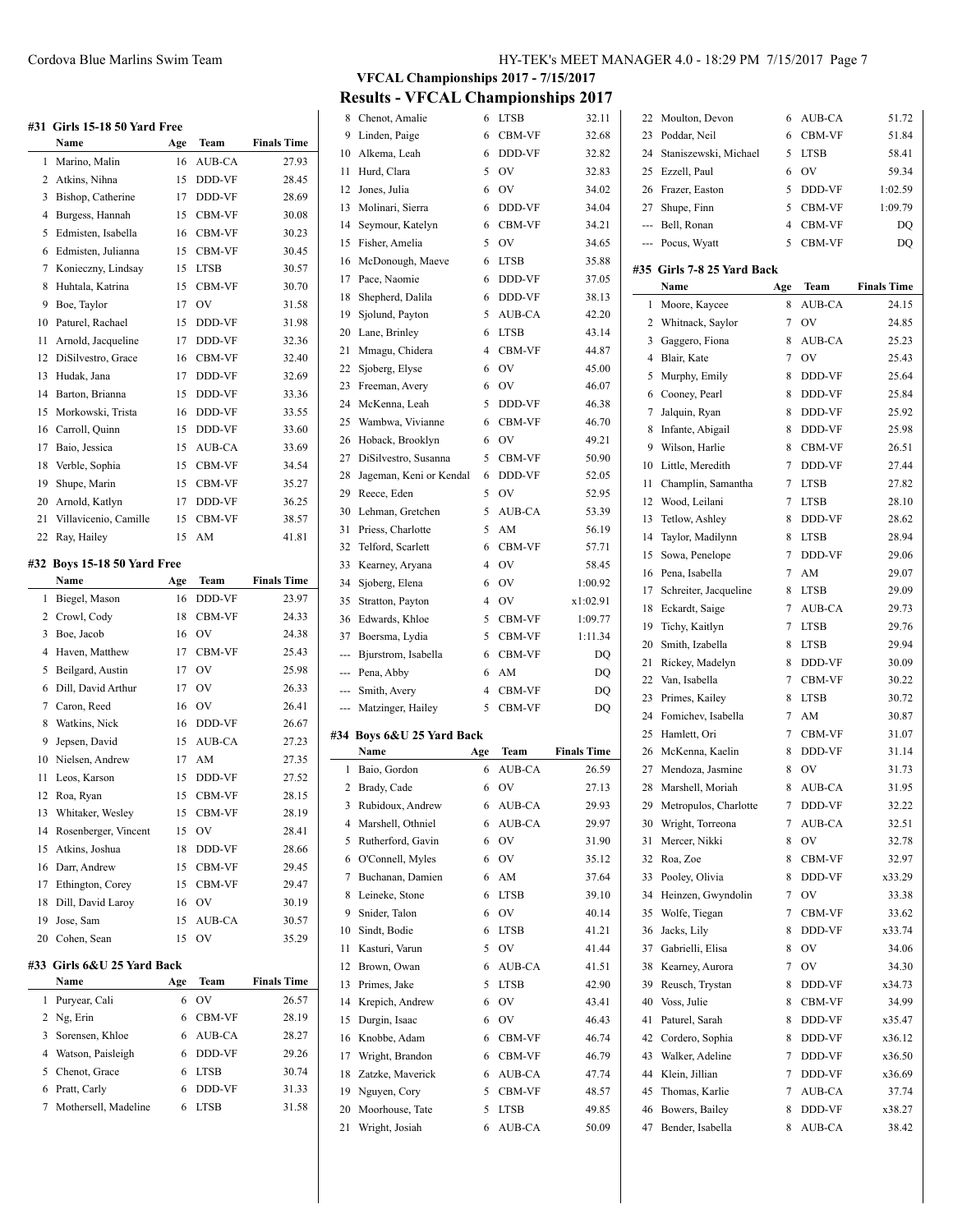## VFCAL Championships 2017 - 7/15/2017

## Results - VFCAL Championships 2017

### #31 Girls 15-18 50 Yard Free

| | Name | Age | Team | Finals Time |
|---|---|---|---|---|
| 1 | Marino, Malin | 16 | AUB-CA | 27.93 |
| 2 | Atkins, Nihna | 15 | DDD-VF | 28.45 |
| 3 | Bishop, Catherine | 17 | DDD-VF | 28.69 |
| 4 | Burgess, Hannah | 15 | CBM-VF | 30.08 |
| 5 | Edmisten, Isabella | 16 | CBM-VF | 30.23 |
| 6 | Edmisten, Julianna | 15 | CBM-VF | 30.45 |
| 7 | Konieczny, Lindsay | 15 | LTSB | 30.57 |
| 8 | Huhtala, Katrina | 15 | CBM-VF | 30.70 |
| 9 | Boe, Taylor | 17 | OV | 31.58 |
| 10 | Paturel, Rachael | 15 | DDD-VF | 31.98 |
| 11 | Arnold, Jacqueline | 17 | DDD-VF | 32.36 |
| 12 | DiSilvestro, Grace | 16 | CBM-VF | 32.40 |
| 13 | Hudak, Jana | 17 | DDD-VF | 32.69 |
| 14 | Barton, Brianna | 15 | DDD-VF | 33.36 |
| 15 | Morkowski, Trista | 16 | DDD-VF | 33.55 |
| 16 | Carroll, Quinn | 15 | DDD-VF | 33.60 |
| 17 | Baio, Jessica | 15 | AUB-CA | 33.69 |
| 18 | Verble, Sophia | 15 | CBM-VF | 34.54 |
| 19 | Shupe, Marin | 15 | CBM-VF | 35.27 |
| 20 | Arnold, Katlyn | 17 | DDD-VF | 36.25 |
| 21 | Villavicenio, Camille | 15 | CBM-VF | 38.57 |
| 22 | Ray, Hailey | 15 | AM | 41.81 |

### #32 Boys 15-18 50 Yard Free

| | Name | Age | Team | Finals Time |
|---|---|---|---|---|
| 1 | Biegel, Mason | 16 | DDD-VF | 23.97 |
| 2 | Crowl, Cody | 18 | CBM-VF | 24.33 |
| 3 | Boe, Jacob | 16 | OV | 24.38 |
| 4 | Haven, Matthew | 17 | CBM-VF | 25.43 |
| 5 | Beilgard, Austin | 17 | OV | 25.98 |
| 6 | Dill, David Arthur | 17 | OV | 26.33 |
| 7 | Caron, Reed | 16 | OV | 26.41 |
| 8 | Watkins, Nick | 16 | DDD-VF | 26.67 |
| 9 | Jepsen, David | 15 | AUB-CA | 27.23 |
| 10 | Nielsen, Andrew | 17 | AM | 27.35 |
| 11 | Leos, Karson | 15 | DDD-VF | 27.52 |
| 12 | Roa, Ryan | 15 | CBM-VF | 28.15 |
| 13 | Whitaker, Wesley | 15 | CBM-VF | 28.19 |
| 14 | Rosenberger, Vincent | 15 | OV | 28.41 |
| 15 | Atkins, Joshua | 18 | DDD-VF | 28.66 |
| 16 | Darr, Andrew | 15 | CBM-VF | 29.45 |
| 17 | Ethington, Corey | 15 | CBM-VF | 29.47 |
| 18 | Dill, David Laroy | 16 | OV | 30.19 |
| 19 | Jose, Sam | 15 | AUB-CA | 30.57 |
| 20 | Cohen, Sean | 15 | OV | 35.29 |

### #33 Girls 6&U 25 Yard Back

| | Name | Age | Team | Finals Time |
|---|---|---|---|---|
| 1 | Puryear, Cali | 6 | OV | 26.57 |
| 2 | Ng, Erin | 6 | CBM-VF | 28.19 |
| 3 | Sorensen, Khloe | 6 | AUB-CA | 28.27 |
| 4 | Watson, Paisleigh | 6 | DDD-VF | 29.26 |
| 5 | Chenot, Grace | 6 | LTSB | 30.74 |
| 6 | Pratt, Carly | 6 | DDD-VF | 31.33 |
| 7 | Mothersell, Madeline | 6 | LTSB | 31.58 |
| 8 | Chenot, Amalie | 6 | LTSB | 32.11 |
| 9 | Linden, Paige | 6 | CBM-VF | 32.68 |
| 10 | Alkema, Leah | 6 | DDD-VF | 32.82 |
| 11 | Hurd, Clara | 5 | OV | 32.83 |
| 12 | Jones, Julia | 6 | OV | 34.02 |
| 13 | Molinari, Sierra | 6 | DDD-VF | 34.04 |
| 14 | Seymour, Katelyn | 6 | CBM-VF | 34.21 |
| 15 | Fisher, Amelia | 5 | OV | 34.65 |
| 16 | McDonough, Maeve | 6 | LTSB | 35.88 |
| 17 | Pace, Naomie | 6 | DDD-VF | 37.05 |
| 18 | Shepherd, Dalila | 6 | DDD-VF | 38.13 |
| 19 | Sjolund, Payton | 5 | AUB-CA | 42.20 |
| 20 | Lane, Brinley | 6 | LTSB | 43.14 |
| 21 | Mmagu, Chidera | 4 | CBM-VF | 44.87 |
| 22 | Sjoberg, Elyse | 6 | OV | 45.00 |
| 23 | Freeman, Avery | 6 | OV | 46.07 |
| 24 | McKenna, Leah | 5 | DDD-VF | 46.38 |
| 25 | Wambwa, Vivianne | 6 | CBM-VF | 46.70 |
| 26 | Hoback, Brooklyn | 6 | OV | 49.21 |
| 27 | DiSilvestro, Susanna | 5 | CBM-VF | 50.90 |
| 28 | Jageman, Keni or Kendal | 6 | DDD-VF | 52.05 |
| 29 | Reece, Eden | 5 | OV | 52.95 |
| 30 | Lehman, Gretchen | 5 | AUB-CA | 53.39 |
| 31 | Priess, Charlotte | 5 | AM | 56.19 |
| 32 | Telford, Scarlett | 6 | CBM-VF | 57.71 |
| 33 | Kearney, Aryana | 4 | OV | 58.45 |
| 34 | Sjoberg, Elena | 6 | OV | 1:00.92 |
| 35 | Stratton, Payton | 4 | OV | x1:02.91 |
| 36 | Edwards, Khloe | 5 | CBM-VF | 1:09.77 |
| 37 | Boersma, Lydia | 5 | CBM-VF | 1:11.34 |
| --- | Bjurstrom, Isabella | 6 | CBM-VF | DQ |
| --- | Pena, Abby | 6 | AM | DQ |
| --- | Smith, Avery | 4 | CBM-VF | DQ |
| --- | Matzinger, Hailey | 5 | CBM-VF | DQ |

### #34 Boys 6&U 25 Yard Back

| | Name | Age | Team | Finals Time |
|---|---|---|---|---|
| 1 | Baio, Gordon | 6 | AUB-CA | 26.59 |
| 2 | Brady, Cade | 6 | OV | 27.13 |
| 3 | Rubidoux, Andrew | 6 | AUB-CA | 29.93 |
| 4 | Marshell, Othniel | 6 | AUB-CA | 29.97 |
| 5 | Rutherford, Gavin | 6 | OV | 31.90 |
| 6 | O'Connell, Myles | 6 | OV | 35.12 |
| 7 | Buchanan, Damien | 6 | AM | 37.64 |
| 8 | Leineke, Stone | 6 | LTSB | 39.10 |
| 9 | Snider, Talon | 6 | OV | 40.14 |
| 10 | Sindt, Bodie | 6 | LTSB | 41.21 |
| 11 | Kasturi, Varun | 5 | OV | 41.44 |
| 12 | Brown, Owan | 6 | AUB-CA | 41.51 |
| 13 | Primes, Jake | 5 | LTSB | 42.90 |
| 14 | Krepich, Andrew | 6 | OV | 43.41 |
| 15 | Durgin, Isaac | 6 | OV | 46.43 |
| 16 | Knobbe, Adam | 6 | CBM-VF | 46.74 |
| 17 | Wright, Brandon | 6 | CBM-VF | 46.79 |
| 18 | Zatzke, Maverick | 6 | AUB-CA | 47.74 |
| 19 | Nguyen, Cory | 5 | CBM-VF | 48.57 |
| 20 | Moorhouse, Tate | 5 | LTSB | 49.85 |
| 21 | Wright, Josiah | 6 | AUB-CA | 50.09 |
| 22 | Moulton, Devon | 6 | AUB-CA | 51.72 |
| 23 | Poddar, Neil | 6 | CBM-VF | 51.84 |
| 24 | Staniszewski, Michael | 5 | LTSB | 58.41 |
| 25 | Ezzell, Paul | 6 | OV | 59.34 |
| 26 | Frazer, Easton | 5 | DDD-VF | 1:02.59 |
| 27 | Shupe, Finn | 5 | CBM-VF | 1:09.79 |
| --- | Bell, Ronan | 4 | CBM-VF | DQ |
| --- | Pocus, Wyatt | 5 | CBM-VF | DQ |

### #35 Girls 7-8 25 Yard Back

| | Name | Age | Team | Finals Time |
|---|---|---|---|---|
| 1 | Moore, Kaycee | 8 | AUB-CA | 24.15 |
| 2 | Whitnack, Saylor | 7 | OV | 24.85 |
| 3 | Gaggero, Fiona | 8 | AUB-CA | 25.23 |
| 4 | Blair, Kate | 7 | OV | 25.43 |
| 5 | Murphy, Emily | 8 | DDD-VF | 25.64 |
| 6 | Cooney, Pearl | 8 | DDD-VF | 25.84 |
| 7 | Jalquin, Ryan | 8 | DDD-VF | 25.92 |
| 8 | Infante, Abigail | 8 | DDD-VF | 25.98 |
| 9 | Wilson, Harlie | 8 | CBM-VF | 26.51 |
| 10 | Little, Meredith | 7 | DDD-VF | 27.44 |
| 11 | Champlin, Samantha | 7 | LTSB | 27.82 |
| 12 | Wood, Leilani | 7 | LTSB | 28.10 |
| 13 | Tetlow, Ashley | 8 | DDD-VF | 28.62 |
| 14 | Taylor, Madilynn | 8 | LTSB | 28.94 |
| 15 | Sowa, Penelope | 7 | DDD-VF | 29.06 |
| 16 | Pena, Isabella | 7 | AM | 29.07 |
| 17 | Schreiter, Jacqueline | 8 | LTSB | 29.09 |
| 18 | Eckardt, Saige | 7 | AUB-CA | 29.73 |
| 19 | Tichy, Kaitlyn | 7 | LTSB | 29.76 |
| 20 | Smith, Izabella | 8 | LTSB | 29.94 |
| 21 | Rickey, Madelyn | 8 | DDD-VF | 30.09 |
| 22 | Van, Isabella | 7 | CBM-VF | 30.22 |
| 23 | Primes, Kailey | 8 | LTSB | 30.72 |
| 24 | Fomichev, Isabella | 7 | AM | 30.87 |
| 25 | Hamlett, Ori | 7 | CBM-VF | 31.07 |
| 26 | McKenna, Kaelin | 8 | DDD-VF | 31.14 |
| 27 | Mendoza, Jasmine | 8 | OV | 31.73 |
| 28 | Marshell, Moriah | 8 | AUB-CA | 31.95 |
| 29 | Metropulos, Charlotte | 7 | DDD-VF | 32.22 |
| 30 | Wright, Torreona | 7 | AUB-CA | 32.51 |
| 31 | Mercer, Nikki | 8 | OV | 32.78 |
| 32 | Roa, Zoe | 8 | CBM-VF | 32.97 |
| 33 | Pooley, Olivia | 8 | DDD-VF | x33.29 |
| 34 | Heinzen, Gwyndolin | 7 | OV | 33.38 |
| 35 | Wolfe, Tiegan | 7 | CBM-VF | 33.62 |
| 36 | Jacks, Lily | 8 | DDD-VF | x33.74 |
| 37 | Gabrielli, Elisa | 8 | OV | 34.06 |
| 38 | Kearney, Aurora | 7 | OV | 34.30 |
| 39 | Reusch, Trystan | 8 | DDD-VF | x34.73 |
| 40 | Voss, Julie | 8 | CBM-VF | 34.99 |
| 41 | Paturel, Sarah | 8 | DDD-VF | x35.47 |
| 42 | Cordero, Sophia | 8 | DDD-VF | x36.12 |
| 43 | Walker, Adeline | 7 | DDD-VF | x36.50 |
| 44 | Klein, Jillian | 7 | DDD-VF | x36.69 |
| 45 | Thomas, Karlie | 7 | AUB-CA | 37.74 |
| 46 | Bowers, Bailey | 8 | DDD-VF | x38.27 |
| 47 | Bender, Isabella | 8 | AUB-CA | 38.42 |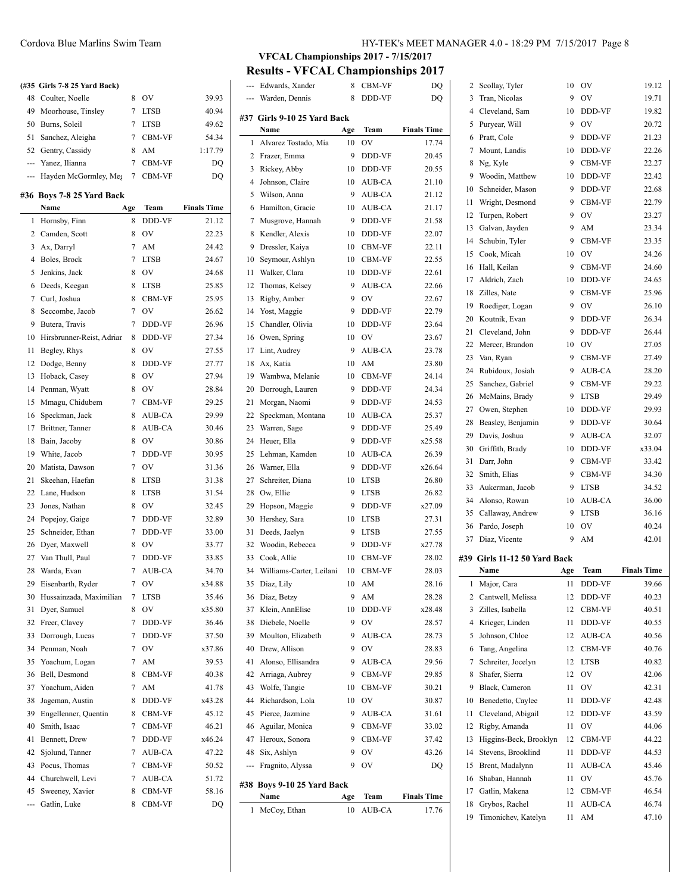## VFCAL Championships 2017 - 7/15/2017

## Results - VFCAL Championships 2017

### (#35 Girls 7-8 25 Yard Back)

| | Name | Age | Team | Finals Time |
|---|---|---|---|---|
| 48 | Coulter, Noelle | 8 | OV | 39.93 |
| 49 | Moorhouse, Tinsley | 7 | LTSB | 40.94 |
| 50 | Burns, Soleil | 7 | LTSB | 49.62 |
| 51 | Sanchez, Aleigha | 7 | CBM-VF | 54.34 |
| 52 | Gentry, Cassidy | 8 | AM | 1:17.79 |
| --- | Yanez, Ilianna | 7 | CBM-VF | DQ |
| --- | Hayden McGormley, Me| | 7 | CBM-VF | DQ |

### #36 Boys 7-8 25 Yard Back

| | Name | Age | Team | Finals Time |
|---|---|---|---|---|
| 1 | Hornsby, Finn | 8 | DDD-VF | 21.12 |
| 2 | Camden, Scott | 8 | OV | 22.23 |
| 3 | Ax, Darryl | 7 | AM | 24.42 |
| 4 | Boles, Brock | 7 | LTSB | 24.67 |
| 5 | Jenkins, Jack | 8 | OV | 24.68 |
| 6 | Deeds, Keegan | 8 | LTSB | 25.85 |
| 7 | Curl, Joshua | 8 | CBM-VF | 25.95 |
| 8 | Seccombe, Jacob | 7 | OV | 26.62 |
| 9 | Butera, Travis | 7 | DDD-VF | 26.96 |
| 10 | Hirsbrunner-Reist, Adrian | 8 | DDD-VF | 27.34 |
| 11 | Begley, Rhys | 8 | OV | 27.55 |
| 12 | Dodge, Benny | 8 | DDD-VF | 27.77 |
| 13 | Hoback, Casey | 8 | OV | 27.94 |
| 14 | Penman, Wyatt | 8 | OV | 28.84 |
| 15 | Mmagu, Chidubem | 7 | CBM-VF | 29.25 |
| 16 | Speckman, Jack | 8 | AUB-CA | 29.99 |
| 17 | Brittner, Tanner | 8 | AUB-CA | 30.46 |
| 18 | Bain, Jacoby | 8 | OV | 30.86 |
| 19 | White, Jacob | 7 | DDD-VF | 30.95 |
| 20 | Matista, Dawson | 7 | OV | 31.36 |
| 21 | Skeehan, Haefan | 8 | LTSB | 31.38 |
| 22 | Lane, Hudson | 8 | LTSB | 31.54 |
| 23 | Jones, Nathan | 8 | OV | 32.45 |
| 24 | Popejoy, Gaige | 7 | DDD-VF | 32.89 |
| 25 | Schneider, Ethan | 7 | DDD-VF | 33.00 |
| 26 | Dyer, Maxwell | 8 | OV | 33.77 |
| 27 | Van Thull, Paul | 7 | DDD-VF | 33.85 |
| 28 | Warda, Evan | 7 | AUB-CA | 34.70 |
| 29 | Eisenbarth, Ryder | 7 | OV | x34.88 |
| 30 | Hussainzada, Maximilian | 7 | LTSB | 35.46 |
| 31 | Dyer, Samuel | 8 | OV | x35.80 |
| 32 | Freer, Clavey | 7 | DDD-VF | 36.46 |
| 33 | Dorrough, Lucas | 7 | DDD-VF | 37.50 |
| 34 | Penman, Noah | 7 | OV | x37.86 |
| 35 | Yoachum, Logan | 7 | AM | 39.53 |
| 36 | Bell, Desmond | 8 | CBM-VF | 40.38 |
| 37 | Yoachum, Aiden | 7 | AM | 41.78 |
| 38 | Jageman, Austin | 8 | DDD-VF | x43.28 |
| 39 | Engellenner, Quentin | 8 | CBM-VF | 45.12 |
| 40 | Smith, Isaac | 7 | CBM-VF | 46.21 |
| 41 | Bennett, Drew | 7 | DDD-VF | x46.24 |
| 42 | Sjolund, Tanner | 7 | AUB-CA | 47.22 |
| 43 | Pocus, Thomas | 7 | CBM-VF | 50.52 |
| 44 | Churchwell, Levi | 7 | AUB-CA | 51.72 |
| 45 | Sweeney, Xavier | 8 | CBM-VF | 58.16 |
| --- | Gatlin, Luke | 8 | CBM-VF | DQ |
| --- | Edwards, Xander | 8 | CBM-VF | DQ |
| --- | Warden, Dennis | 8 | DDD-VF | DQ |

### #37 Girls 9-10 25 Yard Back

| | Name | Age | Team | Finals Time |
|---|---|---|---|---|
| 1 | Alvarez Tostado, Mia | 10 | OV | 17.74 |
| 2 | Frazer, Emma | 9 | DDD-VF | 20.45 |
| 3 | Rickey, Abby | 10 | DDD-VF | 20.55 |
| 4 | Johnson, Claire | 10 | AUB-CA | 21.10 |
| 5 | Wilson, Anna | 9 | AUB-CA | 21.12 |
| 6 | Hamilton, Gracie | 10 | AUB-CA | 21.17 |
| 7 | Musgrove, Hannah | 9 | DDD-VF | 21.58 |
| 8 | Kendler, Alexis | 10 | DDD-VF | 22.07 |
| 9 | Dressler, Kaiya | 10 | CBM-VF | 22.11 |
| 10 | Seymour, Ashlyn | 10 | CBM-VF | 22.55 |
| 11 | Walker, Clara | 10 | DDD-VF | 22.61 |
| 12 | Thomas, Kelsey | 9 | AUB-CA | 22.66 |
| 13 | Rigby, Amber | 9 | OV | 22.67 |
| 14 | Yost, Maggie | 9 | DDD-VF | 22.79 |
| 15 | Chandler, Olivia | 10 | DDD-VF | 23.64 |
| 16 | Owen, Spring | 10 | OV | 23.67 |
| 17 | Lint, Audrey | 9 | AUB-CA | 23.78 |
| 18 | Ax, Katia | 10 | AM | 23.80 |
| 19 | Wambwa, Melanie | 10 | CBM-VF | 24.14 |
| 20 | Dorrough, Lauren | 9 | DDD-VF | 24.34 |
| 21 | Morgan, Naomi | 9 | DDD-VF | 24.53 |
| 22 | Speckman, Montana | 10 | AUB-CA | 25.37 |
| 23 | Warren, Sage | 9 | DDD-VF | 25.49 |
| 24 | Heuer, Ella | 9 | DDD-VF | x25.58 |
| 25 | Lehman, Kamden | 10 | AUB-CA | 26.39 |
| 26 | Warner, Ella | 9 | DDD-VF | x26.64 |
| 27 | Schreiter, Diana | 10 | LTSB | 26.80 |
| 28 | Ow, Ellie | 9 | LTSB | 26.82 |
| 29 | Hopson, Maggie | 9 | DDD-VF | x27.09 |
| 30 | Hershey, Sara | 10 | LTSB | 27.31 |
| 31 | Deeds, Jaelyn | 9 | LTSB | 27.55 |
| 32 | Woodin, Rebecca | 9 | DDD-VF | x27.78 |
| 33 | Cook, Allie | 10 | CBM-VF | 28.02 |
| 34 | Williams-Carter, Leilani | 10 | CBM-VF | 28.03 |
| 35 | Diaz, Lily | 10 | AM | 28.16 |
| 36 | Diaz, Betzy | 9 | AM | 28.28 |
| 37 | Klein, AnnElise | 10 | DDD-VF | x28.48 |
| 38 | Diebele, Noelle | 9 | OV | 28.57 |
| 39 | Moulton, Elizabeth | 9 | AUB-CA | 28.73 |
| 40 | Drew, Allison | 9 | OV | 28.83 |
| 41 | Alonso, Ellisandra | 9 | AUB-CA | 29.56 |
| 42 | Arriaga, Aubrey | 9 | CBM-VF | 29.85 |
| 43 | Wolfe, Tangie | 10 | CBM-VF | 30.21 |
| 44 | Richardson, Lola | 10 | OV | 30.87 |
| 45 | Pierce, Jazmine | 9 | AUB-CA | 31.61 |
| 46 | Aguilar, Monica | 9 | CBM-VF | 33.02 |
| 47 | Heroux, Sonora | 9 | CBM-VF | 37.42 |
| 48 | Six, Ashlyn | 9 | OV | 43.26 |
| --- | Fragnito, Alyssa | 9 | OV | DQ |

### #38 Boys 9-10 25 Yard Back

| | Name | Age | Team | Finals Time |
|---|---|---|---|---|
| 1 | McCoy, Ethan | 10 | AUB-CA | 17.76 |
| 2 | Scollay, Tyler | 10 | OV | 19.12 |
| 3 | Tran, Nicolas | 9 | OV | 19.71 |
| 4 | Cleveland, Sam | 10 | DDD-VF | 19.82 |
| 5 | Puryear, Will | 9 | OV | 20.72 |
| 6 | Pratt, Cole | 9 | DDD-VF | 21.23 |
| 7 | Mount, Landis | 10 | DDD-VF | 22.26 |
| 8 | Ng, Kyle | 9 | CBM-VF | 22.27 |
| 9 | Woodin, Matthew | 10 | DDD-VF | 22.42 |
| 10 | Schneider, Mason | 9 | DDD-VF | 22.68 |
| 11 | Wright, Desmond | 9 | CBM-VF | 22.79 |
| 12 | Turpen, Robert | 9 | OV | 23.27 |
| 13 | Galvan, Jayden | 9 | AM | 23.34 |
| 14 | Schubin, Tyler | 9 | CBM-VF | 23.35 |
| 15 | Cook, Micah | 10 | OV | 24.26 |
| 16 | Hall, Keilan | 9 | CBM-VF | 24.60 |
| 17 | Aldrich, Zach | 10 | DDD-VF | 24.65 |
| 18 | Zilles, Nate | 9 | CBM-VF | 25.96 |
| 19 | Roediger, Logan | 9 | OV | 26.10 |
| 20 | Koutnik, Evan | 9 | DDD-VF | 26.34 |
| 21 | Cleveland, John | 9 | DDD-VF | 26.44 |
| 22 | Mercer, Brandon | 10 | OV | 27.05 |
| 23 | Van, Ryan | 9 | CBM-VF | 27.49 |
| 24 | Rubidoux, Josiah | 9 | AUB-CA | 28.20 |
| 25 | Sanchez, Gabriel | 9 | CBM-VF | 29.22 |
| 26 | McMains, Brady | 9 | LTSB | 29.49 |
| 27 | Owen, Stephen | 10 | DDD-VF | 29.93 |
| 28 | Beasley, Benjamin | 9 | DDD-VF | 30.64 |
| 29 | Davis, Joshua | 9 | AUB-CA | 32.07 |
| 30 | Griffith, Brady | 10 | DDD-VF | x33.04 |
| 31 | Darr, John | 9 | CBM-VF | 33.42 |
| 32 | Smith, Elias | 9 | CBM-VF | 34.30 |
| 33 | Aukerman, Jacob | 9 | LTSB | 34.52 |
| 34 | Alonso, Rowan | 10 | AUB-CA | 36.00 |
| 35 | Callaway, Andrew | 9 | LTSB | 36.16 |
| 36 | Pardo, Joseph | 10 | OV | 40.24 |
| 37 | Diaz, Vicente | 9 | AM | 42.01 |

### #39 Girls 11-12 50 Yard Back

| | Name | Age | Team | Finals Time |
|---|---|---|---|---|
| 1 | Major, Cara | 11 | DDD-VF | 39.66 |
| 2 | Cantwell, Melissa | 12 | DDD-VF | 40.23 |
| 3 | Zilles, Isabella | 12 | CBM-VF | 40.51 |
| 4 | Krieger, Linden | 11 | DDD-VF | 40.55 |
| 5 | Johnson, Chloe | 12 | AUB-CA | 40.56 |
| 6 | Tang, Angelina | 12 | CBM-VF | 40.76 |
| 7 | Schreiter, Jocelyn | 12 | LTSB | 40.82 |
| 8 | Shafer, Sierra | 12 | OV | 42.06 |
| 9 | Black, Cameron | 11 | OV | 42.31 |
| 10 | Benedetto, Caylee | 11 | DDD-VF | 42.48 |
| 11 | Cleveland, Abigail | 12 | DDD-VF | 43.59 |
| 12 | Rigby, Amanda | 11 | OV | 44.06 |
| 13 | Higgins-Beck, Brooklyn | 12 | CBM-VF | 44.22 |
| 14 | Stevens, Brooklind | 11 | DDD-VF | 44.53 |
| 15 | Brent, Madalynn | 11 | AUB-CA | 45.46 |
| 16 | Shaban, Hannah | 11 | OV | 45.76 |
| 17 | Gatlin, Makena | 12 | CBM-VF | 46.54 |
| 18 | Grybos, Rachel | 11 | AUB-CA | 46.74 |
| 19 | Timonichev, Katelyn | 11 | AM | 47.10 |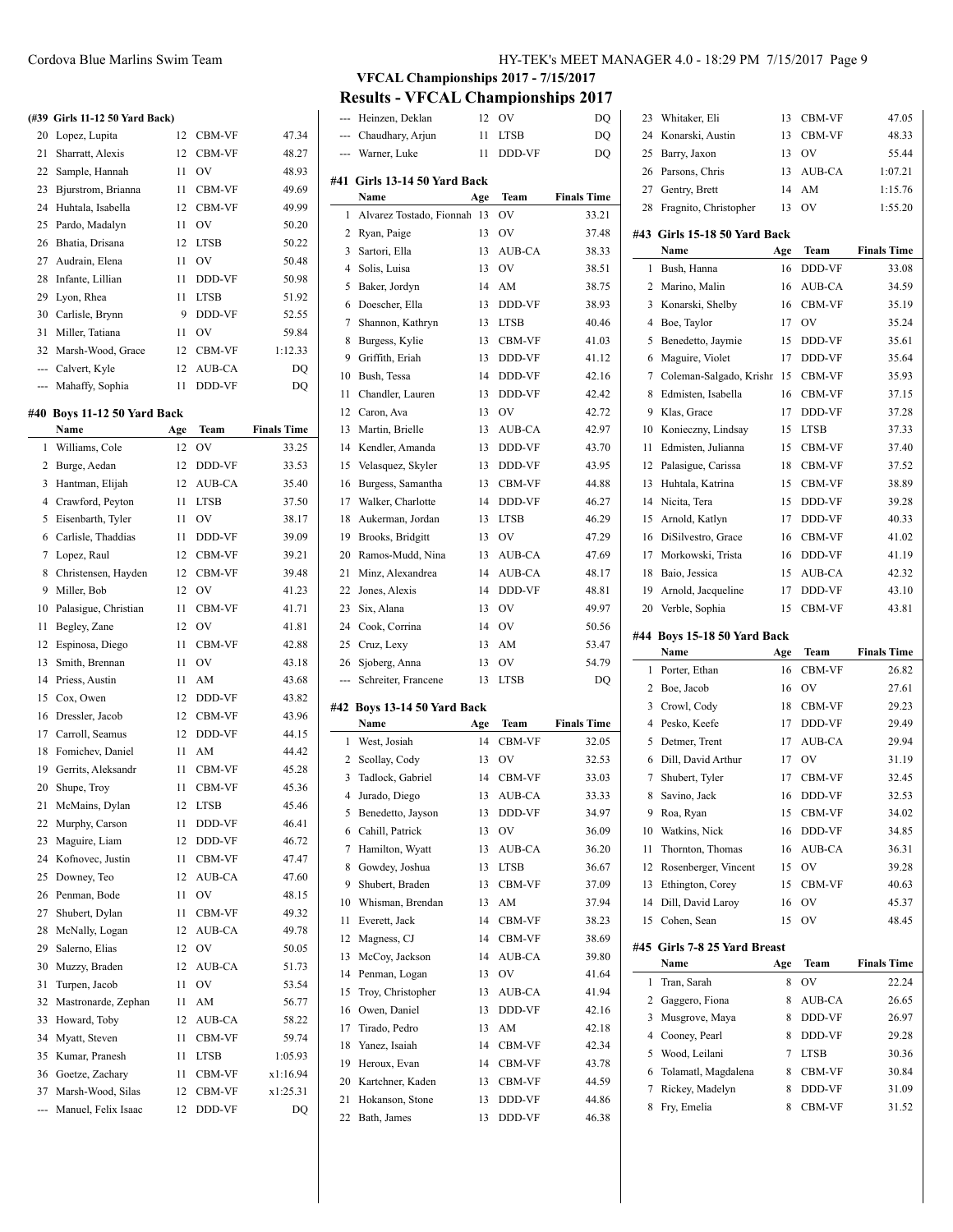## VFCAL Championships 2017 - 7/15/2017

## Results - VFCAL Championships 2017

**(#39 Girls 11-12 50 Yard Back)**

| | Name | Age | Team | Finals Time |
|---|---|---|---|---|
| 20 | Lopez, Lupita | 12 | CBM-VF | 47.34 |
| 21 | Sharratt, Alexis | 12 | CBM-VF | 48.27 |
| 22 | Sample, Hannah | 11 | OV | 48.93 |
| 23 | Bjurstrom, Brianna | 11 | CBM-VF | 49.69 |
| 24 | Huhtala, Isabella | 12 | CBM-VF | 49.99 |
| 25 | Pardo, Madalyn | 11 | OV | 50.20 |
| 26 | Bhatia, Drisana | 12 | LTSB | 50.22 |
| 27 | Audrain, Elena | 11 | OV | 50.48 |
| 28 | Infante, Lillian | 11 | DDD-VF | 50.98 |
| 29 | Lyon, Rhea | 11 | LTSB | 51.92 |
| 30 | Carlisle, Brynn | 9 | DDD-VF | 52.55 |
| 31 | Miller, Tatiana | 11 | OV | 59.84 |
| 32 | Marsh-Wood, Grace | 12 | CBM-VF | 1:12.33 |
| --- | Calvert, Kyle | 12 | AUB-CA | DQ |
| --- | Mahaffy, Sophia | 11 | DDD-VF | DQ |

### #40 Boys 11-12 50 Yard Back

| | Name | Age | Team | Finals Time |
|---|---|---|---|---|
| 1 | Williams, Cole | 12 | OV | 33.25 |
| 2 | Burge, Aedan | 12 | DDD-VF | 33.53 |
| 3 | Hantman, Elijah | 12 | AUB-CA | 35.40 |
| 4 | Crawford, Peyton | 11 | LTSB | 37.50 |
| 5 | Eisenbarth, Tyler | 11 | OV | 38.17 |
| 6 | Carlisle, Thaddias | 11 | DDD-VF | 39.09 |
| 7 | Lopez, Raul | 12 | CBM-VF | 39.21 |
| 8 | Christensen, Hayden | 12 | CBM-VF | 39.48 |
| 9 | Miller, Bob | 12 | OV | 41.23 |
| 10 | Palasigue, Christian | 11 | CBM-VF | 41.71 |
| 11 | Begley, Zane | 12 | OV | 41.81 |
| 12 | Espinosa, Diego | 11 | CBM-VF | 42.88 |
| 13 | Smith, Brennan | 11 | OV | 43.18 |
| 14 | Priess, Austin | 11 | AM | 43.68 |
| 15 | Cox, Owen | 12 | DDD-VF | 43.82 |
| 16 | Dressler, Jacob | 12 | CBM-VF | 43.96 |
| 17 | Carroll, Seamus | 12 | DDD-VF | 44.15 |
| 18 | Fomichev, Daniel | 11 | AM | 44.42 |
| 19 | Gerrits, Aleksandr | 11 | CBM-VF | 45.28 |
| 20 | Shupe, Troy | 11 | CBM-VF | 45.36 |
| 21 | McMains, Dylan | 12 | LTSB | 45.46 |
| 22 | Murphy, Carson | 11 | DDD-VF | 46.41 |
| 23 | Maguire, Liam | 12 | DDD-VF | 46.72 |
| 24 | Kofnovec, Justin | 11 | CBM-VF | 47.47 |
| 25 | Downey, Teo | 12 | AUB-CA | 47.60 |
| 26 | Penman, Bode | 11 | OV | 48.15 |
| 27 | Shubert, Dylan | 11 | CBM-VF | 49.32 |
| 28 | McNally, Logan | 12 | AUB-CA | 49.78 |
| 29 | Salerno, Elias | 12 | OV | 50.05 |
| 30 | Muzzy, Braden | 12 | AUB-CA | 51.73 |
| 31 | Turpen, Jacob | 11 | OV | 53.54 |
| 32 | Mastronarde, Zephan | 11 | AM | 56.77 |
| 33 | Howard, Toby | 12 | AUB-CA | 58.22 |
| 34 | Myatt, Steven | 11 | CBM-VF | 59.74 |
| 35 | Kumar, Pranesh | 11 | LTSB | 1:05.93 |
| 36 | Goetze, Zachary | 11 | CBM-VF | x1:16.94 |
| 37 | Marsh-Wood, Silas | 12 | CBM-VF | x1:25.31 |
| --- | Manuel, Felix Isaac | 12 | DDD-VF | DQ |
| --- | Heinzen, Deklan | 12 | OV | DQ |
| --- | Chaudhary, Arjun | 11 | LTSB | DQ |
| --- | Warner, Luke | 11 | DDD-VF | DQ |

### #41 Girls 13-14 50 Yard Back

| | Name | Age | Team | Finals Time |
|---|---|---|---|---|
| 1 | Alvarez Tostado, Fionnah | 13 | OV | 33.21 |
| 2 | Ryan, Paige | 13 | OV | 37.48 |
| 3 | Sartori, Ella | 13 | AUB-CA | 38.33 |
| 4 | Solis, Luisa | 13 | OV | 38.51 |
| 5 | Baker, Jordyn | 14 | AM | 38.75 |
| 6 | Doescher, Ella | 13 | DDD-VF | 38.93 |
| 7 | Shannon, Kathryn | 13 | LTSB | 40.46 |
| 8 | Burgess, Kylie | 13 | CBM-VF | 41.03 |
| 9 | Griffith, Eriah | 13 | DDD-VF | 41.12 |
| 10 | Bush, Tessa | 14 | DDD-VF | 42.16 |
| 11 | Chandler, Lauren | 13 | DDD-VF | 42.42 |
| 12 | Caron, Ava | 13 | OV | 42.72 |
| 13 | Martin, Brielle | 13 | AUB-CA | 42.97 |
| 14 | Kendler, Amanda | 13 | DDD-VF | 43.70 |
| 15 | Velasquez, Skyler | 13 | DDD-VF | 43.95 |
| 16 | Burgess, Samantha | 13 | CBM-VF | 44.88 |
| 17 | Walker, Charlotte | 14 | DDD-VF | 46.27 |
| 18 | Aukerman, Jordan | 13 | LTSB | 46.29 |
| 19 | Brooks, Bridgitt | 13 | OV | 47.29 |
| 20 | Ramos-Mudd, Nina | 13 | AUB-CA | 47.69 |
| 21 | Minz, Alexandrea | 14 | AUB-CA | 48.17 |
| 22 | Jones, Alexis | 14 | DDD-VF | 48.81 |
| 23 | Six, Alana | 13 | OV | 49.97 |
| 24 | Cook, Corrina | 14 | OV | 50.56 |
| 25 | Cruz, Lexy | 13 | AM | 53.47 |
| 26 | Sjoberg, Anna | 13 | OV | 54.79 |
| --- | Schreiter, Francene | 13 | LTSB | DQ |

### #42 Boys 13-14 50 Yard Back

| | Name | Age | Team | Finals Time |
|---|---|---|---|---|
| 1 | West, Josiah | 14 | CBM-VF | 32.05 |
| 2 | Scollay, Cody | 13 | OV | 32.53 |
| 3 | Tadlock, Gabriel | 14 | CBM-VF | 33.03 |
| 4 | Jurado, Diego | 13 | AUB-CA | 33.33 |
| 5 | Benedetto, Jayson | 13 | DDD-VF | 34.97 |
| 6 | Cahill, Patrick | 13 | OV | 36.09 |
| 7 | Hamilton, Wyatt | 13 | AUB-CA | 36.20 |
| 8 | Gowdey, Joshua | 13 | LTSB | 36.67 |
| 9 | Shubert, Braden | 13 | CBM-VF | 37.09 |
| 10 | Whisman, Brendan | 13 | AM | 37.94 |
| 11 | Everett, Jack | 14 | CBM-VF | 38.23 |
| 12 | Magness, CJ | 14 | CBM-VF | 38.69 |
| 13 | McCoy, Jackson | 14 | AUB-CA | 39.80 |
| 14 | Penman, Logan | 13 | OV | 41.64 |
| 15 | Troy, Christopher | 13 | AUB-CA | 41.94 |
| 16 | Owen, Daniel | 13 | DDD-VF | 42.16 |
| 17 | Tirado, Pedro | 13 | AM | 42.18 |
| 18 | Yanez, Isaiah | 14 | CBM-VF | 42.34 |
| 19 | Heroux, Evan | 14 | CBM-VF | 43.78 |
| 20 | Kartchner, Kaden | 13 | CBM-VF | 44.59 |
| 21 | Hokanson, Stone | 13 | DDD-VF | 44.86 |
| 22 | Bath, James | 13 | DDD-VF | 46.38 |
| 23 | Whitaker, Eli | 13 | CBM-VF | 47.05 |
| 24 | Konarski, Austin | 13 | CBM-VF | 48.33 |
| 25 | Barry, Jaxon | 13 | OV | 55.44 |
| 26 | Parsons, Chris | 13 | AUB-CA | 1:07.21 |
| 27 | Gentry, Brett | 14 | AM | 1:15.76 |
| 28 | Fragnito, Christopher | 13 | OV | 1:55.20 |

### #43 Girls 15-18 50 Yard Back

| | Name | Age | Team | Finals Time |
|---|---|---|---|---|
| 1 | Bush, Hanna | 16 | DDD-VF | 33.08 |
| 2 | Marino, Malin | 16 | AUB-CA | 34.59 |
| 3 | Konarski, Shelby | 16 | CBM-VF | 35.19 |
| 4 | Boe, Taylor | 17 | OV | 35.24 |
| 5 | Benedetto, Jaymie | 15 | DDD-VF | 35.61 |
| 6 | Maguire, Violet | 17 | DDD-VF | 35.64 |
| 7 | Coleman-Salgado, Krishr | 15 | CBM-VF | 35.93 |
| 8 | Edmisten, Isabella | 16 | CBM-VF | 37.15 |
| 9 | Klas, Grace | 17 | DDD-VF | 37.28 |
| 10 | Konieczny, Lindsay | 15 | LTSB | 37.33 |
| 11 | Edmisten, Julianna | 15 | CBM-VF | 37.40 |
| 12 | Palasigue, Carissa | 18 | CBM-VF | 37.52 |
| 13 | Huhtala, Katrina | 15 | CBM-VF | 38.89 |
| 14 | Nicita, Tera | 15 | DDD-VF | 39.28 |
| 15 | Arnold, Katlyn | 17 | DDD-VF | 40.33 |
| 16 | DiSilvestro, Grace | 16 | CBM-VF | 41.02 |
| 17 | Morkowski, Trista | 16 | DDD-VF | 41.19 |
| 18 | Baio, Jessica | 15 | AUB-CA | 42.32 |
| 19 | Arnold, Jacqueline | 17 | DDD-VF | 43.10 |
| 20 | Verble, Sophia | 15 | CBM-VF | 43.81 |

### #44 Boys 15-18 50 Yard Back

| | Name | Age | Team | Finals Time |
|---|---|---|---|---|
| 1 | Porter, Ethan | 16 | CBM-VF | 26.82 |
| 2 | Boe, Jacob | 16 | OV | 27.61 |
| 3 | Crowl, Cody | 18 | CBM-VF | 29.23 |
| 4 | Pesko, Keefe | 17 | DDD-VF | 29.49 |
| 5 | Detmer, Trent | 17 | AUB-CA | 29.94 |
| 6 | Dill, David Arthur | 17 | OV | 31.19 |
| 7 | Shubert, Tyler | 17 | CBM-VF | 32.45 |
| 8 | Savino, Jack | 16 | DDD-VF | 32.53 |
| 9 | Roa, Ryan | 15 | CBM-VF | 34.02 |
| 10 | Watkins, Nick | 16 | DDD-VF | 34.85 |
| 11 | Thornton, Thomas | 16 | AUB-CA | 36.31 |
| 12 | Rosenberger, Vincent | 15 | OV | 39.28 |
| 13 | Ethington, Corey | 15 | CBM-VF | 40.63 |
| 14 | Dill, David Laroy | 16 | OV | 45.37 |
| 15 | Cohen, Sean | 15 | OV | 48.45 |

### #45 Girls 7-8 25 Yard Breast

| | Name | Age | Team | Finals Time |
|---|---|---|---|---|
| 1 | Tran, Sarah | 8 | OV | 22.24 |
| 2 | Gaggero, Fiona | 8 | AUB-CA | 26.65 |
| 3 | Musgrove, Maya | 8 | DDD-VF | 26.97 |
| 4 | Cooney, Pearl | 8 | DDD-VF | 29.28 |
| 5 | Wood, Leilani | 7 | LTSB | 30.36 |
| 6 | Tolamatl, Magdalena | 8 | CBM-VF | 30.84 |
| 7 | Rickey, Madelyn | 8 | DDD-VF | 31.09 |
| 8 | Fry, Emelia | 8 | CBM-VF | 31.52 |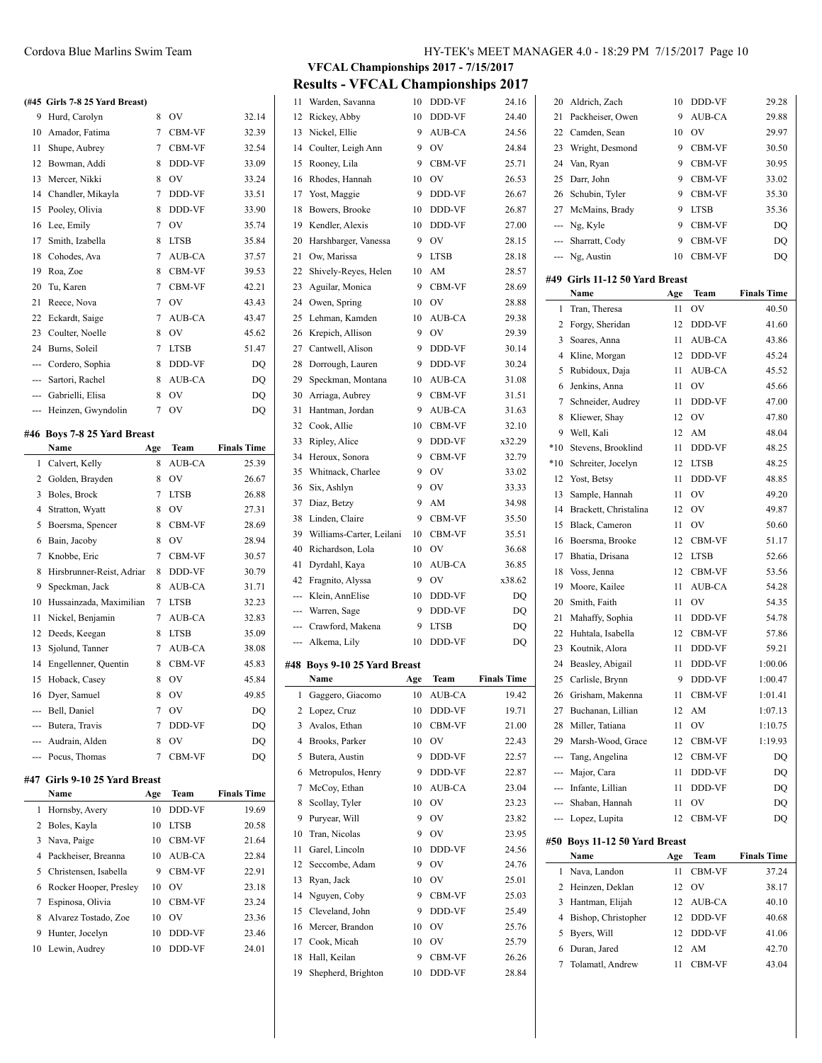## VFCAL Championships 2017 - 7/15/2017

## Results - VFCAL Championships 2017

### (#45 Girls 7-8 25 Yard Breast)

| | Name | Age | Team | Finals Time |
|---|---|---|---|---|
| 9 | Hurd, Carolyn | 8 | OV | 32.14 |
| 10 | Amador, Fatima | 7 | CBM-VF | 32.39 |
| 11 | Shupe, Aubrey | 7 | CBM-VF | 32.54 |
| 12 | Bowman, Addi | 8 | DDD-VF | 33.09 |
| 13 | Mercer, Nikki | 8 | OV | 33.24 |
| 14 | Chandler, Mikayla | 7 | DDD-VF | 33.51 |
| 15 | Pooley, Olivia | 8 | DDD-VF | 33.90 |
| 16 | Lee, Emily | 7 | OV | 35.74 |
| 17 | Smith, Izabella | 8 | LTSB | 35.84 |
| 18 | Cohodes, Ava | 7 | AUB-CA | 37.57 |
| 19 | Roa, Zoe | 8 | CBM-VF | 39.53 |
| 20 | Tu, Karen | 7 | CBM-VF | 42.21 |
| 21 | Reece, Nova | 7 | OV | 43.43 |
| 22 | Eckardt, Saige | 7 | AUB-CA | 43.47 |
| 23 | Coulter, Noelle | 8 | OV | 45.62 |
| 24 | Burns, Soleil | 7 | LTSB | 51.47 |
| --- | Cordero, Sophia | 8 | DDD-VF | DQ |
| --- | Sartori, Rachel | 8 | AUB-CA | DQ |
| --- | Gabrielli, Elisa | 8 | OV | DQ |
| --- | Heinzen, Gwyndolin | 7 | OV | DQ |

### #46 Boys 7-8 25 Yard Breast

| | Name | Age | Team | Finals Time |
|---|---|---|---|---|
| 1 | Calvert, Kelly | 8 | AUB-CA | 25.39 |
| 2 | Golden, Brayden | 8 | OV | 26.67 |
| 3 | Boles, Brock | 7 | LTSB | 26.88 |
| 4 | Stratton, Wyatt | 8 | OV | 27.31 |
| 5 | Boersma, Spencer | 8 | CBM-VF | 28.69 |
| 6 | Bain, Jacoby | 8 | OV | 28.94 |
| 7 | Knobbe, Eric | 7 | CBM-VF | 30.57 |
| 8 | Hirsbrunner-Reist, Adrian | 8 | DDD-VF | 30.79 |
| 9 | Speckman, Jack | 8 | AUB-CA | 31.71 |
| 10 | Hussainzada, Maximilian | 7 | LTSB | 32.23 |
| 11 | Nickel, Benjamin | 7 | AUB-CA | 32.83 |
| 12 | Deeds, Keegan | 8 | LTSB | 35.09 |
| 13 | Sjolund, Tanner | 7 | AUB-CA | 38.08 |
| 14 | Engellenner, Quentin | 8 | CBM-VF | 45.83 |
| 15 | Hoback, Casey | 8 | OV | 45.84 |
| 16 | Dyer, Samuel | 8 | OV | 49.85 |
| --- | Bell, Daniel | 7 | OV | DQ |
| --- | Butera, Travis | 7 | DDD-VF | DQ |
| --- | Audrain, Alden | 8 | OV | DQ |
| --- | Pocus, Thomas | 7 | CBM-VF | DQ |

### #47 Girls 9-10 25 Yard Breast

| | Name | Age | Team | Finals Time |
|---|---|---|---|---|
| 1 | Hornsby, Avery | 10 | DDD-VF | 19.69 |
| 2 | Boles, Kayla | 10 | LTSB | 20.58 |
| 3 | Nava, Paige | 10 | CBM-VF | 21.64 |
| 4 | Packheiser, Breanna | 10 | AUB-CA | 22.84 |
| 5 | Christensen, Isabella | 9 | CBM-VF | 22.91 |
| 6 | Rocker Hooper, Presley | 10 | OV | 23.18 |
| 7 | Espinosa, Olivia | 10 | CBM-VF | 23.24 |
| 8 | Alvarez Tostado, Zoe | 10 | OV | 23.36 |
| 9 | Hunter, Jocelyn | 10 | DDD-VF | 23.46 |
| 10 | Lewin, Audrey | 10 | DDD-VF | 24.01 |
| 11 | Warden, Savanna | 10 | DDD-VF | 24.16 |
| 12 | Rickey, Abby | 10 | DDD-VF | 24.40 |
| 13 | Nickel, Ellie | 9 | AUB-CA | 24.56 |
| 14 | Coulter, Leigh Ann | 9 | OV | 24.84 |
| 15 | Rooney, Lila | 9 | CBM-VF | 25.71 |
| 16 | Rhodes, Hannah | 10 | OV | 26.53 |
| 17 | Yost, Maggie | 9 | DDD-VF | 26.67 |
| 18 | Bowers, Brooke | 10 | DDD-VF | 26.87 |
| 19 | Kendler, Alexis | 10 | DDD-VF | 27.00 |
| 20 | Harshbarger, Vanessa | 9 | OV | 28.15 |
| 21 | Ow, Marissa | 9 | LTSB | 28.18 |
| 22 | Shively-Reyes, Helen | 10 | AM | 28.57 |
| 23 | Aguilar, Monica | 9 | CBM-VF | 28.69 |
| 24 | Owen, Spring | 10 | OV | 28.88 |
| 25 | Lehman, Kamden | 10 | AUB-CA | 29.38 |
| 26 | Krepich, Allison | 9 | OV | 29.39 |
| 27 | Cantwell, Alison | 9 | DDD-VF | 30.14 |
| 28 | Dorrough, Lauren | 9 | DDD-VF | 30.24 |
| 29 | Speckman, Montana | 10 | AUB-CA | 31.08 |
| 30 | Arriaga, Aubrey | 9 | CBM-VF | 31.51 |
| 31 | Hantman, Jordan | 9 | AUB-CA | 31.63 |
| 32 | Cook, Allie | 10 | CBM-VF | 32.10 |
| 33 | Ripley, Alice | 9 | DDD-VF | x32.29 |
| 34 | Heroux, Sonora | 9 | CBM-VF | 32.79 |
| 35 | Whitnack, Charlee | 9 | OV | 33.02 |
| 36 | Six, Ashlyn | 9 | OV | 33.33 |
| 37 | Diaz, Betzy | 9 | AM | 34.98 |
| 38 | Linden, Claire | 9 | CBM-VF | 35.50 |
| 39 | Williams-Carter, Leilani | 10 | CBM-VF | 35.51 |
| 40 | Richardson, Lola | 10 | OV | 36.68 |
| 41 | Dyrdahl, Kaya | 10 | AUB-CA | 36.85 |
| 42 | Fragnito, Alyssa | 9 | OV | x38.62 |
| --- | Klein, AnnElise | 10 | DDD-VF | DQ |
| --- | Warren, Sage | 9 | DDD-VF | DQ |
| --- | Crawford, Makena | 9 | LTSB | DQ |
| --- | Alkema, Lily | 10 | DDD-VF | DQ |

### #48 Boys 9-10 25 Yard Breast

| | Name | Age | Team | Finals Time |
|---|---|---|---|---|
| 1 | Gaggero, Giacomo | 10 | AUB-CA | 19.42 |
| 2 | Lopez, Cruz | 10 | DDD-VF | 19.71 |
| 3 | Avalos, Ethan | 10 | CBM-VF | 21.00 |
| 4 | Brooks, Parker | 10 | OV | 22.43 |
| 5 | Butera, Austin | 9 | DDD-VF | 22.57 |
| 6 | Metropulos, Henry | 9 | DDD-VF | 22.87 |
| 7 | McCoy, Ethan | 10 | AUB-CA | 23.04 |
| 8 | Scollay, Tyler | 10 | OV | 23.23 |
| 9 | Puryear, Will | 9 | OV | 23.82 |
| 10 | Tran, Nicolas | 9 | OV | 23.95 |
| 11 | Garel, Lincoln | 10 | DDD-VF | 24.56 |
| 12 | Seccombe, Adam | 9 | OV | 24.76 |
| 13 | Ryan, Jack | 10 | OV | 25.01 |
| 14 | Nguyen, Coby | 9 | CBM-VF | 25.03 |
| 15 | Cleveland, John | 9 | DDD-VF | 25.49 |
| 16 | Mercer, Brandon | 10 | OV | 25.76 |
| 17 | Cook, Micah | 10 | OV | 25.79 |
| 18 | Hall, Keilan | 9 | CBM-VF | 26.26 |
| 19 | Shepherd, Brighton | 10 | DDD-VF | 28.84 |
| 20 | Aldrich, Zach | 10 | DDD-VF | 29.28 |
| 21 | Packheiser, Owen | 9 | AUB-CA | 29.88 |
| 22 | Camden, Sean | 10 | OV | 29.97 |
| 23 | Wright, Desmond | 9 | CBM-VF | 30.50 |
| 24 | Van, Ryan | 9 | CBM-VF | 30.95 |
| 25 | Darr, John | 9 | CBM-VF | 33.02 |
| 26 | Schubin, Tyler | 9 | CBM-VF | 35.30 |
| 27 | McMains, Brady | 9 | LTSB | 35.36 |
| --- | Ng, Kyle | 9 | CBM-VF | DQ |
| --- | Sharratt, Cody | 9 | CBM-VF | DQ |
| --- | Ng, Austin | 10 | CBM-VF | DQ |

### #49 Girls 11-12 50 Yard Breast

| | Name | Age | Team | Finals Time |
|---|---|---|---|---|
| 1 | Tran, Theresa | 11 | OV | 40.50 |
| 2 | Forgy, Sheridan | 12 | DDD-VF | 41.60 |
| 3 | Soares, Anna | 11 | AUB-CA | 43.86 |
| 4 | Kline, Morgan | 12 | DDD-VF | 45.24 |
| 5 | Rubidoux, Daja | 11 | AUB-CA | 45.52 |
| 6 | Jenkins, Anna | 11 | OV | 45.66 |
| 7 | Schneider, Audrey | 11 | DDD-VF | 47.00 |
| 8 | Kliewer, Shay | 12 | OV | 47.80 |
| 9 | Well, Kali | 12 | AM | 48.04 |
| *10 | Stevens, Brooklind | 11 | DDD-VF | 48.25 |
| *10 | Schreiter, Jocelyn | 12 | LTSB | 48.25 |
| 12 | Yost, Betsy | 11 | DDD-VF | 48.85 |
| 13 | Sample, Hannah | 11 | OV | 49.20 |
| 14 | Brackett, Christalina | 12 | OV | 49.87 |
| 15 | Black, Cameron | 11 | OV | 50.60 |
| 16 | Boersma, Brooke | 12 | CBM-VF | 51.17 |
| 17 | Bhatia, Drisana | 12 | LTSB | 52.66 |
| 18 | Voss, Jenna | 12 | CBM-VF | 53.56 |
| 19 | Moore, Kailee | 11 | AUB-CA | 54.28 |
| 20 | Smith, Faith | 11 | OV | 54.35 |
| 21 | Mahaffy, Sophia | 11 | DDD-VF | 54.78 |
| 22 | Huhtala, Isabella | 12 | CBM-VF | 57.86 |
| 23 | Koutnik, Alora | 11 | DDD-VF | 59.21 |
| 24 | Beasley, Abigail | 11 | DDD-VF | 1:00.06 |
| 25 | Carlisle, Brynn | 9 | DDD-VF | 1:00.47 |
| 26 | Grisham, Makenna | 11 | CBM-VF | 1:01.41 |
| 27 | Buchanan, Lillian | 12 | AM | 1:07.13 |
| 28 | Miller, Tatiana | 11 | OV | 1:10.75 |
| 29 | Marsh-Wood, Grace | 12 | CBM-VF | 1:19.93 |
| --- | Tang, Angelina | 12 | CBM-VF | DQ |
| --- | Major, Cara | 11 | DDD-VF | DQ |
| --- | Infante, Lillian | 11 | DDD-VF | DQ |
| --- | Shaban, Hannah | 11 | OV | DQ |
| --- | Lopez, Lupita | 12 | CBM-VF | DQ |

### #50 Boys 11-12 50 Yard Breast

| | Name | Age | Team | Finals Time |
|---|---|---|---|---|
| 1 | Nava, Landon | 11 | CBM-VF | 37.24 |
| 2 | Heinzen, Deklan | 12 | OV | 38.17 |
| 3 | Hantman, Elijah | 12 | AUB-CA | 40.10 |
| 4 | Bishop, Christopher | 12 | DDD-VF | 40.68 |
| 5 | Byers, Will | 12 | DDD-VF | 41.06 |
| 6 | Duran, Jared | 12 | AM | 42.70 |
| 7 | Tolamatl, Andrew | 11 | CBM-VF | 43.04 |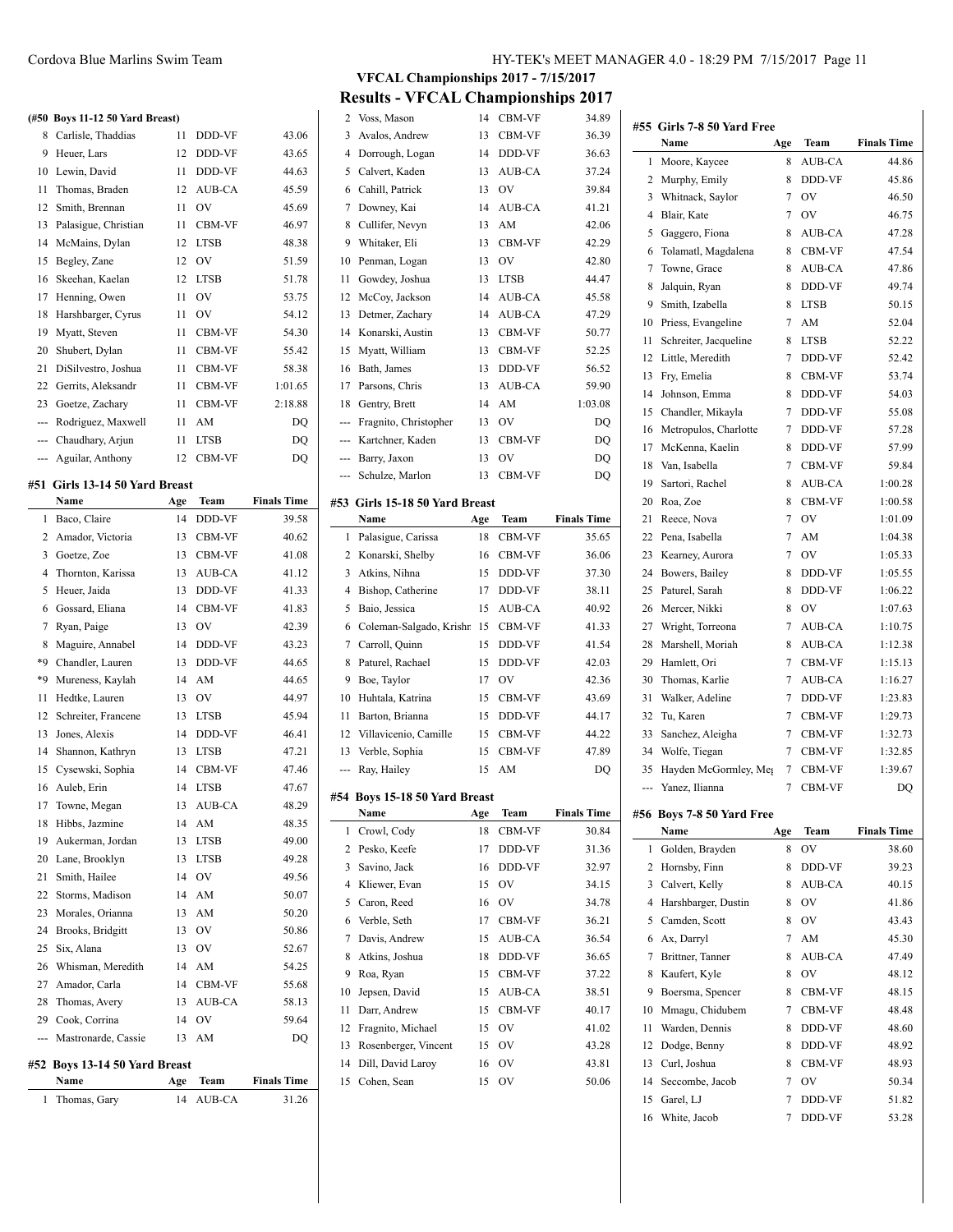# VFCAL Championships 2017 - 7/15/2017

## Results - VFCAL Championships 2017

### (#50 Boys 11-12 50 Yard Breast)

| | Name | Age | Team | Finals Time |
|---|---|---|---|---|
| 8 | Carlisle, Thaddias | 11 | DDD-VF | 43.06 |
| 9 | Heuer, Lars | 12 | DDD-VF | 43.65 |
| 10 | Lewin, David | 11 | DDD-VF | 44.63 |
| 11 | Thomas, Braden | 12 | AUB-CA | 45.59 |
| 12 | Smith, Brennan | 11 | OV | 45.69 |
| 13 | Palasigue, Christian | 11 | CBM-VF | 46.97 |
| 14 | McMains, Dylan | 12 | LTSB | 48.38 |
| 15 | Begley, Zane | 12 | OV | 51.59 |
| 16 | Skeehan, Kaelan | 12 | LTSB | 51.78 |
| 17 | Henning, Owen | 11 | OV | 53.75 |
| 18 | Harshbarger, Cyrus | 11 | OV | 54.12 |
| 19 | Myatt, Steven | 11 | CBM-VF | 54.30 |
| 20 | Shubert, Dylan | 11 | CBM-VF | 55.42 |
| 21 | DiSilvestro, Joshua | 11 | CBM-VF | 58.38 |
| 22 | Gerrits, Aleksandr | 11 | CBM-VF | 1:01.65 |
| 23 | Goetze, Zachary | 11 | CBM-VF | 2:18.88 |
| --- | Rodriguez, Maxwell | 11 | AM | DQ |
| --- | Chaudhary, Arjun | 11 | LTSB | DQ |
| --- | Aguilar, Anthony | 12 | CBM-VF | DQ |

### #51 Girls 13-14 50 Yard Breast

| | Name | Age | Team | Finals Time |
|---|---|---|---|---|
| 1 | Baco, Claire | 14 | DDD-VF | 39.58 |
| 2 | Amador, Victoria | 13 | CBM-VF | 40.62 |
| 3 | Goetze, Zoe | 13 | CBM-VF | 41.08 |
| 4 | Thornton, Karissa | 13 | AUB-CA | 41.12 |
| 5 | Heuer, Jaida | 13 | DDD-VF | 41.33 |
| 6 | Gossard, Eliana | 14 | CBM-VF | 41.83 |
| 7 | Ryan, Paige | 13 | OV | 42.39 |
| 8 | Maguire, Annabel | 14 | DDD-VF | 43.23 |
| *9 | Chandler, Lauren | 13 | DDD-VF | 44.65 |
| *9 | Mureness, Kaylah | 14 | AM | 44.65 |
| 11 | Hedtke, Lauren | 13 | OV | 44.97 |
| 12 | Schreiter, Francene | 13 | LTSB | 45.94 |
| 13 | Jones, Alexis | 14 | DDD-VF | 46.41 |
| 14 | Shannon, Kathryn | 13 | LTSB | 47.21 |
| 15 | Cysewski, Sophia | 14 | CBM-VF | 47.46 |
| 16 | Auleb, Erin | 14 | LTSB | 47.67 |
| 17 | Towne, Megan | 13 | AUB-CA | 48.29 |
| 18 | Hibbs, Jazmine | 14 | AM | 48.35 |
| 19 | Aukerman, Jordan | 13 | LTSB | 49.00 |
| 20 | Lane, Brooklyn | 13 | LTSB | 49.28 |
| 21 | Smith, Hailee | 14 | OV | 49.56 |
| 22 | Storms, Madison | 14 | AM | 50.07 |
| 23 | Morales, Orianna | 13 | AM | 50.20 |
| 24 | Brooks, Bridgitt | 13 | OV | 50.86 |
| 25 | Six, Alana | 13 | OV | 52.67 |
| 26 | Whisman, Meredith | 14 | AM | 54.25 |
| 27 | Amador, Carla | 14 | CBM-VF | 55.68 |
| 28 | Thomas, Avery | 13 | AUB-CA | 58.13 |
| 29 | Cook, Corrina | 14 | OV | 59.64 |
| --- | Mastronarde, Cassie | 13 | AM | DQ |

### #52 Boys 13-14 50 Yard Breast

| | Name | Age | Team | Finals Time |
|---|---|---|---|---|
| 1 | Thomas, Gary | 14 | AUB-CA | 31.26 |
| 2 | Voss, Mason | 14 | CBM-VF | 34.89 |
| 3 | Avalos, Andrew | 13 | CBM-VF | 36.39 |
| 4 | Dorrough, Logan | 14 | DDD-VF | 36.63 |
| 5 | Calvert, Kaden | 13 | AUB-CA | 37.24 |
| 6 | Cahill, Patrick | 13 | OV | 39.84 |
| 7 | Downey, Kai | 14 | AUB-CA | 41.21 |
| 8 | Cullifer, Nevyn | 13 | AM | 42.06 |
| 9 | Whitaker, Eli | 13 | CBM-VF | 42.29 |
| 10 | Penman, Logan | 13 | OV | 42.80 |
| 11 | Gowdey, Joshua | 13 | LTSB | 44.47 |
| 12 | McCoy, Jackson | 14 | AUB-CA | 45.58 |
| 13 | Detmer, Zachary | 14 | AUB-CA | 47.29 |
| 14 | Konarski, Austin | 13 | CBM-VF | 50.77 |
| 15 | Myatt, William | 13 | CBM-VF | 52.25 |
| 16 | Bath, James | 13 | DDD-VF | 56.52 |
| 17 | Parsons, Chris | 13 | AUB-CA | 59.90 |
| 18 | Gentry, Brett | 14 | AM | 1:03.08 |
| --- | Fragnito, Christopher | 13 | OV | DQ |
| --- | Kartchner, Kaden | 13 | CBM-VF | DQ |
| --- | Barry, Jaxon | 13 | OV | DQ |
| --- | Schulze, Marlon | 13 | CBM-VF | DQ |

### #53 Girls 15-18 50 Yard Breast

| | Name | Age | Team | Finals Time |
|---|---|---|---|---|
| 1 | Palasigue, Carissa | 18 | CBM-VF | 35.65 |
| 2 | Konarski, Shelby | 16 | CBM-VF | 36.06 |
| 3 | Atkins, Nihna | 15 | DDD-VF | 37.30 |
| 4 | Bishop, Catherine | 17 | DDD-VF | 38.11 |
| 5 | Baio, Jessica | 15 | AUB-CA | 40.92 |
| 6 | Coleman-Salgado, Krishn | 15 | CBM-VF | 41.33 |
| 7 | Carroll, Quinn | 15 | DDD-VF | 41.54 |
| 8 | Paturel, Rachael | 15 | DDD-VF | 42.03 |
| 9 | Boe, Taylor | 17 | OV | 42.36 |
| 10 | Huhtala, Katrina | 15 | CBM-VF | 43.69 |
| 11 | Barton, Brianna | 15 | DDD-VF | 44.17 |
| 12 | Villavicenio, Camille | 15 | CBM-VF | 44.22 |
| 13 | Verble, Sophia | 15 | CBM-VF | 47.89 |
| --- | Ray, Hailey | 15 | AM | DQ |

### #54 Boys 15-18 50 Yard Breast

| | Name | Age | Team | Finals Time |
|---|---|---|---|---|
| 1 | Crowl, Cody | 18 | CBM-VF | 30.84 |
| 2 | Pesko, Keefe | 17 | DDD-VF | 31.36 |
| 3 | Savino, Jack | 16 | DDD-VF | 32.97 |
| 4 | Kliewer, Evan | 15 | OV | 34.15 |
| 5 | Caron, Reed | 16 | OV | 34.78 |
| 6 | Verble, Seth | 17 | CBM-VF | 36.21 |
| 7 | Davis, Andrew | 15 | AUB-CA | 36.54 |
| 8 | Atkins, Joshua | 18 | DDD-VF | 36.65 |
| 9 | Roa, Ryan | 15 | CBM-VF | 37.22 |
| 10 | Jepsen, David | 15 | AUB-CA | 38.51 |
| 11 | Darr, Andrew | 15 | CBM-VF | 40.17 |
| 12 | Fragnito, Michael | 15 | OV | 41.02 |
| 13 | Rosenberger, Vincent | 15 | OV | 43.28 |
| 14 | Dill, David Laroy | 16 | OV | 43.81 |
| 15 | Cohen, Sean | 15 | OV | 50.06 |

### #55 Girls 7-8 50 Yard Free

| | Name | Age | Team | Finals Time |
|---|---|---|---|---|
| 1 | Moore, Kaycee | 8 | AUB-CA | 44.86 |
| 2 | Murphy, Emily | 8 | DDD-VF | 45.86 |
| 3 | Whitnack, Saylor | 7 | OV | 46.50 |
| 4 | Blair, Kate | 7 | OV | 46.75 |
| 5 | Gaggero, Fiona | 8 | AUB-CA | 47.28 |
| 6 | Tolamatl, Magdalena | 8 | CBM-VF | 47.54 |
| 7 | Towne, Grace | 8 | AUB-CA | 47.86 |
| 8 | Jalquin, Ryan | 8 | DDD-VF | 49.74 |
| 9 | Smith, Izabella | 8 | LTSB | 50.15 |
| 10 | Priess, Evangeline | 7 | AM | 52.04 |
| 11 | Schreiter, Jacqueline | 8 | LTSB | 52.22 |
| 12 | Little, Meredith | 7 | DDD-VF | 52.42 |
| 13 | Fry, Emelia | 8 | CBM-VF | 53.74 |
| 14 | Johnson, Emma | 8 | DDD-VF | 54.03 |
| 15 | Chandler, Mikayla | 7 | DDD-VF | 55.08 |
| 16 | Metropulos, Charlotte | 7 | DDD-VF | 57.28 |
| 17 | McKenna, Kaelin | 8 | DDD-VF | 57.99 |
| 18 | Van, Isabella | 7 | CBM-VF | 59.84 |
| 19 | Sartori, Rachel | 8 | AUB-CA | 1:00.28 |
| 20 | Roa, Zoe | 8 | CBM-VF | 1:00.58 |
| 21 | Reece, Nova | 7 | OV | 1:01.09 |
| 22 | Pena, Isabella | 7 | AM | 1:04.38 |
| 23 | Kearney, Aurora | 7 | OV | 1:05.33 |
| 24 | Bowers, Bailey | 8 | DDD-VF | 1:05.55 |
| 25 | Paturel, Sarah | 8 | DDD-VF | 1:06.22 |
| 26 | Mercer, Nikki | 8 | OV | 1:07.63 |
| 27 | Wright, Torreona | 7 | AUB-CA | 1:10.75 |
| 28 | Marshell, Moriah | 8 | AUB-CA | 1:12.38 |
| 29 | Hamlett, Ori | 7 | CBM-VF | 1:15.13 |
| 30 | Thomas, Karlie | 7 | AUB-CA | 1:16.27 |
| 31 | Walker, Adeline | 7 | DDD-VF | 1:23.83 |
| 32 | Tu, Karen | 7 | CBM-VF | 1:29.73 |
| 33 | Sanchez, Aleigha | 7 | CBM-VF | 1:32.73 |
| 34 | Wolfe, Tiegan | 7 | CBM-VF | 1:32.85 |
| 35 | Hayden McGormley, Meg | 7 | CBM-VF | 1:39.67 |
| --- | Yanez, Ilianna | 7 | CBM-VF | DQ |

### #56 Boys 7-8 50 Yard Free

| | Name | Age | Team | Finals Time |
|---|---|---|---|---|
| 1 | Golden, Brayden | 8 | OV | 38.60 |
| 2 | Hornsby, Finn | 8 | DDD-VF | 39.23 |
| 3 | Calvert, Kelly | 8 | AUB-CA | 40.15 |
| 4 | Harshbarger, Dustin | 8 | OV | 41.86 |
| 5 | Camden, Scott | 8 | OV | 43.43 |
| 6 | Ax, Darryl | 7 | AM | 45.30 |
| 7 | Brittner, Tanner | 8 | AUB-CA | 47.49 |
| 8 | Kaufert, Kyle | 8 | OV | 48.12 |
| 9 | Boersma, Spencer | 8 | CBM-VF | 48.15 |
| 10 | Mmagu, Chidubem | 7 | CBM-VF | 48.48 |
| 11 | Warden, Dennis | 8 | DDD-VF | 48.60 |
| 12 | Dodge, Benny | 8 | DDD-VF | 48.92 |
| 13 | Curl, Joshua | 8 | CBM-VF | 48.93 |
| 14 | Seccombe, Jacob | 7 | OV | 50.34 |
| 15 | Garel, LJ | 7 | DDD-VF | 51.82 |
| 16 | White, Jacob | 7 | DDD-VF | 53.28 |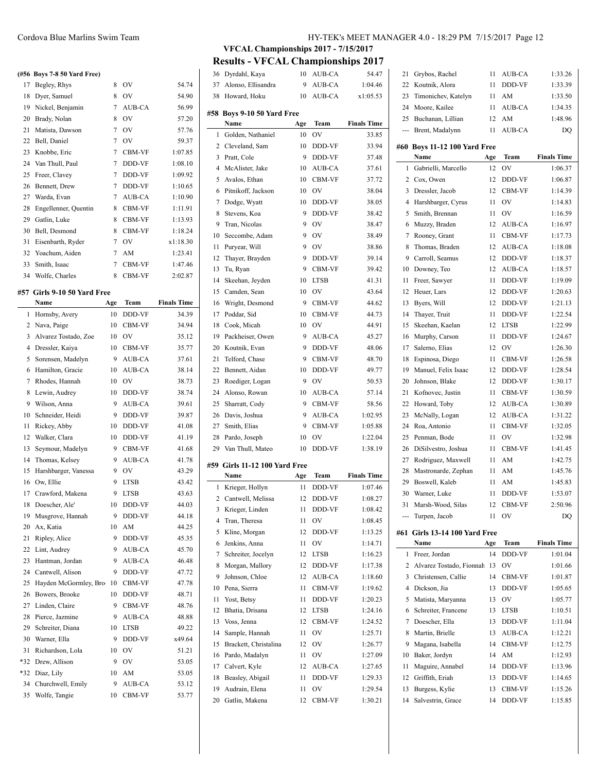## VFCAL Championships 2017 - 7/15/2017

## Results - VFCAL Championships 2017

### (#56 Boys 7-8 50 Yard Free)

| | Name | Age | Team | Finals Time |
|---|---|---|---|---|
| 17 | Begley, Rhys | 8 | OV | 54.74 |
| 18 | Dyer, Samuel | 8 | OV | 54.90 |
| 19 | Nickel, Benjamin | 7 | AUB-CA | 56.99 |
| 20 | Brady, Nolan | 8 | OV | 57.20 |
| 21 | Matista, Dawson | 7 | OV | 57.76 |
| 22 | Bell, Daniel | 7 | OV | 59.37 |
| 23 | Knobbe, Eric | 7 | CBM-VF | 1:07.85 |
| 24 | Van Thull, Paul | 7 | DDD-VF | 1:08.10 |
| 25 | Freer, Clavey | 7 | DDD-VF | 1:09.92 |
| 26 | Bennett, Drew | 7 | DDD-VF | 1:10.65 |
| 27 | Warda, Evan | 7 | AUB-CA | 1:10.90 |
| 28 | Engellenner, Quentin | 8 | CBM-VF | 1:11.91 |
| 29 | Gatlin, Luke | 8 | CBM-VF | 1:13.93 |
| 30 | Bell, Desmond | 8 | CBM-VF | 1:18.24 |
| 31 | Eisenbarth, Ryder | 7 | OV | x1:18.30 |
| 32 | Yoachum, Aiden | 7 | AM | 1:23.41 |
| 33 | Smith, Isaac | 7 | CBM-VF | 1:47.46 |
| 34 | Wolfe, Charles | 8 | CBM-VF | 2:02.87 |

### #57 Girls 9-10 50 Yard Free

| | Name | Age | Team | Finals Time |
|---|---|---|---|---|
| 1 | Hornsby, Avery | 10 | DDD-VF | 34.39 |
| 2 | Nava, Paige | 10 | CBM-VF | 34.94 |
| 3 | Alvarez Tostado, Zoe | 10 | OV | 35.12 |
| 4 | Dressler, Kaiya | 10 | CBM-VF | 35.77 |
| 5 | Sorensen, Madelyn | 9 | AUB-CA | 37.61 |
| 6 | Hamilton, Gracie | 10 | AUB-CA | 38.14 |
| 7 | Rhodes, Hannah | 10 | OV | 38.73 |
| 8 | Lewin, Audrey | 10 | DDD-VF | 38.74 |
| 9 | Wilson, Anna | 9 | AUB-CA | 39.61 |
| 10 | Schneider, Heidi | 9 | DDD-VF | 39.87 |
| 11 | Rickey, Abby | 10 | DDD-VF | 41.08 |
| 12 | Walker, Clara | 10 | DDD-VF | 41.19 |
| 13 | Seymour, Madelyn | 9 | CBM-VF | 41.68 |
| 14 | Thomas, Kelsey | 9 | AUB-CA | 41.78 |
| 15 | Harshbarger, Vanessa | 9 | OV | 43.29 |
| 16 | Ow, Ellie | 9 | LTSB | 43.42 |
| 17 | Crawford, Makena | 9 | LTSB | 43.63 |
| 18 | Doescher, Ale' | 10 | DDD-VF | 44.03 |
| 19 | Musgrove, Hannah | 9 | DDD-VF | 44.18 |
| 20 | Ax, Katia | 10 | AM | 44.25 |
| 21 | Ripley, Alice | 9 | DDD-VF | 45.35 |
| 22 | Lint, Audrey | 9 | AUB-CA | 45.70 |
| 23 | Hantman, Jordan | 9 | AUB-CA | 46.48 |
| 24 | Cantwell, Alison | 9 | DDD-VF | 47.72 |
| 25 | Hayden McGormley, Bro | 10 | CBM-VF | 47.78 |
| 26 | Bowers, Brooke | 10 | DDD-VF | 48.71 |
| 27 | Linden, Claire | 9 | CBM-VF | 48.76 |
| 28 | Pierce, Jazmine | 9 | AUB-CA | 48.88 |
| 29 | Schreiter, Diana | 10 | LTSB | 49.22 |
| 30 | Warner, Ella | 9 | DDD-VF | x49.64 |
| 31 | Richardson, Lola | 10 | OV | 51.21 |
| *32 | Drew, Allison | 9 | OV | 53.05 |
| *32 | Diaz, Lily | 10 | AM | 53.05 |
| 34 | Churchwell, Emily | 9 | AUB-CA | 53.12 |
| 35 | Wolfe, Tangie | 10 | CBM-VF | 53.77 |
| 36 | Dyrdahl, Kaya | 10 | AUB-CA | 54.47 |
| 37 | Alonso, Ellisandra | 9 | AUB-CA | 1:04.46 |
| 38 | Howard, Hoku | 10 | AUB-CA | x1:05.53 |

### #58 Boys 9-10 50 Yard Free

| | Name | Age | Team | Finals Time |
|---|---|---|---|---|
| 1 | Golden, Nathaniel | 10 | OV | 33.85 |
| 2 | Cleveland, Sam | 10 | DDD-VF | 33.94 |
| 3 | Pratt, Cole | 9 | DDD-VF | 37.48 |
| 4 | McAlister, Jake | 10 | AUB-CA | 37.61 |
| 5 | Avalos, Ethan | 10 | CBM-VF | 37.72 |
| 6 | Pitnikoff, Jackson | 10 | OV | 38.04 |
| 7 | Dodge, Wyatt | 10 | DDD-VF | 38.05 |
| 8 | Stevens, Koa | 9 | DDD-VF | 38.42 |
| 9 | Tran, Nicolas | 9 | OV | 38.47 |
| 10 | Seccombe, Adam | 9 | OV | 38.49 |
| 11 | Puryear, Will | 9 | OV | 38.86 |
| 12 | Thayer, Brayden | 9 | DDD-VF | 39.14 |
| 13 | Tu, Ryan | 9 | CBM-VF | 39.42 |
| 14 | Skeehan, Jeyden | 10 | LTSB | 41.31 |
| 15 | Camden, Sean | 10 | OV | 43.64 |
| 16 | Wright, Desmond | 9 | CBM-VF | 44.62 |
| 17 | Poddar, Sid | 10 | CBM-VF | 44.73 |
| 18 | Cook, Micah | 10 | OV | 44.91 |
| 19 | Packheiser, Owen | 9 | AUB-CA | 45.27 |
| 20 | Koutnik, Evan | 9 | DDD-VF | 48.06 |
| 21 | Telford, Chase | 9 | CBM-VF | 48.70 |
| 22 | Bennett, Aidan | 10 | DDD-VF | 49.77 |
| 23 | Roediger, Logan | 9 | OV | 50.53 |
| 24 | Alonso, Rowan | 10 | AUB-CA | 57.14 |
| 25 | Sharratt, Cody | 9 | CBM-VF | 58.56 |
| 26 | Davis, Joshua | 9 | AUB-CA | 1:02.95 |
| 27 | Smith, Elias | 9 | CBM-VF | 1:05.88 |
| 28 | Pardo, Joseph | 10 | OV | 1:22.04 |
| 29 | Van Thull, Mateo | 10 | DDD-VF | 1:38.19 |

### #59 Girls 11-12 100 Yard Free

| | Name | Age | Team | Finals Time |
|---|---|---|---|---|
| 1 | Krieger, Hollyn | 11 | DDD-VF | 1:07.46 |
| 2 | Cantwell, Melissa | 12 | DDD-VF | 1:08.27 |
| 3 | Krieger, Linden | 11 | DDD-VF | 1:08.42 |
| 4 | Tran, Theresa | 11 | OV | 1:08.45 |
| 5 | Kline, Morgan | 12 | DDD-VF | 1:13.25 |
| 6 | Jenkins, Anna | 11 | OV | 1:14.71 |
| 7 | Schreiter, Jocelyn | 12 | LTSB | 1:16.23 |
| 8 | Morgan, Mallory | 12 | DDD-VF | 1:17.38 |
| 9 | Johnson, Chloe | 12 | AUB-CA | 1:18.60 |
| 10 | Pena, Sierra | 11 | CBM-VF | 1:19.62 |
| 11 | Yost, Betsy | 11 | DDD-VF | 1:20.23 |
| 12 | Bhatia, Drisana | 12 | LTSB | 1:24.16 |
| 13 | Voss, Jenna | 12 | CBM-VF | 1:24.52 |
| 14 | Sample, Hannah | 11 | OV | 1:25.71 |
| 15 | Brackett, Christalina | 12 | OV | 1:26.77 |
| 16 | Pardo, Madalyn | 11 | OV | 1:27.09 |
| 17 | Calvert, Kyle | 12 | AUB-CA | 1:27.65 |
| 18 | Beasley, Abigail | 11 | DDD-VF | 1:29.33 |
| 19 | Audrain, Elena | 11 | OV | 1:29.54 |
| 20 | Gatlin, Makena | 12 | CBM-VF | 1:30.21 |
| 21 | Grybos, Rachel | 11 | AUB-CA | 1:33.26 |
| 22 | Koutnik, Alora | 11 | DDD-VF | 1:33.39 |
| 23 | Timonichev, Katelyn | 11 | AM | 1:33.50 |
| 24 | Moore, Kailee | 11 | AUB-CA | 1:34.35 |
| 25 | Buchanan, Lillian | 12 | AM | 1:48.96 |
| --- | Brent, Madalynn | 11 | AUB-CA | DQ |

### #60 Boys 11-12 100 Yard Free

| | Name | Age | Team | Finals Time |
|---|---|---|---|---|
| 1 | Gabrielli, Marcello | 12 | OV | 1:06.37 |
| 2 | Cox, Owen | 12 | DDD-VF | 1:06.87 |
| 3 | Dressler, Jacob | 12 | CBM-VF | 1:14.39 |
| 4 | Harshbarger, Cyrus | 11 | OV | 1:14.83 |
| 5 | Smith, Brennan | 11 | OV | 1:16.59 |
| 6 | Muzzy, Braden | 12 | AUB-CA | 1:16.97 |
| 7 | Rooney, Grant | 11 | CBM-VF | 1:17.73 |
| 8 | Thomas, Braden | 12 | AUB-CA | 1:18.08 |
| 9 | Carroll, Seamus | 12 | DDD-VF | 1:18.37 |
| 10 | Downey, Teo | 12 | AUB-CA | 1:18.57 |
| 11 | Freer, Sawyer | 11 | DDD-VF | 1:19.09 |
| 12 | Heuer, Lars | 12 | DDD-VF | 1:20.63 |
| 13 | Byers, Will | 12 | DDD-VF | 1:21.13 |
| 14 | Thayer, Truit | 11 | DDD-VF | 1:22.54 |
| 15 | Skeehan, Kaelan | 12 | LTSB | 1:22.99 |
| 16 | Murphy, Carson | 11 | DDD-VF | 1:24.67 |
| 17 | Salerno, Elias | 12 | OV | 1:26.30 |
| 18 | Espinosa, Diego | 11 | CBM-VF | 1:26.58 |
| 19 | Manuel, Felix Isaac | 12 | DDD-VF | 1:28.54 |
| 20 | Johnson, Blake | 12 | DDD-VF | 1:30.17 |
| 21 | Kofnovec, Justin | 11 | CBM-VF | 1:30.59 |
| 22 | Howard, Toby | 12 | AUB-CA | 1:30.89 |
| 23 | McNally, Logan | 12 | AUB-CA | 1:31.22 |
| 24 | Roa, Antonio | 11 | CBM-VF | 1:32.05 |
| 25 | Penman, Bode | 11 | OV | 1:32.98 |
| 26 | DiSilvestro, Joshua | 11 | CBM-VF | 1:41.45 |
| 27 | Rodriguez, Maxwell | 11 | AM | 1:42.75 |
| 28 | Mastronarde, Zephan | 11 | AM | 1:45.76 |
| 29 | Boswell, Kaleb | 11 | AM | 1:45.83 |
| 30 | Warner, Luke | 11 | DDD-VF | 1:53.07 |
| 31 | Marsh-Wood, Silas | 12 | CBM-VF | 2:50.96 |
| --- | Turpen, Jacob | 11 | OV | DQ |

### #61 Girls 13-14 100 Yard Free

| | Name | Age | Team | Finals Time |
|---|---|---|---|---|
| 1 | Freer, Jordan | 14 | DDD-VF | 1:01.04 |
| 2 | Alvarez Tostado, Fionnah | 13 | OV | 1:01.66 |
| 3 | Christensen, Callie | 14 | CBM-VF | 1:01.87 |
| 4 | Dickson, Jia | 13 | DDD-VF | 1:05.65 |
| 5 | Matista, Maryanna | 13 | OV | 1:05.77 |
| 6 | Schreiter, Francene | 13 | LTSB | 1:10.51 |
| 7 | Doescher, Ella | 13 | DDD-VF | 1:11.04 |
| 8 | Martin, Brielle | 13 | AUB-CA | 1:12.21 |
| 9 | Magana, Isabella | 14 | CBM-VF | 1:12.75 |
| 10 | Baker, Jordyn | 14 | AM | 1:12.93 |
| 11 | Maguire, Annabel | 14 | DDD-VF | 1:13.96 |
| 12 | Griffith, Eriah | 13 | DDD-VF | 1:14.65 |
| 13 | Burgess, Kylie | 13 | CBM-VF | 1:15.26 |
| 14 | Salvestrin, Grace | 14 | DDD-VF | 1:15.85 |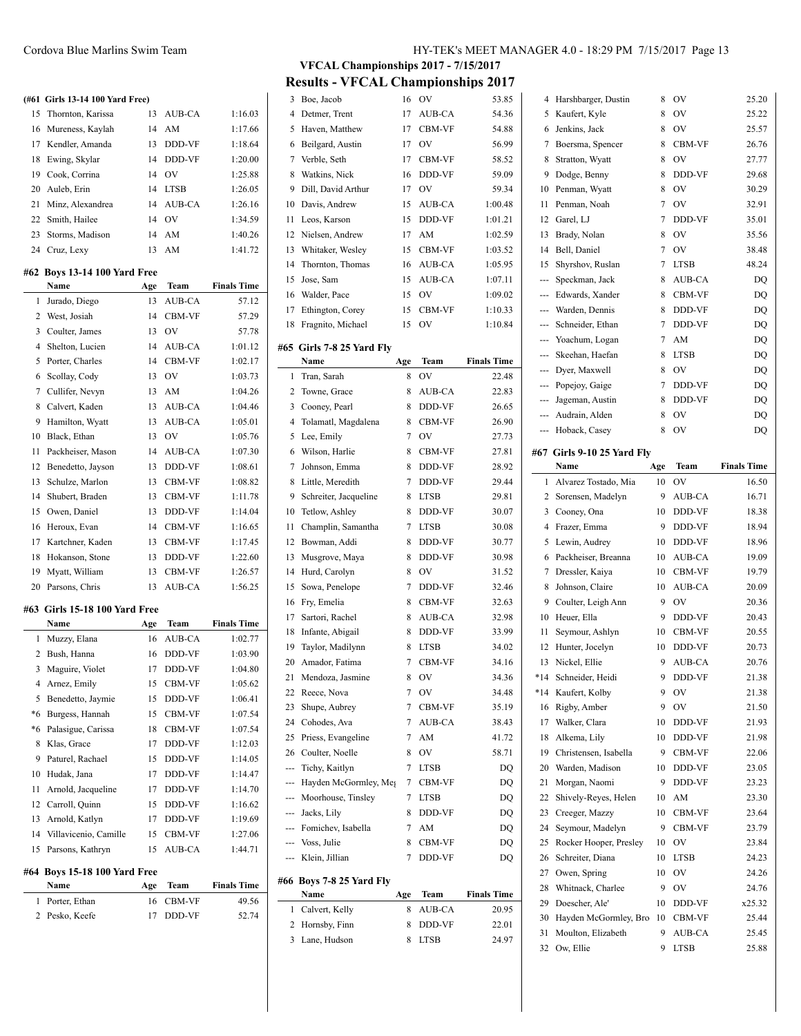## VFCAL Championships 2017 - 7/15/2017

## Results - VFCAL Championships 2017

### (#61 Girls 13-14 100 Yard Free)

| | Name | Age | Team | Finals Time |
|---|---|---|---|---|
| 15 | Thornton, Karissa | 13 | AUB-CA | 1:16.03 |
| 16 | Mureness, Kaylah | 14 | AM | 1:17.66 |
| 17 | Kendler, Amanda | 13 | DDD-VF | 1:18.64 |
| 18 | Ewing, Skylar | 14 | DDD-VF | 1:20.00 |
| 19 | Cook, Corrina | 14 | OV | 1:25.88 |
| 20 | Auleb, Erin | 14 | LTSB | 1:26.05 |
| 21 | Minz, Alexandrea | 14 | AUB-CA | 1:26.16 |
| 22 | Smith, Hailee | 14 | OV | 1:34.59 |
| 23 | Storms, Madison | 14 | AM | 1:40.26 |
| 24 | Cruz, Lexy | 13 | AM | 1:41.72 |

### #62 Boys 13-14 100 Yard Free

| | Name | Age | Team | Finals Time |
|---|---|---|---|---|
| 1 | Jurado, Diego | 13 | AUB-CA | 57.12 |
| 2 | West, Josiah | 14 | CBM-VF | 57.29 |
| 3 | Coulter, James | 13 | OV | 57.78 |
| 4 | Shelton, Lucien | 14 | AUB-CA | 1:01.12 |
| 5 | Porter, Charles | 14 | CBM-VF | 1:02.17 |
| 6 | Scollay, Cody | 13 | OV | 1:03.73 |
| 7 | Cullifer, Nevyn | 13 | AM | 1:04.26 |
| 8 | Calvert, Kaden | 13 | AUB-CA | 1:04.46 |
| 9 | Hamilton, Wyatt | 13 | AUB-CA | 1:05.01 |
| 10 | Black, Ethan | 13 | OV | 1:05.76 |
| 11 | Packheiser, Mason | 14 | AUB-CA | 1:07.30 |
| 12 | Benedetto, Jayson | 13 | DDD-VF | 1:08.61 |
| 13 | Schulze, Marlon | 13 | CBM-VF | 1:08.82 |
| 14 | Shubert, Braden | 13 | CBM-VF | 1:11.78 |
| 15 | Owen, Daniel | 13 | DDD-VF | 1:14.04 |
| 16 | Heroux, Evan | 14 | CBM-VF | 1:16.65 |
| 17 | Kartchner, Kaden | 13 | CBM-VF | 1:17.45 |
| 18 | Hokanson, Stone | 13 | DDD-VF | 1:22.60 |
| 19 | Myatt, William | 13 | CBM-VF | 1:26.57 |
| 20 | Parsons, Chris | 13 | AUB-CA | 1:56.25 |

### #63 Girls 15-18 100 Yard Free

| | Name | Age | Team | Finals Time |
|---|---|---|---|---|
| 1 | Muzzy, Elana | 16 | AUB-CA | 1:02.77 |
| 2 | Bush, Hanna | 16 | DDD-VF | 1:03.90 |
| 3 | Maguire, Violet | 17 | DDD-VF | 1:04.80 |
| 4 | Arnez, Emily | 15 | CBM-VF | 1:05.62 |
| 5 | Benedetto, Jaymie | 15 | DDD-VF | 1:06.41 |
| *6 | Burgess, Hannah | 15 | CBM-VF | 1:07.54 |
| *6 | Palasigue, Carissa | 18 | CBM-VF | 1:07.54 |
| 8 | Klas, Grace | 17 | DDD-VF | 1:12.03 |
| 9 | Paturel, Rachael | 15 | DDD-VF | 1:14.05 |
| 10 | Hudak, Jana | 17 | DDD-VF | 1:14.47 |
| 11 | Arnold, Jacqueline | 17 | DDD-VF | 1:14.70 |
| 12 | Carroll, Quinn | 15 | DDD-VF | 1:16.62 |
| 13 | Arnold, Katlyn | 17 | DDD-VF | 1:19.69 |
| 14 | Villavicenio, Camille | 15 | CBM-VF | 1:27.06 |
| 15 | Parsons, Kathryn | 15 | AUB-CA | 1:44.71 |

### #64 Boys 15-18 100 Yard Free

| | Name | Age | Team | Finals Time |
|---|---|---|---|---|
| 1 | Porter, Ethan | 16 | CBM-VF | 49.56 |
| 2 | Pesko, Keefe | 17 | DDD-VF | 52.74 |
| 3 | Boe, Jacob | 16 | OV | 53.85 |
| 4 | Detmer, Trent | 17 | AUB-CA | 54.36 |
| 5 | Haven, Matthew | 17 | CBM-VF | 54.88 |
| 6 | Beilgard, Austin | 17 | OV | 56.99 |
| 7 | Verble, Seth | 17 | CBM-VF | 58.52 |
| 8 | Watkins, Nick | 16 | DDD-VF | 59.09 |
| 9 | Dill, David Arthur | 17 | OV | 59.34 |
| 10 | Davis, Andrew | 15 | AUB-CA | 1:00.48 |
| 11 | Leos, Karson | 15 | DDD-VF | 1:01.21 |
| 12 | Nielsen, Andrew | 17 | AM | 1:02.59 |
| 13 | Whitaker, Wesley | 15 | CBM-VF | 1:03.52 |
| 14 | Thornton, Thomas | 16 | AUB-CA | 1:05.95 |
| 15 | Jose, Sam | 15 | AUB-CA | 1:07.11 |
| 16 | Walder, Pace | 15 | OV | 1:09.02 |
| 17 | Ethington, Corey | 15 | CBM-VF | 1:10.33 |
| 18 | Fragnito, Michael | 15 | OV | 1:10.84 |

### #65 Girls 7-8 25 Yard Fly

| | Name | Age | Team | Finals Time |
|---|---|---|---|---|
| 1 | Tran, Sarah | 8 | OV | 22.48 |
| 2 | Towne, Grace | 8 | AUB-CA | 22.83 |
| 3 | Cooney, Pearl | 8 | DDD-VF | 26.65 |
| 4 | Tolamatl, Magdalena | 8 | CBM-VF | 26.90 |
| 5 | Lee, Emily | 7 | OV | 27.73 |
| 6 | Wilson, Harlie | 8 | CBM-VF | 27.81 |
| 7 | Johnson, Emma | 8 | DDD-VF | 28.92 |
| 8 | Little, Meredith | 7 | DDD-VF | 29.44 |
| 9 | Schreiter, Jacqueline | 8 | LTSB | 29.81 |
| 10 | Tetlow, Ashley | 8 | DDD-VF | 30.07 |
| 11 | Champlin, Samantha | 7 | LTSB | 30.08 |
| 12 | Bowman, Addi | 8 | DDD-VF | 30.77 |
| 13 | Musgrove, Maya | 8 | DDD-VF | 30.98 |
| 14 | Hurd, Carolyn | 8 | OV | 31.52 |
| 15 | Sowa, Penelope | 7 | DDD-VF | 32.46 |
| 16 | Fry, Emelia | 8 | CBM-VF | 32.63 |
| 17 | Sartori, Rachel | 8 | AUB-CA | 32.98 |
| 18 | Infante, Abigail | 8 | DDD-VF | 33.99 |
| 19 | Taylor, Madilynn | 8 | LTSB | 34.02 |
| 20 | Amador, Fatima | 7 | CBM-VF | 34.16 |
| 21 | Mendoza, Jasmine | 8 | OV | 34.36 |
| 22 | Reece, Nova | 7 | OV | 34.48 |
| 23 | Shupe, Aubrey | 7 | CBM-VF | 35.19 |
| 24 | Cohodes, Ava | 7 | AUB-CA | 38.43 |
| 25 | Priess, Evangeline | 7 | AM | 41.72 |
| 26 | Coulter, Noelle | 8 | OV | 58.71 |
| --- | Tichy, Kaitlyn | 7 | LTSB | DQ |
| --- | Hayden McGormley, Meg | 7 | CBM-VF | DQ |
| --- | Moorhouse, Tinsley | 7 | LTSB | DQ |
| --- | Jacks, Lily | 8 | DDD-VF | DQ |
| --- | Fomichev, Isabella | 7 | AM | DQ |
| --- | Voss, Julie | 8 | CBM-VF | DQ |
| --- | Klein, Jillian | 7 | DDD-VF | DQ |

### #66 Boys 7-8 25 Yard Fly

| | Name | Age | Team | Finals Time |
|---|---|---|---|---|
| 1 | Calvert, Kelly | 8 | AUB-CA | 20.95 |
| 2 | Hornsby, Finn | 8 | DDD-VF | 22.01 |
| 3 | Lane, Hudson | 8 | LTSB | 24.97 |
| 4 | Harshbarger, Dustin | 8 | OV | 25.20 |
| 5 | Kaufert, Kyle | 8 | OV | 25.22 |
| 6 | Jenkins, Jack | 8 | OV | 25.57 |
| 7 | Boersma, Spencer | 8 | CBM-VF | 26.76 |
| 8 | Stratton, Wyatt | 8 | OV | 27.77 |
| 9 | Dodge, Benny | 8 | DDD-VF | 29.68 |
| 10 | Penman, Wyatt | 8 | OV | 30.29 |
| 11 | Penman, Noah | 7 | OV | 32.91 |
| 12 | Garel, LJ | 7 | DDD-VF | 35.01 |
| 13 | Brady, Nolan | 8 | OV | 35.56 |
| 14 | Bell, Daniel | 7 | OV | 38.48 |
| 15 | Shyrshov, Ruslan | 7 | LTSB | 48.24 |
| --- | Speckman, Jack | 8 | AUB-CA | DQ |
| --- | Edwards, Xander | 8 | CBM-VF | DQ |
| --- | Warden, Dennis | 8 | DDD-VF | DQ |
| --- | Schneider, Ethan | 7 | DDD-VF | DQ |
| --- | Yoachum, Logan | 7 | AM | DQ |
| --- | Skeehan, Haefan | 8 | LTSB | DQ |
| --- | Dyer, Maxwell | 8 | OV | DQ |
| --- | Popejoy, Gaige | 7 | DDD-VF | DQ |
| --- | Jageman, Austin | 8 | DDD-VF | DQ |
| --- | Audrain, Alden | 8 | OV | DQ |
| --- | Hoback, Casey | 8 | OV | DQ |

### #67 Girls 9-10 25 Yard Fly

| | Name | Age | Team | Finals Time |
|---|---|---|---|---|
| 1 | Alvarez Tostado, Mia | 10 | OV | 16.50 |
| 2 | Sorensen, Madelyn | 9 | AUB-CA | 16.71 |
| 3 | Cooney, Ona | 10 | DDD-VF | 18.38 |
| 4 | Frazer, Emma | 9 | DDD-VF | 18.94 |
| 5 | Lewin, Audrey | 10 | DDD-VF | 18.96 |
| 6 | Packheiser, Breanna | 10 | AUB-CA | 19.09 |
| 7 | Dressler, Kaiya | 10 | CBM-VF | 19.79 |
| 8 | Johnson, Claire | 10 | AUB-CA | 20.09 |
| 9 | Coulter, Leigh Ann | 9 | OV | 20.36 |
| 10 | Heuer, Ella | 9 | DDD-VF | 20.43 |
| 11 | Seymour, Ashlyn | 10 | CBM-VF | 20.55 |
| 12 | Hunter, Jocelyn | 10 | DDD-VF | 20.73 |
| 13 | Nickel, Ellie | 9 | AUB-CA | 20.76 |
| *14 | Schneider, Heidi | 9 | DDD-VF | 21.38 |
| *14 | Kaufert, Kolby | 9 | OV | 21.38 |
| 16 | Rigby, Amber | 9 | OV | 21.50 |
| 17 | Walker, Clara | 10 | DDD-VF | 21.93 |
| 18 | Alkema, Lily | 10 | DDD-VF | 21.98 |
| 19 | Christensen, Isabella | 9 | CBM-VF | 22.06 |
| 20 | Warden, Madison | 10 | DDD-VF | 23.05 |
| 21 | Morgan, Naomi | 9 | DDD-VF | 23.23 |
| 22 | Shively-Reyes, Helen | 10 | AM | 23.30 |
| 23 | Creeger, Mazzy | 10 | CBM-VF | 23.64 |
| 24 | Seymour, Madelyn | 9 | CBM-VF | 23.79 |
| 25 | Rocker Hooper, Presley | 10 | OV | 23.84 |
| 26 | Schreiter, Diana | 10 | LTSB | 24.23 |
| 27 | Owen, Spring | 10 | OV | 24.26 |
| 28 | Whitnack, Charlee | 9 | OV | 24.76 |
| 29 | Doescher, Ale' | 10 | DDD-VF | x25.32 |
| 30 | Hayden McGormley, Bro | 10 | CBM-VF | 25.44 |
| 31 | Moulton, Elizabeth | 9 | AUB-CA | 25.45 |
| 32 | Ow, Ellie | 9 | LTSB | 25.88 |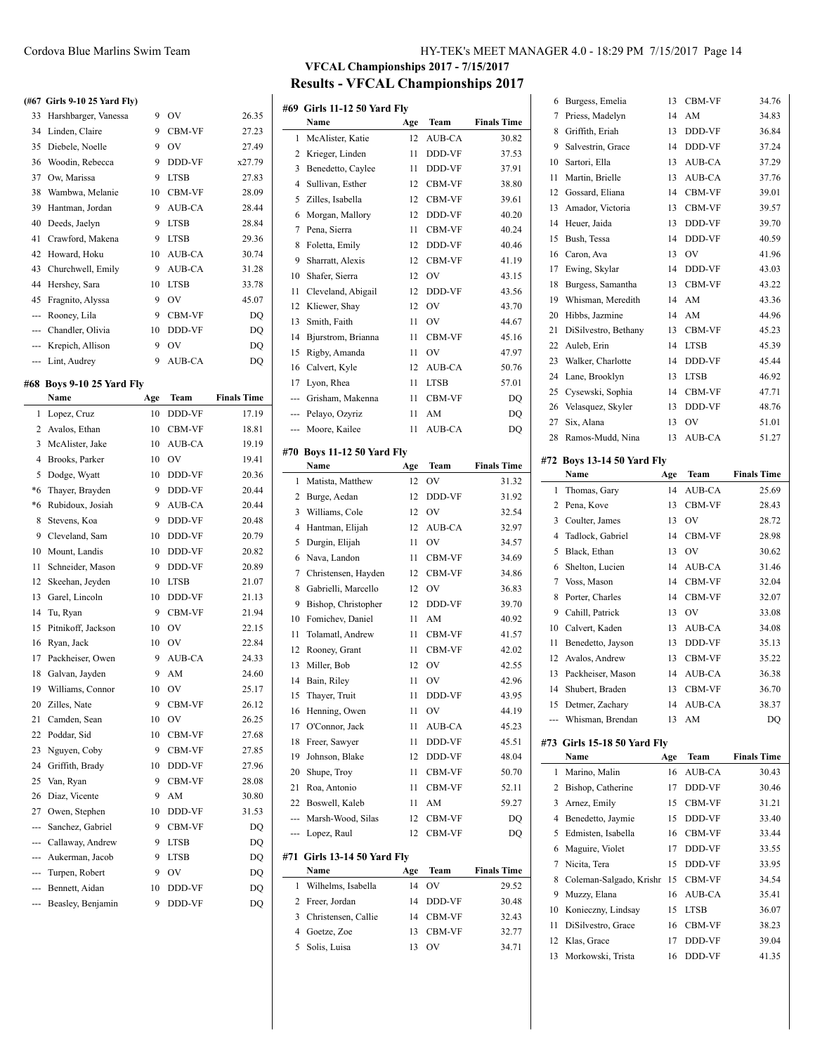## VFCAL Championships 2017 - 7/15/2017

## Results - VFCAL Championships 2017

### (#67 Girls 9-10 25 Yard Fly)

| | Name | Age | Team | Finals Time |
|---|---|---|---|---|
| 33 | Harshbarger, Vanessa | 9 | OV | 26.35 |
| 34 | Linden, Claire | 9 | CBM-VF | 27.23 |
| 35 | Diebele, Noelle | 9 | OV | 27.49 |
| 36 | Woodin, Rebecca | 9 | DDD-VF | x27.79 |
| 37 | Ow, Marissa | 9 | LTSB | 27.83 |
| 38 | Wambwa, Melanie | 10 | CBM-VF | 28.09 |
| 39 | Hantman, Jordan | 9 | AUB-CA | 28.44 |
| 40 | Deeds, Jaelyn | 9 | LTSB | 28.84 |
| 41 | Crawford, Makena | 9 | LTSB | 29.36 |
| 42 | Howard, Hoku | 10 | AUB-CA | 30.74 |
| 43 | Churchwell, Emily | 9 | AUB-CA | 31.28 |
| 44 | Hershey, Sara | 10 | LTSB | 33.78 |
| 45 | Fragnito, Alyssa | 9 | OV | 45.07 |
| --- | Rooney, Lila | 9 | CBM-VF | DQ |
| --- | Chandler, Olivia | 10 | DDD-VF | DQ |
| --- | Krepich, Allison | 9 | OV | DQ |
| --- | Lint, Audrey | 9 | AUB-CA | DQ |

### #68 Boys 9-10 25 Yard Fly

| | Name | Age | Team | Finals Time |
|---|---|---|---|---|
| 1 | Lopez, Cruz | 10 | DDD-VF | 17.19 |
| 2 | Avalos, Ethan | 10 | CBM-VF | 18.81 |
| 3 | McAlister, Jake | 10 | AUB-CA | 19.19 |
| 4 | Brooks, Parker | 10 | OV | 19.41 |
| 5 | Dodge, Wyatt | 10 | DDD-VF | 20.36 |
| *6 | Thayer, Brayden | 9 | DDD-VF | 20.44 |
| *6 | Rubidoux, Josiah | 9 | AUB-CA | 20.44 |
| 8 | Stevens, Koa | 9 | DDD-VF | 20.48 |
| 9 | Cleveland, Sam | 10 | DDD-VF | 20.79 |
| 10 | Mount, Landis | 10 | DDD-VF | 20.82 |
| 11 | Schneider, Mason | 9 | DDD-VF | 20.89 |
| 12 | Skeehan, Jeyden | 10 | LTSB | 21.07 |
| 13 | Garel, Lincoln | 10 | DDD-VF | 21.13 |
| 14 | Tu, Ryan | 9 | CBM-VF | 21.94 |
| 15 | Pitnikoff, Jackson | 10 | OV | 22.15 |
| 16 | Ryan, Jack | 10 | OV | 22.84 |
| 17 | Packheiser, Owen | 9 | AUB-CA | 24.33 |
| 18 | Galvan, Jayden | 9 | AM | 24.60 |
| 19 | Williams, Connor | 10 | OV | 25.17 |
| 20 | Zilles, Nate | 9 | CBM-VF | 26.12 |
| 21 | Camden, Sean | 10 | OV | 26.25 |
| 22 | Poddar, Sid | 10 | CBM-VF | 27.68 |
| 23 | Nguyen, Coby | 9 | CBM-VF | 27.85 |
| 24 | Griffith, Brady | 10 | DDD-VF | 27.96 |
| 25 | Van, Ryan | 9 | CBM-VF | 28.08 |
| 26 | Diaz, Vicente | 9 | AM | 30.80 |
| 27 | Owen, Stephen | 10 | DDD-VF | 31.53 |
| --- | Sanchez, Gabriel | 9 | CBM-VF | DQ |
| --- | Callaway, Andrew | 9 | LTSB | DQ |
| --- | Aukerman, Jacob | 9 | LTSB | DQ |
| --- | Turpen, Robert | 9 | OV | DQ |
| --- | Bennett, Aidan | 10 | DDD-VF | DQ |
| --- | Beasley, Benjamin | 9 | DDD-VF | DQ |

### #69 Girls 11-12 50 Yard Fly

| | Name | Age | Team | Finals Time |
|---|---|---|---|---|
| 1 | McAlister, Katie | 12 | AUB-CA | 30.82 |
| 2 | Krieger, Linden | 11 | DDD-VF | 37.53 |
| 3 | Benedetto, Caylee | 11 | DDD-VF | 37.91 |
| 4 | Sullivan, Esther | 12 | CBM-VF | 38.80 |
| 5 | Zilles, Isabella | 12 | CBM-VF | 39.61 |
| 6 | Morgan, Mallory | 12 | DDD-VF | 40.20 |
| 7 | Pena, Sierra | 11 | CBM-VF | 40.24 |
| 8 | Foletta, Emily | 12 | DDD-VF | 40.46 |
| 9 | Sharratt, Alexis | 12 | CBM-VF | 41.19 |
| 10 | Shafer, Sierra | 12 | OV | 43.15 |
| 11 | Cleveland, Abigail | 12 | DDD-VF | 43.56 |
| 12 | Kliewer, Shay | 12 | OV | 43.70 |
| 13 | Smith, Faith | 11 | OV | 44.67 |
| 14 | Bjurstrom, Brianna | 11 | CBM-VF | 45.16 |
| 15 | Rigby, Amanda | 11 | OV | 47.97 |
| 16 | Calvert, Kyle | 12 | AUB-CA | 50.76 |
| 17 | Lyon, Rhea | 11 | LTSB | 57.01 |
| --- | Grisham, Makenna | 11 | CBM-VF | DQ |
| --- | Pelayo, Ozyriz | 11 | AM | DQ |
| --- | Moore, Kailee | 11 | AUB-CA | DQ |

### #70 Boys 11-12 50 Yard Fly

| | Name | Age | Team | Finals Time |
|---|---|---|---|---|
| 1 | Matista, Matthew | 12 | OV | 31.32 |
| 2 | Burge, Aedan | 12 | DDD-VF | 31.92 |
| 3 | Williams, Cole | 12 | OV | 32.54 |
| 4 | Hantman, Elijah | 12 | AUB-CA | 32.97 |
| 5 | Durgin, Elijah | 11 | OV | 34.57 |
| 6 | Nava, Landon | 11 | CBM-VF | 34.69 |
| 7 | Christensen, Hayden | 12 | CBM-VF | 34.86 |
| 8 | Gabrielli, Marcello | 12 | OV | 36.83 |
| 9 | Bishop, Christopher | 12 | DDD-VF | 39.70 |
| 10 | Fomichev, Daniel | 11 | AM | 40.92 |
| 11 | Tolamatl, Andrew | 11 | CBM-VF | 41.57 |
| 12 | Rooney, Grant | 11 | CBM-VF | 42.02 |
| 13 | Miller, Bob | 12 | OV | 42.55 |
| 14 | Bain, Riley | 11 | OV | 42.96 |
| 15 | Thayer, Truit | 11 | DDD-VF | 43.95 |
| 16 | Henning, Owen | 11 | OV | 44.19 |
| 17 | O'Connor, Jack | 11 | AUB-CA | 45.23 |
| 18 | Freer, Sawyer | 11 | DDD-VF | 45.51 |
| 19 | Johnson, Blake | 12 | DDD-VF | 48.04 |
| 20 | Shupe, Troy | 11 | CBM-VF | 50.70 |
| 21 | Roa, Antonio | 11 | CBM-VF | 52.11 |
| 22 | Boswell, Kaleb | 11 | AM | 59.27 |
| --- | Marsh-Wood, Silas | 12 | CBM-VF | DQ |
| --- | Lopez, Raul | 12 | CBM-VF | DQ |

### #71 Girls 13-14 50 Yard Fly

| | Name | Age | Team | Finals Time |
|---|---|---|---|---|
| 1 | Wilhelms, Isabella | 14 | OV | 29.52 |
| 2 | Freer, Jordan | 14 | DDD-VF | 30.48 |
| 3 | Christensen, Callie | 14 | CBM-VF | 32.43 |
| 4 | Goetze, Zoe | 13 | CBM-VF | 32.77 |
| 5 | Solis, Luisa | 13 | OV | 34.71 |
| 6 | Burgess, Emelia | 13 | CBM-VF | 34.76 |
| 7 | Priess, Madelyn | 14 | AM | 34.83 |
| 8 | Griffith, Eriah | 13 | DDD-VF | 36.84 |
| 9 | Salvestrin, Grace | 14 | DDD-VF | 37.24 |
| 10 | Sartori, Ella | 13 | AUB-CA | 37.29 |
| 11 | Martin, Brielle | 13 | AUB-CA | 37.76 |
| 12 | Gossard, Eliana | 14 | CBM-VF | 39.01 |
| 13 | Amador, Victoria | 13 | CBM-VF | 39.57 |
| 14 | Heuer, Jaida | 13 | DDD-VF | 39.70 |
| 15 | Bush, Tessa | 14 | DDD-VF | 40.59 |
| 16 | Caron, Ava | 13 | OV | 41.96 |
| 17 | Ewing, Skylar | 14 | DDD-VF | 43.03 |
| 18 | Burgess, Samantha | 13 | CBM-VF | 43.22 |
| 19 | Whisman, Meredith | 14 | AM | 43.36 |
| 20 | Hibbs, Jazmine | 14 | AM | 44.96 |
| 21 | DiSilvestro, Bethany | 13 | CBM-VF | 45.23 |
| 22 | Auleb, Erin | 14 | LTSB | 45.39 |
| 23 | Walker, Charlotte | 14 | DDD-VF | 45.44 |
| 24 | Lane, Brooklyn | 13 | LTSB | 46.92 |
| 25 | Cysewski, Sophia | 14 | CBM-VF | 47.71 |
| 26 | Velasquez, Skyler | 13 | DDD-VF | 48.76 |
| 27 | Six, Alana | 13 | OV | 51.01 |
| 28 | Ramos-Mudd, Nina | 13 | AUB-CA | 51.27 |

### #72 Boys 13-14 50 Yard Fly

| | Name | Age | Team | Finals Time |
|---|---|---|---|---|
| 1 | Thomas, Gary | 14 | AUB-CA | 25.69 |
| 2 | Pena, Kove | 13 | CBM-VF | 28.43 |
| 3 | Coulter, James | 13 | OV | 28.72 |
| 4 | Tadlock, Gabriel | 14 | CBM-VF | 28.98 |
| 5 | Black, Ethan | 13 | OV | 30.62 |
| 6 | Shelton, Lucien | 14 | AUB-CA | 31.46 |
| 7 | Voss, Mason | 14 | CBM-VF | 32.04 |
| 8 | Porter, Charles | 14 | CBM-VF | 32.07 |
| 9 | Cahill, Patrick | 13 | OV | 33.08 |
| 10 | Calvert, Kaden | 13 | AUB-CA | 34.08 |
| 11 | Benedetto, Jayson | 13 | DDD-VF | 35.13 |
| 12 | Avalos, Andrew | 13 | CBM-VF | 35.22 |
| 13 | Packheiser, Mason | 14 | AUB-CA | 36.38 |
| 14 | Shubert, Braden | 13 | CBM-VF | 36.70 |
| 15 | Detmer, Zachary | 14 | AUB-CA | 38.37 |
| --- | Whisman, Brendan | 13 | AM | DQ |

### #73 Girls 15-18 50 Yard Fly

| | Name | Age | Team | Finals Time |
|---|---|---|---|---|
| 1 | Marino, Malin | 16 | AUB-CA | 30.43 |
| 2 | Bishop, Catherine | 17 | DDD-VF | 30.46 |
| 3 | Arnez, Emily | 15 | CBM-VF | 31.21 |
| 4 | Benedetto, Jaymie | 15 | DDD-VF | 33.40 |
| 5 | Edmisten, Isabella | 16 | CBM-VF | 33.44 |
| 6 | Maguire, Violet | 17 | DDD-VF | 33.55 |
| 7 | Nicita, Tera | 15 | DDD-VF | 33.95 |
| 8 | Coleman-Salgado, Krishr | 15 | CBM-VF | 34.54 |
| 9 | Muzzy, Elana | 16 | AUB-CA | 35.41 |
| 10 | Konieczny, Lindsay | 15 | LTSB | 36.07 |
| 11 | DiSilvestro, Grace | 16 | CBM-VF | 38.23 |
| 12 | Klas, Grace | 17 | DDD-VF | 39.04 |
| 13 | Morkowski, Trista | 16 | DDD-VF | 41.35 |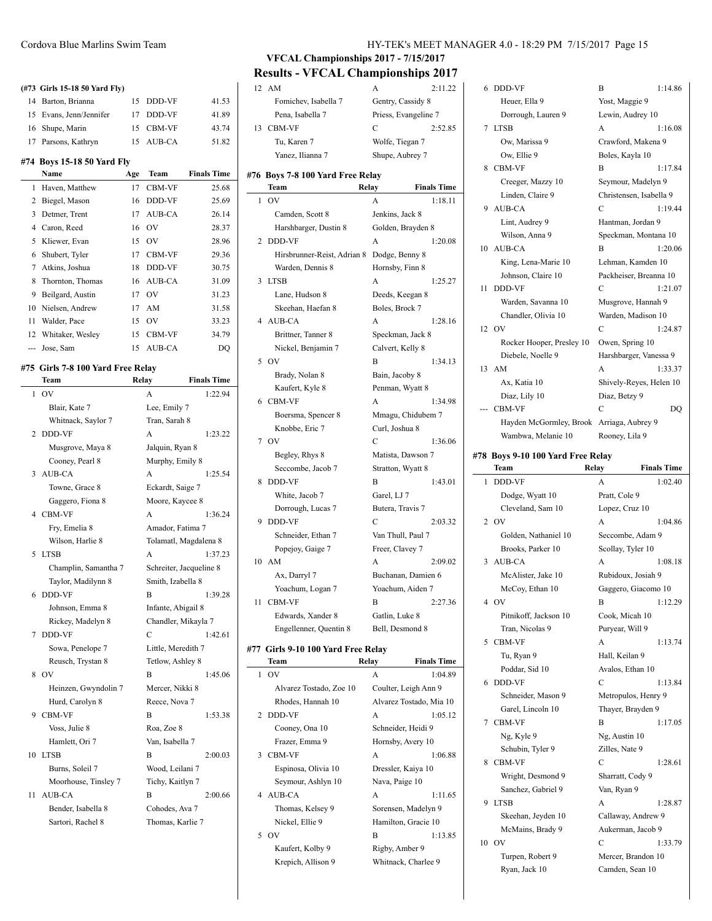## VFCAL Championships 2017 - 7/15/2017

## Results - VFCAL Championships 2017

### (#73 Girls 15-18 50 Yard Fly)

| | Name | Age | Team | Finals Time |
|---|---|---|---|---|
| 14 | Barton, Brianna | 15 | DDD-VF | 41.53 |
| 15 | Evans, Jenn/Jennifer | 17 | DDD-VF | 41.89 |
| 16 | Shupe, Marin | 15 | CBM-VF | 43.74 |
| 17 | Parsons, Kathryn | 15 | AUB-CA | 51.82 |

### #74 Boys 15-18 50 Yard Fly

| | Name | Age | Team | Finals Time |
|---|---|---|---|---|
| 1 | Haven, Matthew | 17 | CBM-VF | 25.68 |
| 2 | Biegel, Mason | 16 | DDD-VF | 25.69 |
| 3 | Detmer, Trent | 17 | AUB-CA | 26.14 |
| 4 | Caron, Reed | 16 | OV | 28.37 |
| 5 | Kliewer, Evan | 15 | OV | 28.96 |
| 6 | Shubert, Tyler | 17 | CBM-VF | 29.36 |
| 7 | Atkins, Joshua | 18 | DDD-VF | 30.75 |
| 8 | Thornton, Thomas | 16 | AUB-CA | 31.09 |
| 9 | Beilgard, Austin | 17 | OV | 31.23 |
| 10 | Nielsen, Andrew | 17 | AM | 31.58 |
| 11 | Walder, Pace | 15 | OV | 33.23 |
| 12 | Whitaker, Wesley | 15 | CBM-VF | 34.79 |
| --- | Jose, Sam | 15 | AUB-CA | DQ |

### #75 Girls 7-8 100 Yard Free Relay

| | Team | Relay | Finals Time |
|---|---|---|---|
| 1 | OV | A | 1:22.94 |
| | Blair, Kate 7 | Lee, Emily 7 | |
| | Whitnack, Saylor 7 | Tran, Sarah 8 | |
| 2 | DDD-VF | A | 1:23.22 |
| | Musgrove, Maya 8 | Jalquin, Ryan 8 | |
| | Cooney, Pearl 8 | Murphy, Emily 8 | |
| 3 | AUB-CA | A | 1:25.54 |
| | Towne, Grace 8 | Eckardt, Saige 7 | |
| | Gaggero, Fiona 8 | Moore, Kaycee 8 | |
| 4 | CBM-VF | A | 1:36.24 |
| | Fry, Emelia 8 | Amador, Fatima 7 | |
| | Wilson, Harlie 8 | Tolamatl, Magdalena 8 | |
| 5 | LTSB | A | 1:37.23 |
| | Champlin, Samantha 7 | Schreiter, Jacqueline 8 | |
| | Taylor, Madilynn 8 | Smith, Izabella 8 | |
| 6 | DDD-VF | B | 1:39.28 |
| | Johnson, Emma 8 | Infante, Abigail 8 | |
| | Rickey, Madelyn 8 | Chandler, Mikayla 7 | |
| 7 | DDD-VF | C | 1:42.61 |
| | Sowa, Penelope 7 | Little, Meredith 7 | |
| | Reusch, Trystan 8 | Tetlow, Ashley 8 | |
| 8 | OV | B | 1:45.06 |
| | Heinzen, Gwyndolin 7 | Mercer, Nikki 8 | |
| | Hurd, Carolyn 8 | Reece, Nova 7 | |
| 9 | CBM-VF | B | 1:53.38 |
| | Voss, Julie 8 | Roa, Zoe 8 | |
| | Hamlett, Ori 7 | Van, Isabella 7 | |
| 10 | LTSB | B | 2:00.03 |
| | Burns, Soleil 7 | Wood, Leilani 7 | |
| | Moorhouse, Tinsley 7 | Tichy, Kaitlyn 7 | |
| 11 | AUB-CA | B | 2:00.66 |
| | Bender, Isabella 8 | Cohodes, Ava 7 | |
| | Sartori, Rachel 8 | Thomas, Karlie 7 | |
| 12 | AM | A | 2:11.22 |
| | Fomichev, Isabella 7 | Gentry, Cassidy 8 | |
| | Pena, Isabella 7 | Priess, Evangeline 7 | |
| 13 | CBM-VF | C | 2:52.85 |
| | Tu, Karen 7 | Wolfe, Tiegan 7 | |
| | Yanez, Ilianna 7 | Shupe, Aubrey 7 | |

### #76 Boys 7-8 100 Yard Free Relay

| | Team | Relay | Finals Time |
|---|---|---|---|
| 1 | OV | A | 1:18.11 |
| | Camden, Scott 8 | Jenkins, Jack 8 | |
| | Harshbarger, Dustin 8 | Golden, Brayden 8 | |
| 2 | DDD-VF | A | 1:20.08 |
| | Hirsbrunner-Reist, Adrian 8 | Dodge, Benny 8 | |
| | Warden, Dennis 8 | Hornsby, Finn 8 | |
| 3 | LTSB | A | 1:25.27 |
| | Lane, Hudson 8 | Deeds, Keegan 8 | |
| | Skeehan, Haefan 8 | Boles, Brock 7 | |
| 4 | AUB-CA | A | 1:28.16 |
| | Brittner, Tanner 8 | Speckman, Jack 8 | |
| | Nickel, Benjamin 7 | Calvert, Kelly 8 | |
| 5 | OV | B | 1:34.13 |
| | Brady, Nolan 8 | Bain, Jacoby 8 | |
| | Kaufert, Kyle 8 | Penman, Wyatt 8 | |
| 6 | CBM-VF | A | 1:34.98 |
| | Boersma, Spencer 8 | Mmagu, Chidubem 7 | |
| | Knobbe, Eric 7 | Curl, Joshua 8 | |
| 7 | OV | C | 1:36.06 |
| | Begley, Rhys 8 | Matista, Dawson 7 | |
| | Seccombe, Jacob 7 | Stratton, Wyatt 8 | |
| 8 | DDD-VF | B | 1:43.01 |
| | White, Jacob 7 | Garel, LJ 7 | |
| | Dorrough, Lucas 7 | Butera, Travis 7 | |
| 9 | DDD-VF | C | 2:03.32 |
| | Schneider, Ethan 7 | Van Thull, Paul 7 | |
| | Popejoy, Gaige 7 | Freer, Clavey 7 | |
| 10 | AM | A | 2:09.02 |
| | Ax, Darryl 7 | Buchanan, Damien 6 | |
| | Yoachum, Logan 7 | Yoachum, Aiden 7 | |
| 11 | CBM-VF | B | 2:27.36 |
| | Edwards, Xander 8 | Gatlin, Luke 8 | |
| | Engellenner, Quentin 8 | Bell, Desmond 8 | |

### #77 Girls 9-10 100 Yard Free Relay

| | Team | Relay | Finals Time |
|---|---|---|---|
| 1 | OV | A | 1:04.89 |
| | Alvarez Tostado, Zoe 10 | Coulter, Leigh Ann 9 | |
| | Rhodes, Hannah 10 | Alvarez Tostado, Mia 10 | |
| 2 | DDD-VF | A | 1:05.12 |
| | Cooney, Ona 10 | Schneider, Heidi 9 | |
| | Frazer, Emma 9 | Hornsby, Avery 10 | |
| 3 | CBM-VF | A | 1:06.88 |
| | Espinosa, Olivia 10 | Dressler, Kaiya 10 | |
| | Seymour, Ashlyn 10 | Nava, Paige 10 | |
| 4 | AUB-CA | A | 1:11.65 |
| | Thomas, Kelsey 9 | Sorensen, Madelyn 9 | |
| | Nickel, Ellie 9 | Hamilton, Gracie 10 | |
| 5 | OV | B | 1:13.85 |
| | Kaufert, Kolby 9 | Rigby, Amber 9 | |
| | Krepich, Allison 9 | Whitnack, Charlee 9 | |
| 6 | DDD-VF | B | 1:14.86 |
| | Heuer, Ella 9 | Yost, Maggie 9 | |
| | Dorrough, Lauren 9 | Lewin, Audrey 10 | |
| 7 | LTSB | A | 1:16.08 |
| | Ow, Marissa 9 | Crawford, Makena 9 | |
| | Ow, Ellie 9 | Boles, Kayla 10 | |
| 8 | CBM-VF | B | 1:17.84 |
| | Creeger, Mazzy 10 | Seymour, Madelyn 9 | |
| | Linden, Claire 9 | Christensen, Isabella 9 | |
| 9 | AUB-CA | C | 1:19.44 |
| | Lint, Audrey 9 | Hantman, Jordan 9 | |
| | Wilson, Anna 9 | Speckman, Montana 10 | |
| 10 | AUB-CA | B | 1:20.06 |
| | King, Lena-Marie 10 | Lehman, Kamden 10 | |
| | Johnson, Claire 10 | Packheiser, Breanna 10 | |
| 11 | DDD-VF | C | 1:21.07 |
| | Warden, Savanna 10 | Musgrove, Hannah 9 | |
| | Chandler, Olivia 10 | Warden, Madison 10 | |
| 12 | OV | C | 1:24.87 |
| | Rocker Hooper, Presley 10 | Owen, Spring 10 | |
| | Diebele, Noelle 9 | Harshbarger, Vanessa 9 | |
| 13 | AM | A | 1:33.37 |
| | Ax, Katia 10 | Shively-Reyes, Helen 10 | |
| | Diaz, Lily 10 | Diaz, Betzy 9 | |
| --- | CBM-VF | C | DQ |
| | Hayden McGormley, Brook | Arriaga, Aubrey 9 | |
| | Wambwa, Melanie 10 | Rooney, Lila 9 | |

### #78 Boys 9-10 100 Yard Free Relay

| | Team | Relay | Finals Time |
|---|---|---|---|
| 1 | DDD-VF | A | 1:02.40 |
| | Dodge, Wyatt 10 | Pratt, Cole 9 | |
| | Cleveland, Sam 10 | Lopez, Cruz 10 | |
| 2 | OV | A | 1:04.86 |
| | Golden, Nathaniel 10 | Seccombe, Adam 9 | |
| | Brooks, Parker 10 | Scollay, Tyler 10 | |
| 3 | AUB-CA | A | 1:08.18 |
| | McAlister, Jake 10 | Rubidoux, Josiah 9 | |
| | McCoy, Ethan 10 | Gaggero, Giacomo 10 | |
| 4 | OV | B | 1:12.29 |
| | Pitnikoff, Jackson 10 | Cook, Micah 10 | |
| | Tran, Nicolas 9 | Puryear, Will 9 | |
| 5 | CBM-VF | A | 1:13.74 |
| | Tu, Ryan 9 | Hall, Keilan 9 | |
| | Poddar, Sid 10 | Avalos, Ethan 10 | |
| 6 | DDD-VF | C | 1:13.84 |
| | Schneider, Mason 9 | Metropulos, Henry 9 | |
| | Garel, Lincoln 10 | Thayer, Brayden 9 | |
| 7 | CBM-VF | B | 1:17.05 |
| | Ng, Kyle 9 | Ng, Austin 10 | |
| | Schubin, Tyler 9 | Zilles, Nate 9 | |
| 8 | CBM-VF | C | 1:28.61 |
| | Wright, Desmond 9 | Sharratt, Cody 9 | |
| | Sanchez, Gabriel 9 | Van, Ryan 9 | |
| 9 | LTSB | A | 1:28.87 |
| | Skeehan, Jeyden 10 | Callaway, Andrew 9 | |
| | McMains, Brady 9 | Aukerman, Jacob 9 | |
| 10 | OV | C | 1:33.79 |
| | Turpen, Robert 9 | Mercer, Brandon 10 | |
| | Ryan, Jack 10 | Camden, Sean 10 | |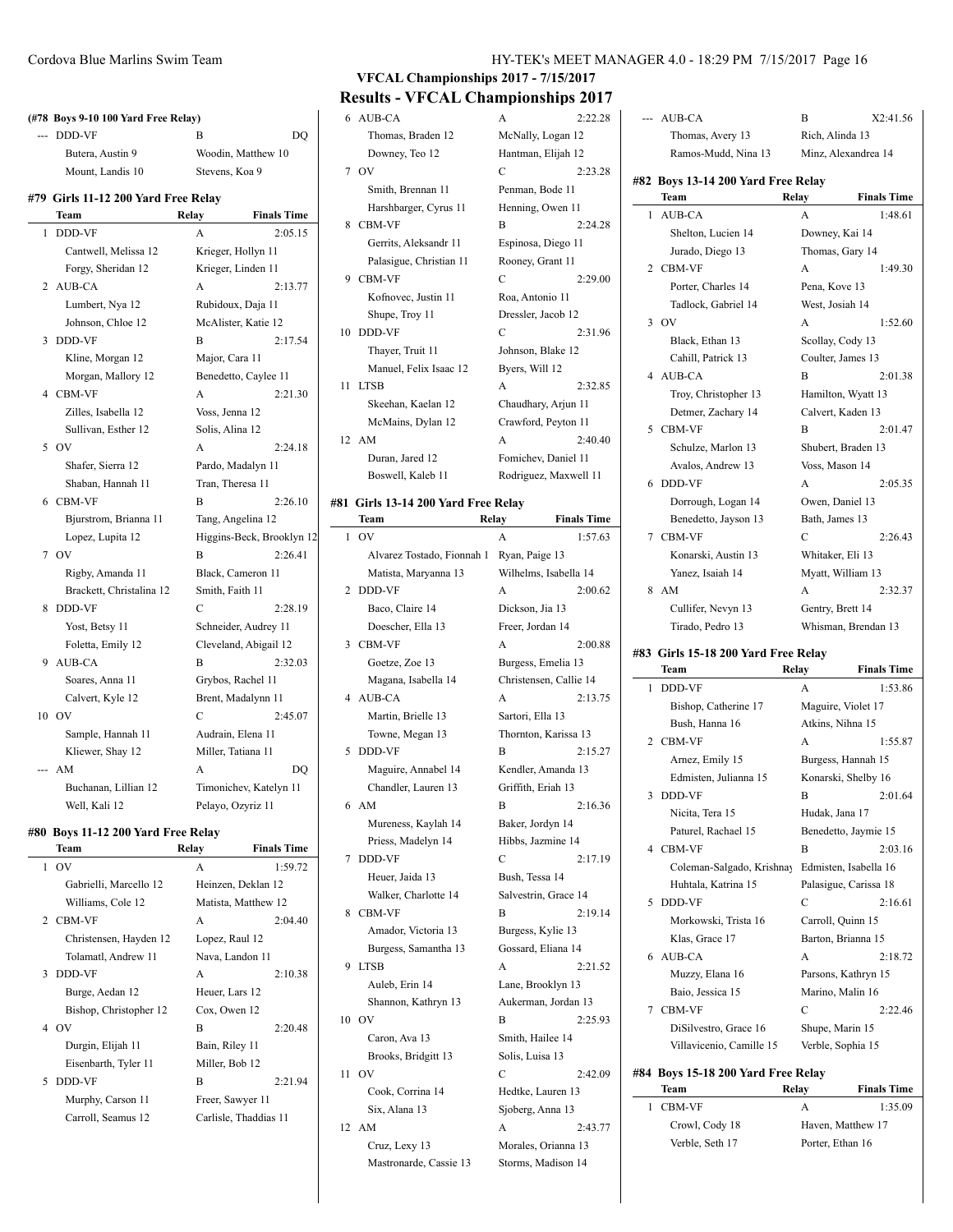# VFCAL Championships 2017 - 7/15/2017

## Results - VFCAL Championships 2017

### (#78 Boys 9-10 100 Yard Free Relay)

| | Team | Relay | Finals Time |
|---|---|---|---|
| --- | DDD-VF | B | DQ |
| | Butera, Austin 9 | Woodin, Matthew 10 | |
| | Mount, Landis 10 | Stevens, Koa 9 | |

### #79 Girls 11-12 200 Yard Free Relay

| | Team | Relay | Finals Time |
|---|---|---|---|
| 1 | DDD-VF | A | 2:05.15 |
| | Cantwell, Melissa 12 | Krieger, Hollyn 11 | |
| | Forgy, Sheridan 12 | Krieger, Linden 11 | |
| 2 | AUB-CA | A | 2:13.77 |
| | Lumbert, Nya 12 | Rubidoux, Daja 11 | |
| | Johnson, Chloe 12 | McAlister, Katie 12 | |
| 3 | DDD-VF | B | 2:17.54 |
| | Kline, Morgan 12 | Major, Cara 11 | |
| | Morgan, Mallory 12 | Benedetto, Caylee 11 | |
| 4 | CBM-VF | A | 2:21.30 |
| | Zilles, Isabella 12 | Voss, Jenna 12 | |
| | Sullivan, Esther 12 | Solis, Alina 12 | |
| 5 | OV | A | 2:24.18 |
| | Shafer, Sierra 12 | Pardo, Madalyn 11 | |
| | Shaban, Hannah 11 | Tran, Theresa 11 | |
| 6 | CBM-VF | B | 2:26.10 |
| | Bjurstrom, Brianna 11 | Tang, Angelina 12 | |
| | Lopez, Lupita 12 | Higgins-Beck, Brooklyn 12 | |
| 7 | OV | B | 2:26.41 |
| | Rigby, Amanda 11 | Black, Cameron 11 | |
| | Brackett, Christalina 12 | Smith, Faith 11 | |
| 8 | DDD-VF | C | 2:28.19 |
| | Yost, Betsy 11 | Schneider, Audrey 11 | |
| | Foletta, Emily 12 | Cleveland, Abigail 12 | |
| 9 | AUB-CA | B | 2:32.03 |
| | Soares, Anna 11 | Grybos, Rachel 11 | |
| | Calvert, Kyle 12 | Brent, Madalynn 11 | |
| 10 | OV | C | 2:45.07 |
| | Sample, Hannah 11 | Audrain, Elena 11 | |
| | Kliewer, Shay 12 | Miller, Tatiana 11 | |
| --- | AM | A | DQ |
| | Buchanan, Lillian 12 | Timonichev, Katelyn 11 | |
| | Well, Kali 12 | Pelayo, Ozyriz 11 | |

### #80 Boys 11-12 200 Yard Free Relay

| | Team | Relay | Finals Time |
|---|---|---|---|
| 1 | OV | A | 1:59.72 |
| | Gabrielli, Marcello 12 | Heinzen, Deklan 12 | |
| | Williams, Cole 12 | Matista, Matthew 12 | |
| 2 | CBM-VF | A | 2:04.40 |
| | Christensen, Hayden 12 | Lopez, Raul 12 | |
| | Tolamatl, Andrew 11 | Nava, Landon 11 | |
| 3 | DDD-VF | A | 2:10.38 |
| | Burge, Aedan 12 | Heuer, Lars 12 | |
| | Bishop, Christopher 12 | Cox, Owen 12 | |
| 4 | OV | B | 2:20.48 |
| | Durgin, Elijah 11 | Bain, Riley 11 | |
| | Eisenbarth, Tyler 11 | Miller, Bob 12 | |
| 5 | DDD-VF | B | 2:21.94 |
| | Murphy, Carson 11 | Freer, Sawyer 11 | |
| | Carroll, Seamus 12 | Carlisle, Thaddias 11 | |
| 6 | AUB-CA | A | 2:22.28 |
| | Thomas, Braden 12 | McNally, Logan 12 | |
| | Downey, Teo 12 | Hantman, Elijah 12 | |
| 7 | OV | C | 2:23.28 |
| | Smith, Brennan 11 | Penman, Bode 11 | |
| | Harshbarger, Cyrus 11 | Henning, Owen 11 | |
| 8 | CBM-VF | B | 2:24.28 |
| | Gerrits, Aleksandr 11 | Espinosa, Diego 11 | |
| | Palasigue, Christian 11 | Rooney, Grant 11 | |
| 9 | CBM-VF | C | 2:29.00 |
| | Kofnovec, Justin 11 | Roa, Antonio 11 | |
| | Shupe, Troy 11 | Dressler, Jacob 12 | |
| 10 | DDD-VF | C | 2:31.96 |
| | Thayer, Truit 11 | Johnson, Blake 12 | |
| | Manuel, Felix Isaac 12 | Byers, Will 12 | |
| 11 | LTSB | A | 2:32.85 |
| | Skeehan, Kaelan 12 | Chaudhary, Arjun 11 | |
| | McMains, Dylan 12 | Crawford, Peyton 11 | |
| 12 | AM | A | 2:40.40 |
| | Duran, Jared 12 | Fomichev, Daniel 11 | |
| | Boswell, Kaleb 11 | Rodriguez, Maxwell 11 | |

### #81 Girls 13-14 200 Yard Free Relay

| | Team | Relay | Finals Time |
|---|---|---|---|
| 1 | OV | A | 1:57.63 |
| | Alvarez Tostado, Fionnah 1 | Ryan, Paige 13 | |
| | Matista, Maryanna 13 | Wilhelms, Isabella 14 | |
| 2 | DDD-VF | A | 2:00.62 |
| | Baco, Claire 14 | Dickson, Jia 13 | |
| | Doescher, Ella 13 | Freer, Jordan 14 | |
| 3 | CBM-VF | A | 2:00.88 |
| | Goetze, Zoe 13 | Burgess, Emelia 13 | |
| | Magana, Isabella 14 | Christensen, Callie 14 | |
| 4 | AUB-CA | A | 2:13.75 |
| | Martin, Brielle 13 | Sartori, Ella 13 | |
| | Towne, Megan 13 | Thornton, Karissa 13 | |
| 5 | DDD-VF | B | 2:15.27 |
| | Maguire, Annabel 14 | Kendler, Amanda 13 | |
| | Chandler, Lauren 13 | Griffith, Eriah 13 | |
| 6 | AM | B | 2:16.36 |
| | Mureness, Kaylah 14 | Baker, Jordyn 14 | |
| | Priess, Madelyn 14 | Hibbs, Jazmine 14 | |
| 7 | DDD-VF | C | 2:17.19 |
| | Heuer, Jaida 13 | Bush, Tessa 14 | |
| | Walker, Charlotte 14 | Salvestrin, Grace 14 | |
| 8 | CBM-VF | B | 2:19.14 |
| | Amador, Victoria 13 | Burgess, Kylie 13 | |
| | Burgess, Samantha 13 | Gossard, Eliana 14 | |
| 9 | LTSB | A | 2:21.52 |
| | Auleb, Erin 14 | Lane, Brooklyn 13 | |
| | Shannon, Kathryn 13 | Aukerman, Jordan 13 | |
| 10 | OV | B | 2:25.93 |
| | Caron, Ava 13 | Smith, Hailee 14 | |
| | Brooks, Bridgitt 13 | Solis, Luisa 13 | |
| 11 | OV | C | 2:42.09 |
| | Cook, Corrina 14 | Hedtke, Lauren 13 | |
| | Six, Alana 13 | Sjoberg, Anna 13 | |
| 12 | AM | A | 2:43.77 |
| | Cruz, Lexy 13 | Morales, Orianna 13 | |
| | Mastronarde, Cassie 13 | Storms, Madison 14 | |
| --- | AUB-CA | B | X2:41.56 |
| | Thomas, Avery 13 | Rich, Alinda 13 | |
| | Ramos-Mudd, Nina 13 | Minz, Alexandrea 14 | |

### #82 Boys 13-14 200 Yard Free Relay

| | Team | Relay | Finals Time |
|---|---|---|---|
| 1 | AUB-CA | A | 1:48.61 |
| | Shelton, Lucien 14 | Downey, Kai 14 | |
| | Jurado, Diego 13 | Thomas, Gary 14 | |
| 2 | CBM-VF | A | 1:49.30 |
| | Porter, Charles 14 | Pena, Kove 13 | |
| | Tadlock, Gabriel 14 | West, Josiah 14 | |
| 3 | OV | A | 1:52.60 |
| | Black, Ethan 13 | Scollay, Cody 13 | |
| | Cahill, Patrick 13 | Coulter, James 13 | |
| 4 | AUB-CA | B | 2:01.38 |
| | Troy, Christopher 13 | Hamilton, Wyatt 13 | |
| | Detmer, Zachary 14 | Calvert, Kaden 13 | |
| 5 | CBM-VF | B | 2:01.47 |
| | Schulze, Marlon 13 | Shubert, Braden 13 | |
| | Avalos, Andrew 13 | Voss, Mason 14 | |
| 6 | DDD-VF | A | 2:05.35 |
| | Dorrough, Logan 14 | Owen, Daniel 13 | |
| | Benedetto, Jayson 13 | Bath, James 13 | |
| 7 | CBM-VF | C | 2:26.43 |
| | Konarski, Austin 13 | Whitaker, Eli 13 | |
| | Yanez, Isaiah 14 | Myatt, William 13 | |
| 8 | AM | A | 2:32.37 |
| | Cullifer, Nevyn 13 | Gentry, Brett 14 | |
| | Tirado, Pedro 13 | Whisman, Brendan 13 | |

### #83 Girls 15-18 200 Yard Free Relay

| | Team | Relay | Finals Time |
|---|---|---|---|
| 1 | DDD-VF | A | 1:53.86 |
| | Bishop, Catherine 17 | Maguire, Violet 17 | |
| | Bush, Hanna 16 | Atkins, Nihna 15 | |
| 2 | CBM-VF | A | 1:55.87 |
| | Arnez, Emily 15 | Burgess, Hannah 15 | |
| | Edmisten, Julianna 15 | Konarski, Shelby 16 | |
| 3 | DDD-VF | B | 2:01.64 |
| | Nicita, Tera 15 | Hudak, Jana 17 | |
| | Paturel, Rachael 15 | Benedetto, Jaymie 15 | |
| 4 | CBM-VF | B | 2:03.16 |
| | Coleman-Salgado, Krishnay | Edmisten, Isabella 16 | |
| | Huhtala, Katrina 15 | Palasigue, Carissa 18 | |
| 5 | DDD-VF | C | 2:16.61 |
| | Morkowski, Trista 16 | Carroll, Quinn 15 | |
| | Klas, Grace 17 | Barton, Brianna 15 | |
| 6 | AUB-CA | A | 2:18.72 |
| | Muzzy, Elana 16 | Parsons, Kathryn 15 | |
| | Baio, Jessica 15 | Marino, Malin 16 | |
| 7 | CBM-VF | C | 2:22.46 |
| | DiSilvestro, Grace 16 | Shupe, Marin 15 | |
| | Villavicenio, Camille 15 | Verble, Sophia 15 | |

### #84 Boys 15-18 200 Yard Free Relay

| | Team | Relay | Finals Time |
|---|---|---|---|
| 1 | CBM-VF | A | 1:35.09 |
| | Crowl, Cody 18 | Haven, Matthew 17 | |
| | Verble, Seth 17 | Porter, Ethan 16 | |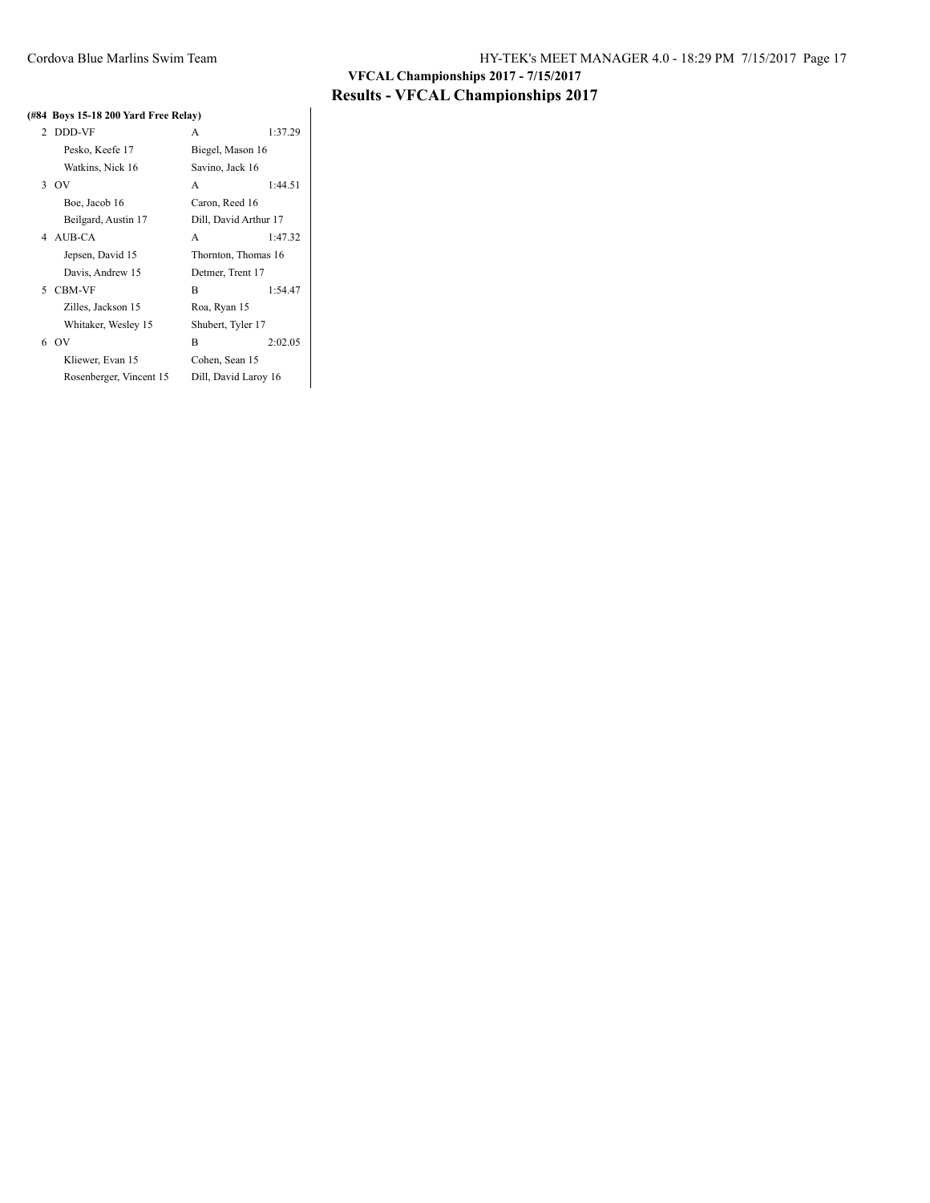**(#84 Boys 15-18 200 Yard Free Relay)**

| | | | |
|---|---|---|---|
| 2 | DDD-VF | A | 1:37.29 |
| | Pesko, Keefe 17 | Biegel, Mason 16 | |
| | Watkins, Nick 16 | Savino, Jack 16 | |
| 3 | OV | A | 1:44.51 |
| | Boe, Jacob 16 | Caron, Reed 16 | |
| | Beilgard, Austin 17 | Dill, David Arthur 17 | |
| 4 | AUB-CA | A | 1:47.32 |
| | Jepsen, David 15 | Thornton, Thomas 16 | |
| | Davis, Andrew 15 | Detmer, Trent 17 | |
| 5 | CBM-VF | B | 1:54.47 |
| | Zilles, Jackson 15 | Roa, Ryan 15 | |
| | Whitaker, Wesley 15 | Shubert, Tyler 17 | |
| 6 | OV | B | 2:02.05 |
| | Kliewer, Evan 15 | Cohen, Sean 15 | |
| | Rosenberger, Vincent 15 | Dill, David Laroy 16 | |